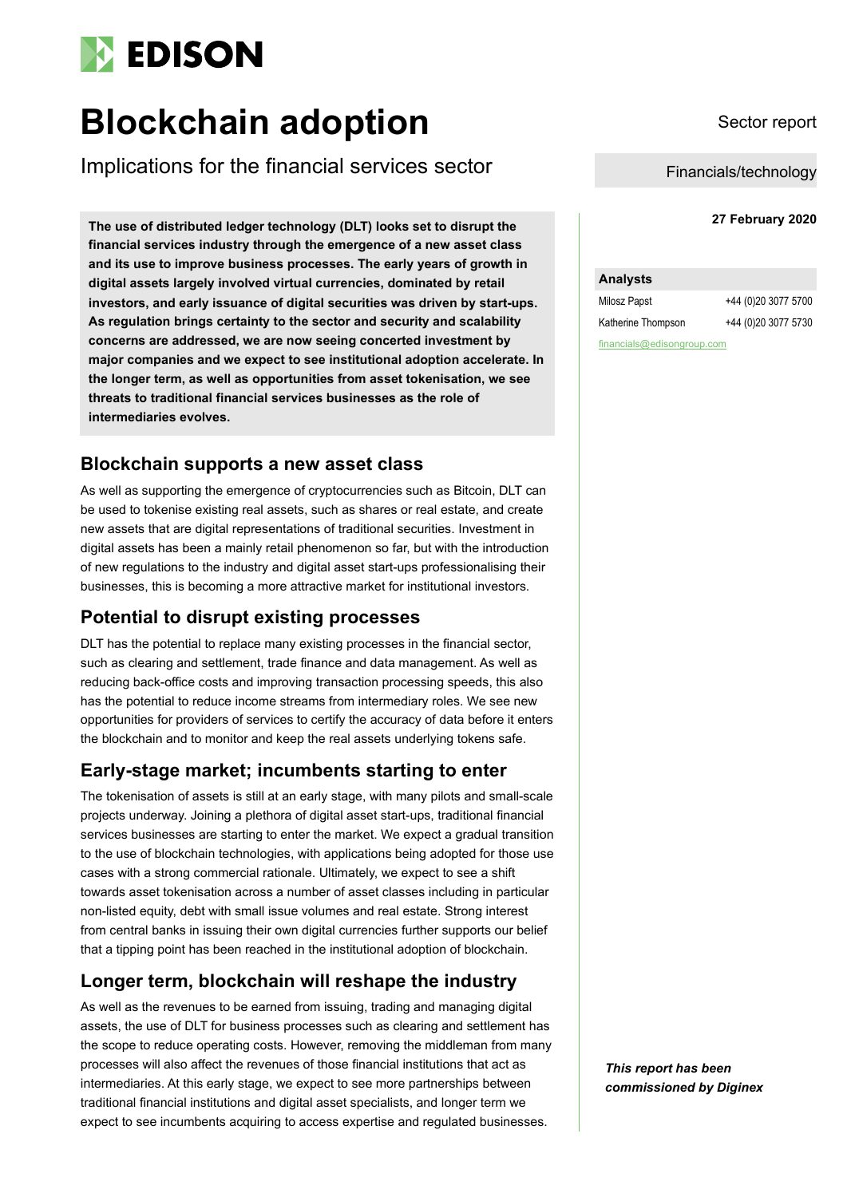# EDISON

# Blockchain adoption

Implications for the financial services sector

Sector report

Financials/technology

**27 February 2020**

**The use of distributed ledger technology (DLT) looks set to disrupt the financial services industry through the emergence of a new asset class and its use to improve business processes. The early years of growth in digital assets largely involved virtual currencies, dominated by retail investors, and early issuance of digital securities was driven by start-ups. As regulation brings certainty to the sector and security and scalability concerns are addressed, we are now seeing concerted investment by major companies and we expect to see institutional adoption accelerate. In the longer term, as well as opportunities from asset tokenisation, we see threats to traditional financial services businesses as the role of intermediaries evolves.**

## Blockchain supports a new asset class

As well as supporting the emergence of cryptocurrencies such as Bitcoin, DLT can be used to tokenise existing real assets, such as shares or real estate, and create new assets that are digital representations of traditional securities. Investment in digital assets has been a mainly retail phenomenon so far, but with the introduction of new regulations to the industry and digital asset start-ups professionalising their businesses, this is becoming a more attractive market for institutional investors.

## Potential to disrupt existing processes

DLT has the potential to replace many existing processes in the financial sector, such as clearing and settlement, trade finance and data management. As well as reducing back-office costs and improving transaction processing speeds, this also has the potential to reduce income streams from intermediary roles. We see new opportunities for providers of services to certify the accuracy of data before it enters the blockchain and to monitor and keep the real assets underlying tokens safe.

## Early-stage market; incumbents starting to enter

The tokenisation of assets is still at an early stage, with many pilots and small-scale projects underway. Joining a plethora of digital asset start-ups, traditional financial services businesses are starting to enter the market. We expect a gradual transition to the use of blockchain technologies, with applications being adopted for those use cases with a strong commercial rationale. Ultimately, we expect to see a shift towards asset tokenisation across a number of asset classes including in particular non-listed equity, debt with small issue volumes and real estate. Strong interest from central banks in issuing their own digital currencies further supports our belief that a tipping point has been reached in the institutional adoption of blockchain.

## Longer term, blockchain will reshape the industry

As well as the revenues to be earned from issuing, trading and managing digital assets, the use of DLT for business processes such as clearing and settlement has the scope to reduce operating costs. However, removing the middleman from many processes will also affect the revenues of those financial institutions that act as intermediaries. At this early stage, we expect to see more partnerships between traditional financial institutions and digital asset specialists, and longer term we expect to see incumbents acquiring to access expertise and regulated businesses.

| Analysts | |
|---|---|
| Milosz Papst | +44 (0)20 3077 5700 |
| Katherine Thompson | +44 (0)20 3077 5730 |

financials@edisongroup.com

***This report has been commissioned by Diginex***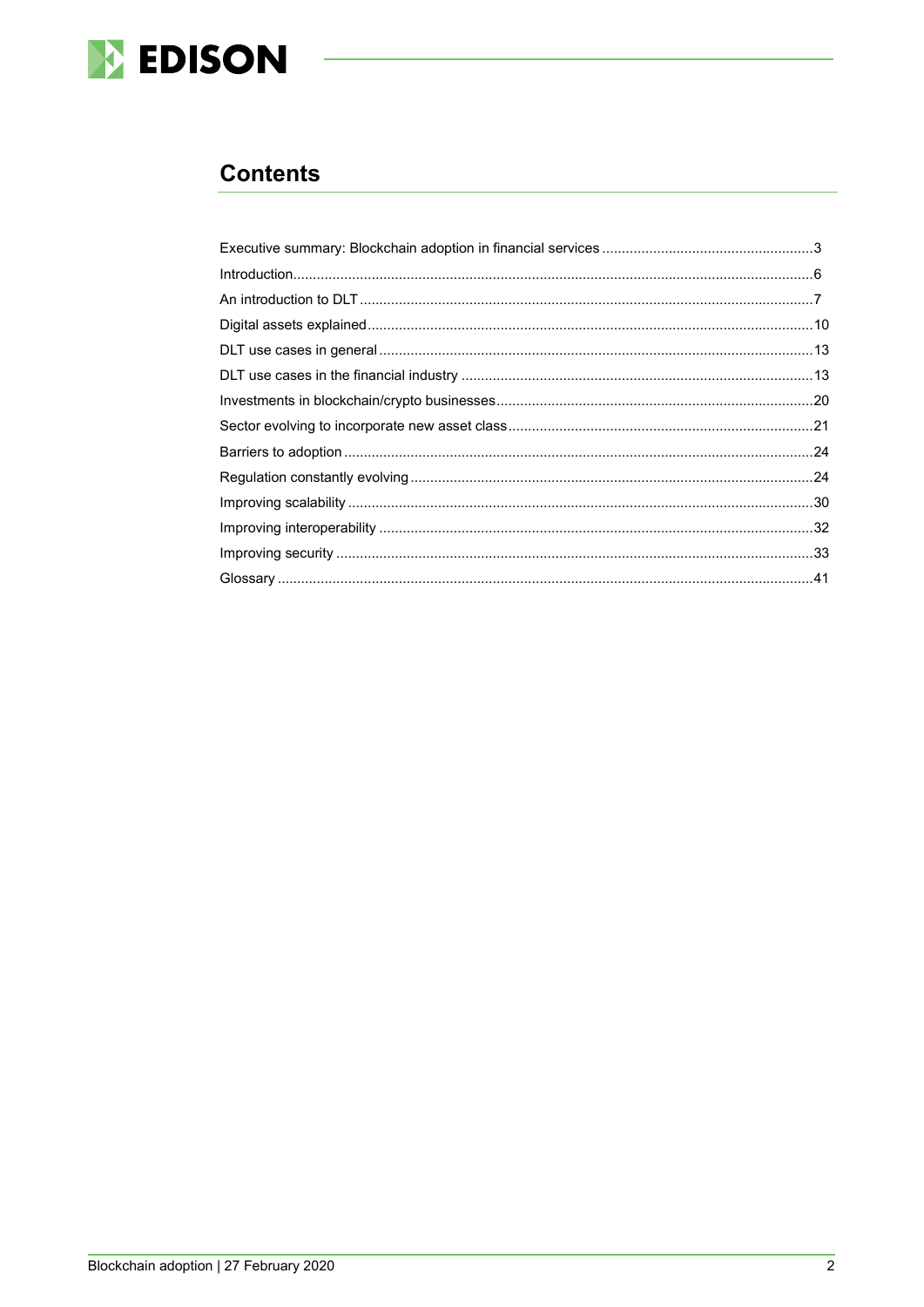## Contents

| | |
|---|---|
| Executive summary: Blockchain adoption in financial services | 3 |
| Introduction | 6 |
| An introduction to DLT | 7 |
| Digital assets explained | 10 |
| DLT use cases in general | 13 |
| DLT use cases in the financial industry | 13 |
| Investments in blockchain/crypto businesses | 20 |
| Sector evolving to incorporate new asset class | 21 |
| Barriers to adoption | 24 |
| Regulation constantly evolving | 24 |
| Improving scalability | 30 |
| Improving interoperability | 32 |
| Improving security | 33 |
| Glossary | 41 |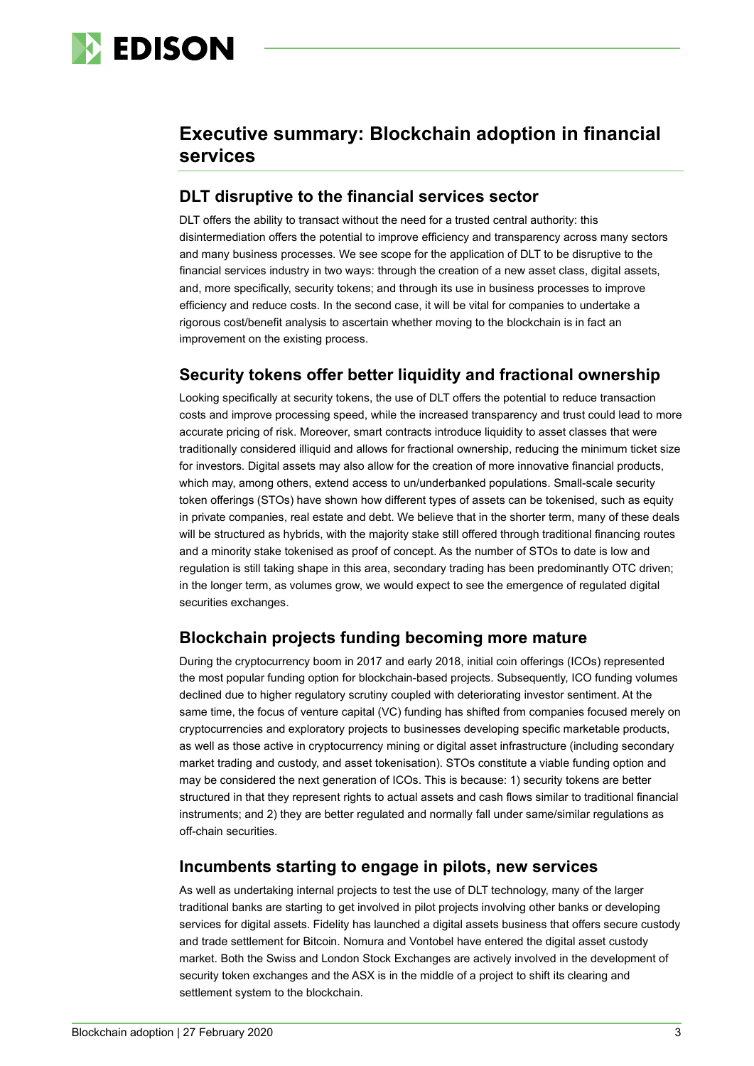## Executive summary: Blockchain adoption in financial services

### DLT disruptive to the financial services sector

DLT offers the ability to transact without the need for a trusted central authority: this disintermediation offers the potential to improve efficiency and transparency across many sectors and many business processes. We see scope for the application of DLT to be disruptive to the financial services industry in two ways: through the creation of a new asset class, digital assets, and, more specifically, security tokens; and through its use in business processes to improve efficiency and reduce costs. In the second case, it will be vital for companies to undertake a rigorous cost/benefit analysis to ascertain whether moving to the blockchain is in fact an improvement on the existing process.

### Security tokens offer better liquidity and fractional ownership

Looking specifically at security tokens, the use of DLT offers the potential to reduce transaction costs and improve processing speed, while the increased transparency and trust could lead to more accurate pricing of risk. Moreover, smart contracts introduce liquidity to asset classes that were traditionally considered illiquid and allows for fractional ownership, reducing the minimum ticket size for investors. Digital assets may also allow for the creation of more innovative financial products, which may, among others, extend access to un/underbanked populations. Small-scale security token offerings (STOs) have shown how different types of assets can be tokenised, such as equity in private companies, real estate and debt. We believe that in the shorter term, many of these deals will be structured as hybrids, with the majority stake still offered through traditional financing routes and a minority stake tokenised as proof of concept. As the number of STOs to date is low and regulation is still taking shape in this area, secondary trading has been predominantly OTC driven; in the longer term, as volumes grow, we would expect to see the emergence of regulated digital securities exchanges.

### Blockchain projects funding becoming more mature

During the cryptocurrency boom in 2017 and early 2018, initial coin offerings (ICOs) represented the most popular funding option for blockchain-based projects. Subsequently, ICO funding volumes declined due to higher regulatory scrutiny coupled with deteriorating investor sentiment. At the same time, the focus of venture capital (VC) funding has shifted from companies focused merely on cryptocurrencies and exploratory projects to businesses developing specific marketable products, as well as those active in cryptocurrency mining or digital asset infrastructure (including secondary market trading and custody, and asset tokenisation). STOs constitute a viable funding option and may be considered the next generation of ICOs. This is because: 1) security tokens are better structured in that they represent rights to actual assets and cash flows similar to traditional financial instruments; and 2) they are better regulated and normally fall under same/similar regulations as off-chain securities.

### Incumbents starting to engage in pilots, new services

As well as undertaking internal projects to test the use of DLT technology, many of the larger traditional banks are starting to get involved in pilot projects involving other banks or developing services for digital assets. Fidelity has launched a digital assets business that offers secure custody and trade settlement for Bitcoin. Nomura and Vontobel have entered the digital asset custody market. Both the Swiss and London Stock Exchanges are actively involved in the development of security token exchanges and the ASX is in the middle of a project to shift its clearing and settlement system to the blockchain.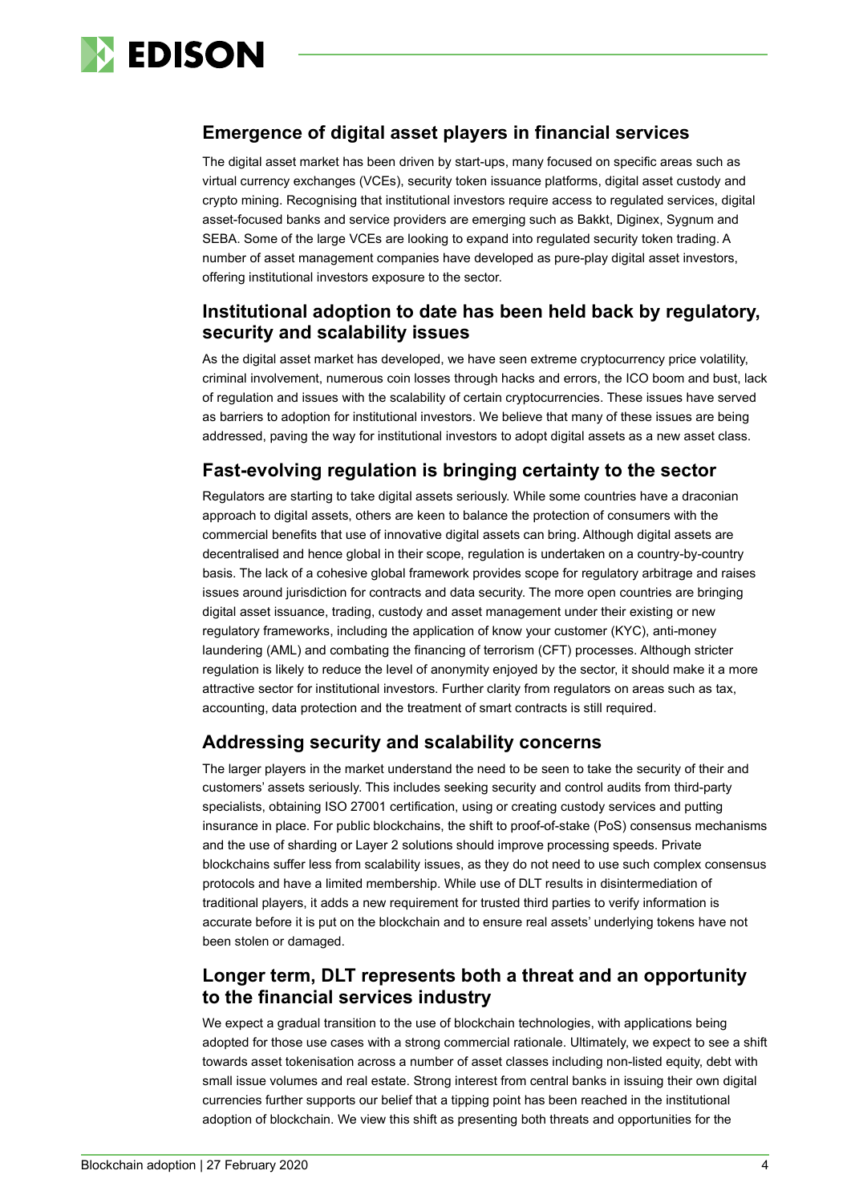## Emergence of digital asset players in financial services

The digital asset market has been driven by start-ups, many focused on specific areas such as virtual currency exchanges (VCEs), security token issuance platforms, digital asset custody and crypto mining. Recognising that institutional investors require access to regulated services, digital asset-focused banks and service providers are emerging such as Bakkt, Diginex, Sygnum and SEBA. Some of the large VCEs are looking to expand into regulated security token trading. A number of asset management companies have developed as pure-play digital asset investors, offering institutional investors exposure to the sector.

## Institutional adoption to date has been held back by regulatory, security and scalability issues

As the digital asset market has developed, we have seen extreme cryptocurrency price volatility, criminal involvement, numerous coin losses through hacks and errors, the ICO boom and bust, lack of regulation and issues with the scalability of certain cryptocurrencies. These issues have served as barriers to adoption for institutional investors. We believe that many of these issues are being addressed, paving the way for institutional investors to adopt digital assets as a new asset class.

## Fast-evolving regulation is bringing certainty to the sector

Regulators are starting to take digital assets seriously. While some countries have a draconian approach to digital assets, others are keen to balance the protection of consumers with the commercial benefits that use of innovative digital assets can bring. Although digital assets are decentralised and hence global in their scope, regulation is undertaken on a country-by-country basis. The lack of a cohesive global framework provides scope for regulatory arbitrage and raises issues around jurisdiction for contracts and data security. The more open countries are bringing digital asset issuance, trading, custody and asset management under their existing or new regulatory frameworks, including the application of know your customer (KYC), anti-money laundering (AML) and combating the financing of terrorism (CFT) processes. Although stricter regulation is likely to reduce the level of anonymity enjoyed by the sector, it should make it a more attractive sector for institutional investors. Further clarity from regulators on areas such as tax, accounting, data protection and the treatment of smart contracts is still required.

## Addressing security and scalability concerns

The larger players in the market understand the need to be seen to take the security of their and customers' assets seriously. This includes seeking security and control audits from third-party specialists, obtaining ISO 27001 certification, using or creating custody services and putting insurance in place. For public blockchains, the shift to proof-of-stake (PoS) consensus mechanisms and the use of sharding or Layer 2 solutions should improve processing speeds. Private blockchains suffer less from scalability issues, as they do not need to use such complex consensus protocols and have a limited membership. While use of DLT results in disintermediation of traditional players, it adds a new requirement for trusted third parties to verify information is accurate before it is put on the blockchain and to ensure real assets' underlying tokens have not been stolen or damaged.

## Longer term, DLT represents both a threat and an opportunity to the financial services industry

We expect a gradual transition to the use of blockchain technologies, with applications being adopted for those use cases with a strong commercial rationale. Ultimately, we expect to see a shift towards asset tokenisation across a number of asset classes including non-listed equity, debt with small issue volumes and real estate. Strong interest from central banks in issuing their own digital currencies further supports our belief that a tipping point has been reached in the institutional adoption of blockchain. We view this shift as presenting both threats and opportunities for the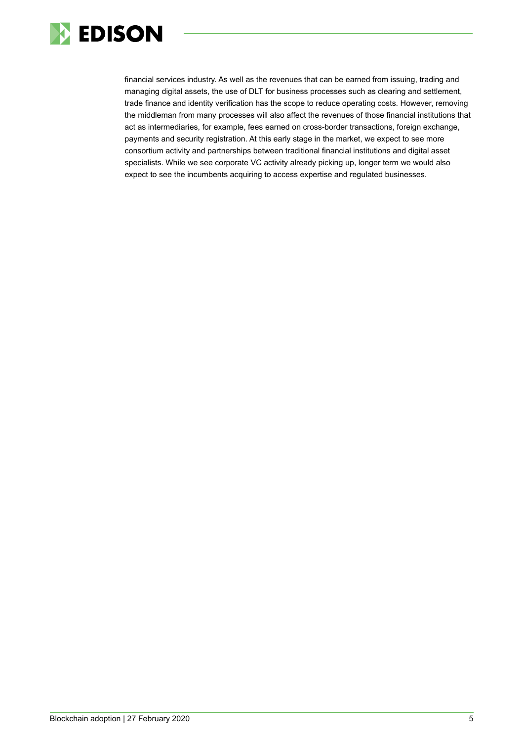financial services industry. As well as the revenues that can be earned from issuing, trading and managing digital assets, the use of DLT for business processes such as clearing and settlement, trade finance and identity verification has the scope to reduce operating costs. However, removing the middleman from many processes will also affect the revenues of those financial institutions that act as intermediaries, for example, fees earned on cross-border transactions, foreign exchange, payments and security registration. At this early stage in the market, we expect to see more consortium activity and partnerships between traditional financial institutions and digital asset specialists. While we see corporate VC activity already picking up, longer term we would also expect to see the incumbents acquiring to access expertise and regulated businesses.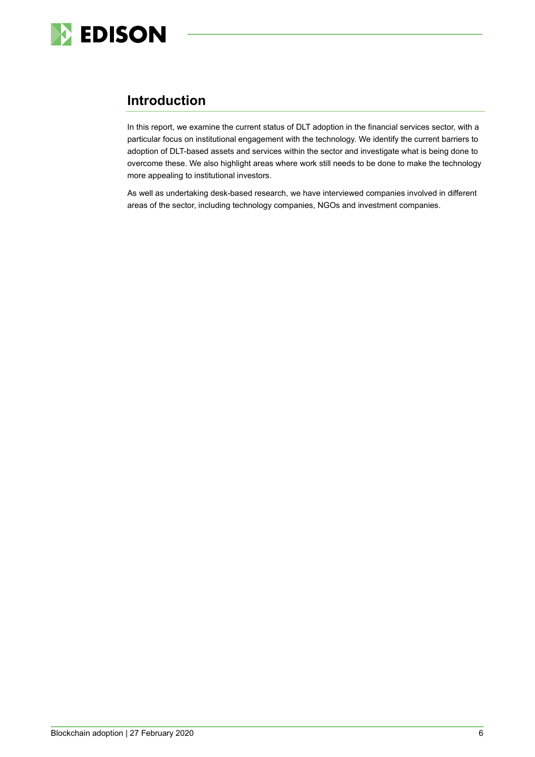## Introduction

In this report, we examine the current status of DLT adoption in the financial services sector, with a particular focus on institutional engagement with the technology. We identify the current barriers to adoption of DLT-based assets and services within the sector and investigate what is being done to overcome these. We also highlight areas where work still needs to be done to make the technology more appealing to institutional investors.

As well as undertaking desk-based research, we have interviewed companies involved in different areas of the sector, including technology companies, NGOs and investment companies.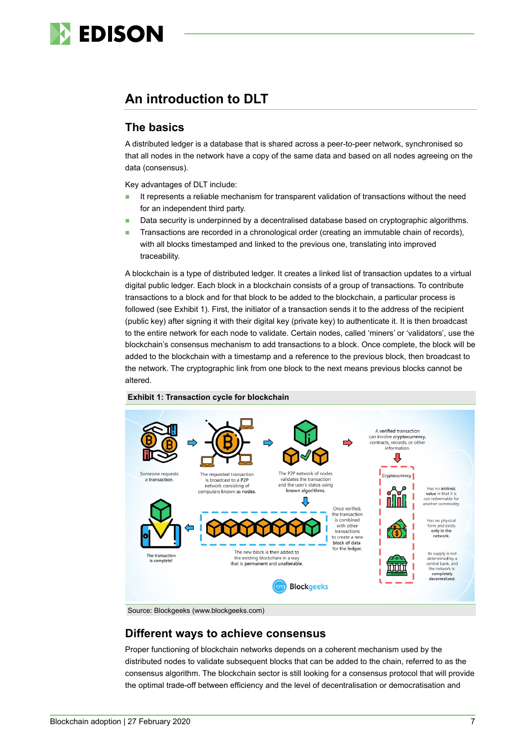## An introduction to DLT

### The basics

A distributed ledger is a database that is shared across a peer-to-peer network, synchronised so that all nodes in the network have a copy of the same data and based on all nodes agreeing on the data (consensus).

Key advantages of DLT include:

- It represents a reliable mechanism for transparent validation of transactions without the need for an independent third party.
- Data security is underpinned by a decentralised database based on cryptographic algorithms.
- Transactions are recorded in a chronological order (creating an immutable chain of records), with all blocks timestamped and linked to the previous one, translating into improved traceability.

A blockchain is a type of distributed ledger. It creates a linked list of transaction updates to a virtual digital public ledger. Each block in a blockchain consists of a group of transactions. To contribute transactions to a block and for that block to be added to the blockchain, a particular process is followed (see Exhibit 1). First, the initiator of a transaction sends it to the address of the recipient (public key) after signing it with their digital key (private key) to authenticate it. It is then broadcast to the entire network for each node to validate. Certain nodes, called 'miners' or 'validators', use the blockchain's consensus mechanism to add transactions to a block. Once complete, the block will be added to the blockchain with a timestamp and a reference to the previous block, then broadcast to the network. The cryptographic link from one block to the next means previous blocks cannot be altered.

**Exhibit 1: Transaction cycle for blockchain**

Someone requests a transaction. → The requested transaction is broadcast to a P2P network consisting of computers known as nodes. → The P2P network of nodes validates the transaction and the user's status using known algorithms. → Once verified, the transaction is combined with other transactions to create a new block of data for the ledger. → The new block is then added to the existing blockchain in a way that is permanent and unalterable. → The transaction is complete!

A verified transaction can involve cryptocurrency, contracts, records, or other information.

Cryptocurrency:
- Has no intrinsic value in that it is not redeemable for another commodity.
- Has no physical form and exists only in the network.
- Its supply is not determined by a central bank, and the network is completely decentralized.

Blockgeeks

Source: Blockgeeks (www.blockgeeks.com)

### Different ways to achieve consensus

Proper functioning of blockchain networks depends on a coherent mechanism used by the distributed nodes to validate subsequent blocks that can be added to the chain, referred to as the consensus algorithm. The blockchain sector is still looking for a consensus protocol that will provide the optimal trade-off between efficiency and the level of decentralisation or democratisation and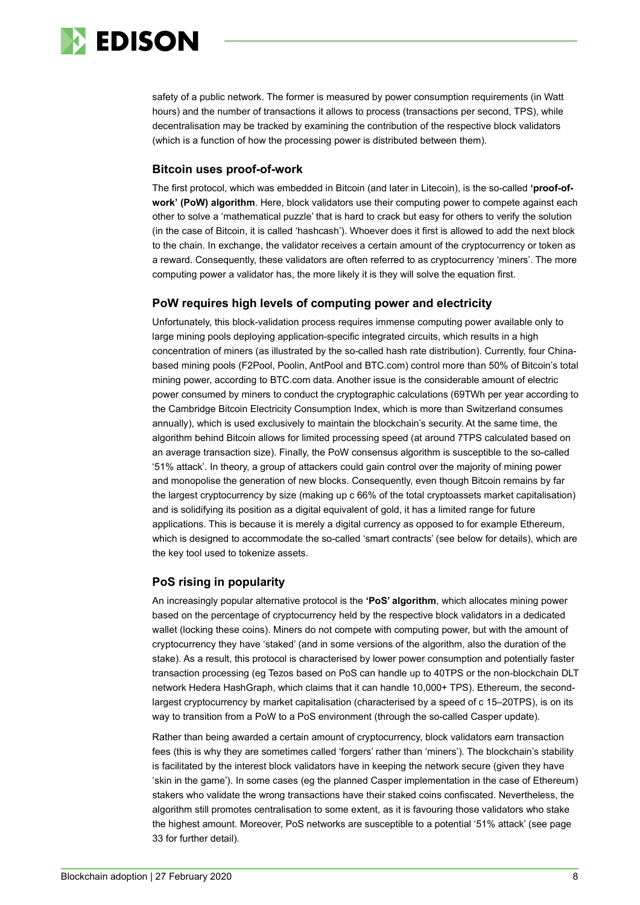safety of a public network. The former is measured by power consumption requirements (in Watt hours) and the number of transactions it allows to process (transactions per second, TPS), while decentralisation may be tracked by examining the contribution of the respective block validators (which is a function of how the processing power is distributed between them).

### Bitcoin uses proof-of-work

The first protocol, which was embedded in Bitcoin (and later in Litecoin), is the so-called **'proof-of-work' (PoW) algorithm**. Here, block validators use their computing power to compete against each other to solve a 'mathematical puzzle' that is hard to crack but easy for others to verify the solution (in the case of Bitcoin, it is called 'hashcash'). Whoever does it first is allowed to add the next block to the chain. In exchange, the validator receives a certain amount of the cryptocurrency or token as a reward. Consequently, these validators are often referred to as cryptocurrency 'miners'. The more computing power a validator has, the more likely it is they will solve the equation first.

### PoW requires high levels of computing power and electricity

Unfortunately, this block-validation process requires immense computing power available only to large mining pools deploying application-specific integrated circuits, which results in a high concentration of miners (as illustrated by the so-called hash rate distribution). Currently, four China-based mining pools (F2Pool, Poolin, AntPool and BTC.com) control more than 50% of Bitcoin's total mining power, according to BTC.com data. Another issue is the considerable amount of electric power consumed by miners to conduct the cryptographic calculations (69TWh per year according to the Cambridge Bitcoin Electricity Consumption Index, which is more than Switzerland consumes annually), which is used exclusively to maintain the blockchain's security. At the same time, the algorithm behind Bitcoin allows for limited processing speed (at around 7TPS calculated based on an average transaction size). Finally, the PoW consensus algorithm is susceptible to the so-called '51% attack'. In theory, a group of attackers could gain control over the majority of mining power and monopolise the generation of new blocks. Consequently, even though Bitcoin remains by far the largest cryptocurrency by size (making up c 66% of the total cryptoassets market capitalisation) and is solidifying its position as a digital equivalent of gold, it has a limited range for future applications. This is because it is merely a digital currency as opposed to for example Ethereum, which is designed to accommodate the so-called 'smart contracts' (see below for details), which are the key tool used to tokenize assets.

### PoS rising in popularity

An increasingly popular alternative protocol is the **'PoS' algorithm**, which allocates mining power based on the percentage of cryptocurrency held by the respective block validators in a dedicated wallet (locking these coins). Miners do not compete with computing power, but with the amount of cryptocurrency they have 'staked' (and in some versions of the algorithm, also the duration of the stake). As a result, this protocol is characterised by lower power consumption and potentially faster transaction processing (eg Tezos based on PoS can handle up to 40TPS or the non-blockchain DLT network Hedera HashGraph, which claims that it can handle 10,000+ TPS). Ethereum, the second-largest cryptocurrency by market capitalisation (characterised by a speed of c 15–20TPS), is on its way to transition from a PoW to a PoS environment (through the so-called Casper update).

Rather than being awarded a certain amount of cryptocurrency, block validators earn transaction fees (this is why they are sometimes called 'forgers' rather than 'miners'). The blockchain's stability is facilitated by the interest block validators have in keeping the network secure (given they have 'skin in the game'). In some cases (eg the planned Casper implementation in the case of Ethereum) stakers who validate the wrong transactions have their staked coins confiscated. Nevertheless, the algorithm still promotes centralisation to some extent, as it is favouring those validators who stake the highest amount. Moreover, PoS networks are susceptible to a potential '51% attack' (see page 33 for further detail).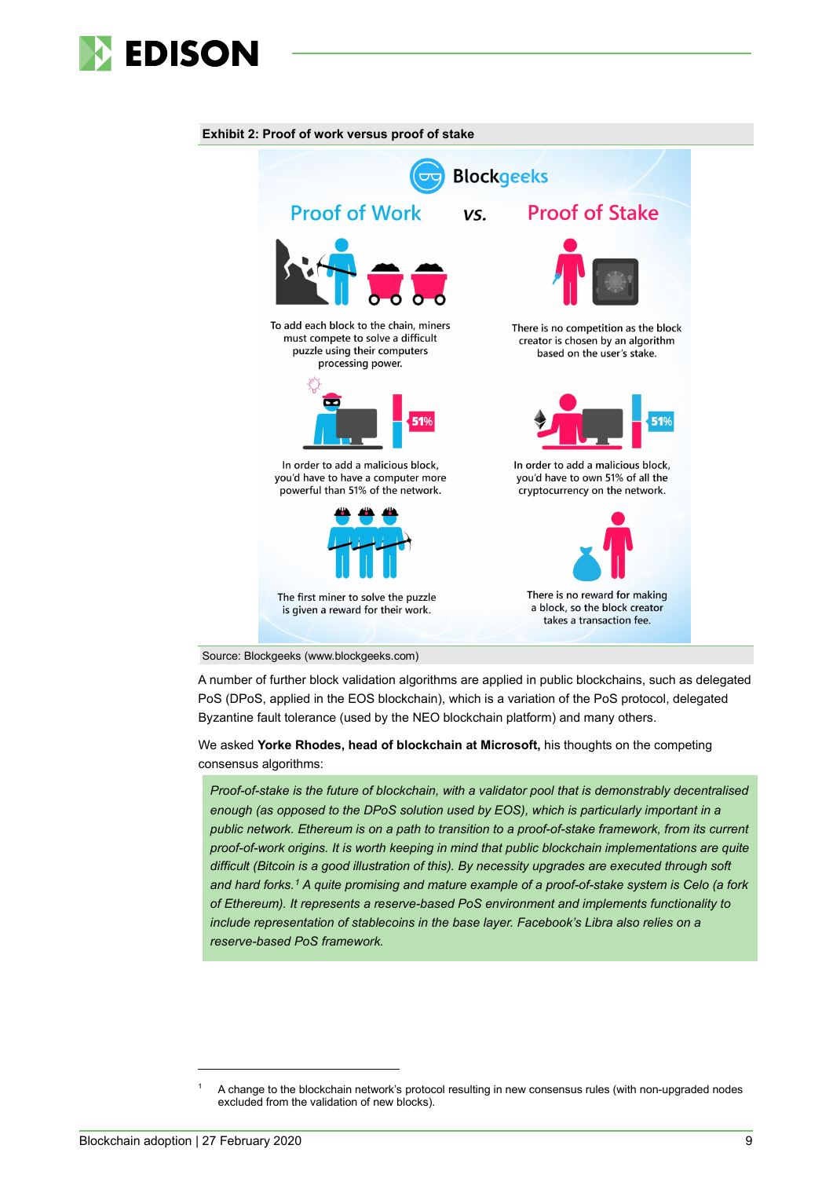**Exhibit 2: Proof of work versus proof of stake**

Blockgeeks

| Proof of Work | vs. | Proof of Stake |
|---|---|---|
| To add each block to the chain, miners must compete to solve a difficult puzzle using their computers processing power. | | There is no competition as the block creator is chosen by an algorithm based on the user's stake. |
| In order to add a malicious block, you'd have to have a computer more powerful than 51% of the network. | | In order to add a malicious block, you'd have to own 51% of all the cryptocurrency on the network. |
| The first miner to solve the puzzle is given a reward for their work. | | There is no reward for making a block, so the block creator takes a transaction fee. |

Source: Blockgeeks (www.blockgeeks.com)

A number of further block validation algorithms are applied in public blockchains, such as delegated PoS (DPoS, applied in the EOS blockchain), which is a variation of the PoS protocol, delegated Byzantine fault tolerance (used by the NEO blockchain platform) and many others.

We asked **Yorke Rhodes, head of blockchain at Microsoft,** his thoughts on the competing consensus algorithms:

> *Proof-of-stake is the future of blockchain, with a validator pool that is demonstrably decentralised enough (as opposed to the DPoS solution used by EOS), which is particularly important in a public network. Ethereum is on a path to transition to a proof-of-stake framework, from its current proof-of-work origins. It is worth keeping in mind that public blockchain implementations are quite difficult (Bitcoin is a good illustration of this). By necessity upgrades are executed through soft and hard forks.[1] A quite promising and mature example of a proof-of-stake system is Celo (a fork of Ethereum). It represents a reserve-based PoS environment and implements functionality to include representation of stablecoins in the base layer. Facebook's Libra also relies on a reserve-based PoS framework.*

---

[1] A change to the blockchain network's protocol resulting in new consensus rules (with non-upgraded nodes excluded from the validation of new blocks).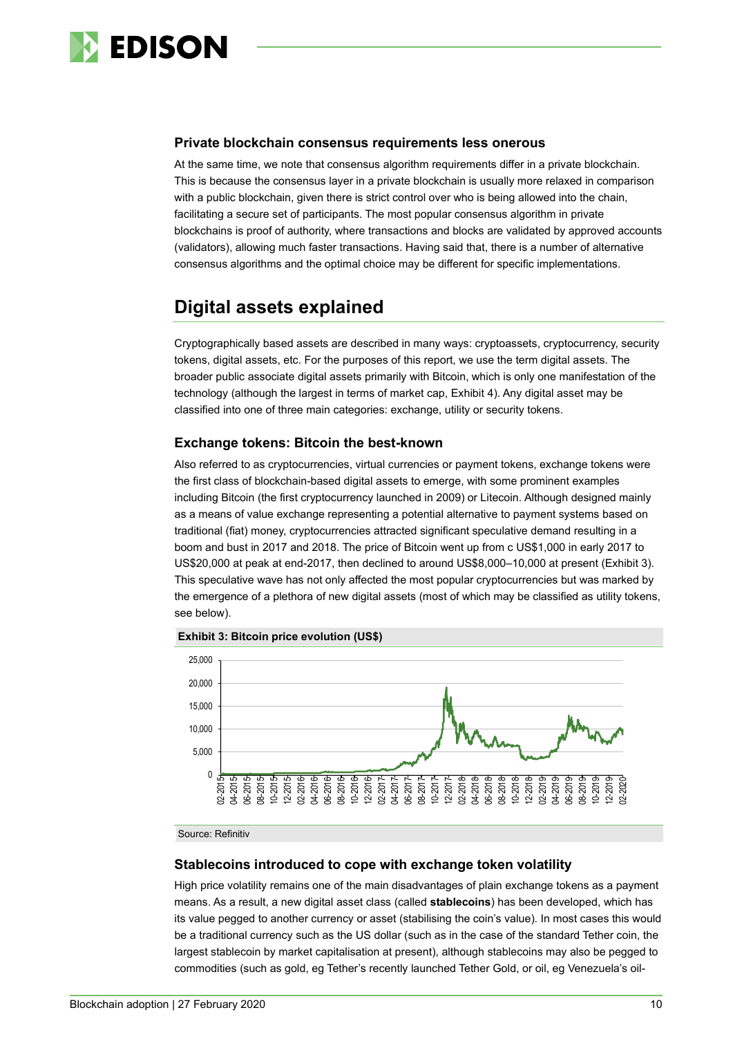### Private blockchain consensus requirements less onerous

At the same time, we note that consensus algorithm requirements differ in a private blockchain. This is because the consensus layer in a private blockchain is usually more relaxed in comparison with a public blockchain, given there is strict control over who is being allowed into the chain, facilitating a secure set of participants. The most popular consensus algorithm in private blockchains is proof of authority, where transactions and blocks are validated by approved accounts (validators), allowing much faster transactions. Having said that, there is a number of alternative consensus algorithms and the optimal choice may be different for specific implementations.

## Digital assets explained

Cryptographically based assets are described in many ways: cryptoassets, cryptocurrency, security tokens, digital assets, etc. For the purposes of this report, we use the term digital assets. The broader public associate digital assets primarily with Bitcoin, which is only one manifestation of the technology (although the largest in terms of market cap, Exhibit 4). Any digital asset may be classified into one of three main categories: exchange, utility or security tokens.

### Exchange tokens: Bitcoin the best-known

Also referred to as cryptocurrencies, virtual currencies or payment tokens, exchange tokens were the first class of blockchain-based digital assets to emerge, with some prominent examples including Bitcoin (the first cryptocurrency launched in 2009) or Litecoin. Although designed mainly as a means of value exchange representing a potential alternative to payment systems based on traditional (fiat) money, cryptocurrencies attracted significant speculative demand resulting in a boom and bust in 2017 and 2018. The price of Bitcoin went up from c US$1,000 in early 2017 to US$20,000 at peak at end-2017, then declined to around US$8,000–10,000 at present (Exhibit 3). This speculative wave has not only affected the most popular cryptocurrencies but was marked by the emergence of a plethora of new digital assets (most of which may be classified as utility tokens, see below).

**Exhibit 3: Bitcoin price evolution (US$)**

Source: Refinitiv

### Stablecoins introduced to cope with exchange token volatility

High price volatility remains one of the main disadvantages of plain exchange tokens as a payment means. As a result, a new digital asset class (called **stablecoins**) has been developed, which has its value pegged to another currency or asset (stabilising the coin's value). In most cases this would be a traditional currency such as the US dollar (such as in the case of the standard Tether coin, the largest stablecoin by market capitalisation at present), although stablecoins may also be pegged to commodities (such as gold, eg Tether's recently launched Tether Gold, or oil, eg Venezuela's oil-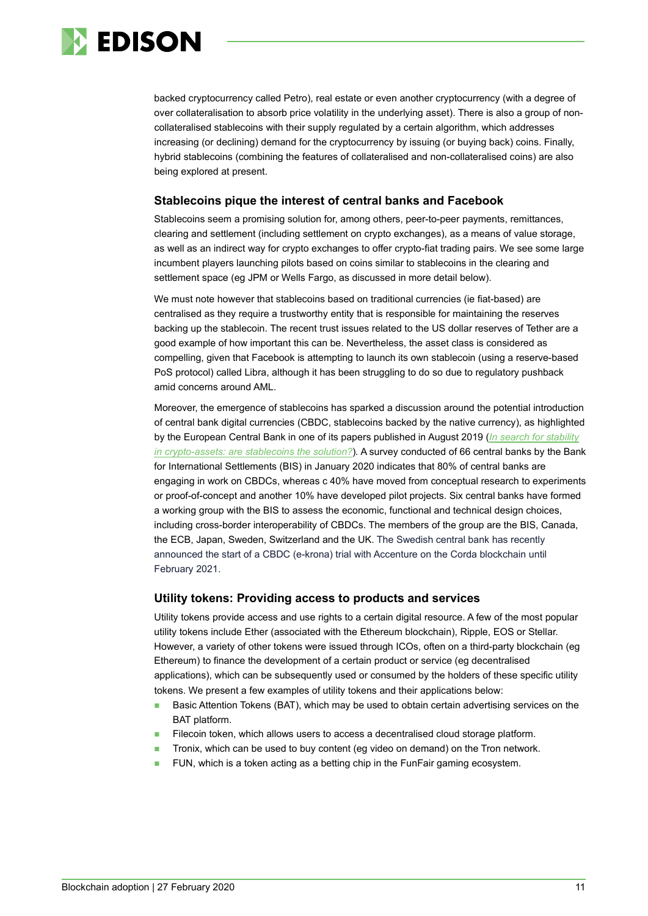backed cryptocurrency called Petro), real estate or even another cryptocurrency (with a degree of over collateralisation to absorb price volatility in the underlying asset). There is also a group of non-collateralised stablecoins with their supply regulated by a certain algorithm, which addresses increasing (or declining) demand for the cryptocurrency by issuing (or buying back) coins. Finally, hybrid stablecoins (combining the features of collateralised and non-collateralised coins) are also being explored at present.

### Stablecoins pique the interest of central banks and Facebook

Stablecoins seem a promising solution for, among others, peer-to-peer payments, remittances, clearing and settlement (including settlement on crypto exchanges), as a means of value storage, as well as an indirect way for crypto exchanges to offer crypto-fiat trading pairs. We see some large incumbent players launching pilots based on coins similar to stablecoins in the clearing and settlement space (eg JPM or Wells Fargo, as discussed in more detail below).

We must note however that stablecoins based on traditional currencies (ie fiat-based) are centralised as they require a trustworthy entity that is responsible for maintaining the reserves backing up the stablecoin. The recent trust issues related to the US dollar reserves of Tether are a good example of how important this can be. Nevertheless, the asset class is considered as compelling, given that Facebook is attempting to launch its own stablecoin (using a reserve-based PoS protocol) called Libra, although it has been struggling to do so due to regulatory pushback amid concerns around AML.

Moreover, the emergence of stablecoins has sparked a discussion around the potential introduction of central bank digital currencies (CBDC, stablecoins backed by the native currency), as highlighted by the European Central Bank in one of its papers published in August 2019 (*In search for stability in crypto-assets: are stablecoins the solution?*). A survey conducted of 66 central banks by the Bank for International Settlements (BIS) in January 2020 indicates that 80% of central banks are engaging in work on CBDCs, whereas c 40% have moved from conceptual research to experiments or proof-of-concept and another 10% have developed pilot projects. Six central banks have formed a working group with the BIS to assess the economic, functional and technical design choices, including cross-border interoperability of CBDCs. The members of the group are the BIS, Canada, the ECB, Japan, Sweden, Switzerland and the UK. The Swedish central bank has recently announced the start of a CBDC (e-krona) trial with Accenture on the Corda blockchain until February 2021.

### Utility tokens: Providing access to products and services

Utility tokens provide access and use rights to a certain digital resource. A few of the most popular utility tokens include Ether (associated with the Ethereum blockchain), Ripple, EOS or Stellar. However, a variety of other tokens were issued through ICOs, often on a third-party blockchain (eg Ethereum) to finance the development of a certain product or service (eg decentralised applications), which can be subsequently used or consumed by the holders of these specific utility tokens. We present a few examples of utility tokens and their applications below:

- Basic Attention Tokens (BAT), which may be used to obtain certain advertising services on the BAT platform.
- Filecoin token, which allows users to access a decentralised cloud storage platform.
- Tronix, which can be used to buy content (eg video on demand) on the Tron network.
- FUN, which is a token acting as a betting chip in the FunFair gaming ecosystem.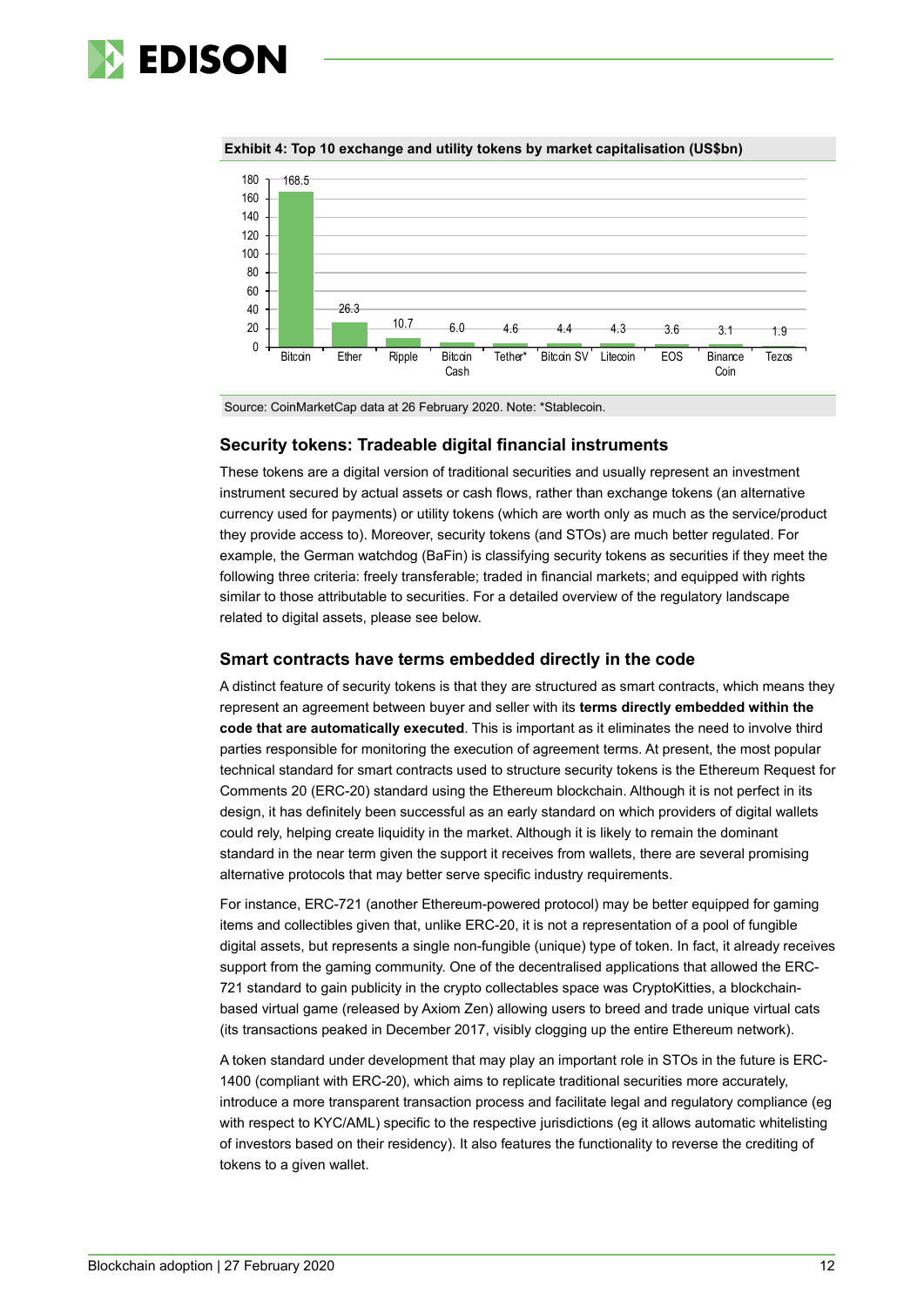**Exhibit 4: Top 10 exchange and utility tokens by market capitalisation (US$bn)**

| Token | Market capitalisation (US$bn) |
| --- | --- |
| Bitcoin | 168.5 |
| Ether | 26.3 |
| Ripple | 10.7 |
| Bitcoin Cash | 6.0 |
| Tether* | 4.6 |
| Bitcoin SV | 4.4 |
| Litecoin | 4.3 |
| EOS | 3.6 |
| Binance Coin | 3.1 |
| Tezos | 1.9 |

Source: CoinMarketCap data at 26 February 2020. Note: *Stablecoin.

## Security tokens: Tradeable digital financial instruments

These tokens are a digital version of traditional securities and usually represent an investment instrument secured by actual assets or cash flows, rather than exchange tokens (an alternative currency used for payments) or utility tokens (which are worth only as much as the service/product they provide access to). Moreover, security tokens (and STOs) are much better regulated. For example, the German watchdog (BaFin) is classifying security tokens as securities if they meet the following three criteria: freely transferable; traded in financial markets; and equipped with rights similar to those attributable to securities. For a detailed overview of the regulatory landscape related to digital assets, please see below.

## Smart contracts have terms embedded directly in the code

A distinct feature of security tokens is that they are structured as smart contracts, which means they represent an agreement between buyer and seller with its **terms directly embedded within the code that are automatically executed**. This is important as it eliminates the need to involve third parties responsible for monitoring the execution of agreement terms. At present, the most popular technical standard for smart contracts used to structure security tokens is the Ethereum Request for Comments 20 (ERC-20) standard using the Ethereum blockchain. Although it is not perfect in its design, it has definitely been successful as an early standard on which providers of digital wallets could rely, helping create liquidity in the market. Although it is likely to remain the dominant standard in the near term given the support it receives from wallets, there are several promising alternative protocols that may better serve specific industry requirements.

For instance, ERC-721 (another Ethereum-powered protocol) may be better equipped for gaming items and collectibles given that, unlike ERC-20, it is not a representation of a pool of fungible digital assets, but represents a single non-fungible (unique) type of token. In fact, it already receives support from the gaming community. One of the decentralised applications that allowed the ERC-721 standard to gain publicity in the crypto collectables space was CryptoKitties, a blockchain-based virtual game (released by Axiom Zen) allowing users to breed and trade unique virtual cats (its transactions peaked in December 2017, visibly clogging up the entire Ethereum network).

A token standard under development that may play an important role in STOs in the future is ERC-1400 (compliant with ERC-20), which aims to replicate traditional securities more accurately, introduce a more transparent transaction process and facilitate legal and regulatory compliance (eg with respect to KYC/AML) specific to the respective jurisdictions (eg it allows automatic whitelisting of investors based on their residency). It also features the functionality to reverse the crediting of tokens to a given wallet.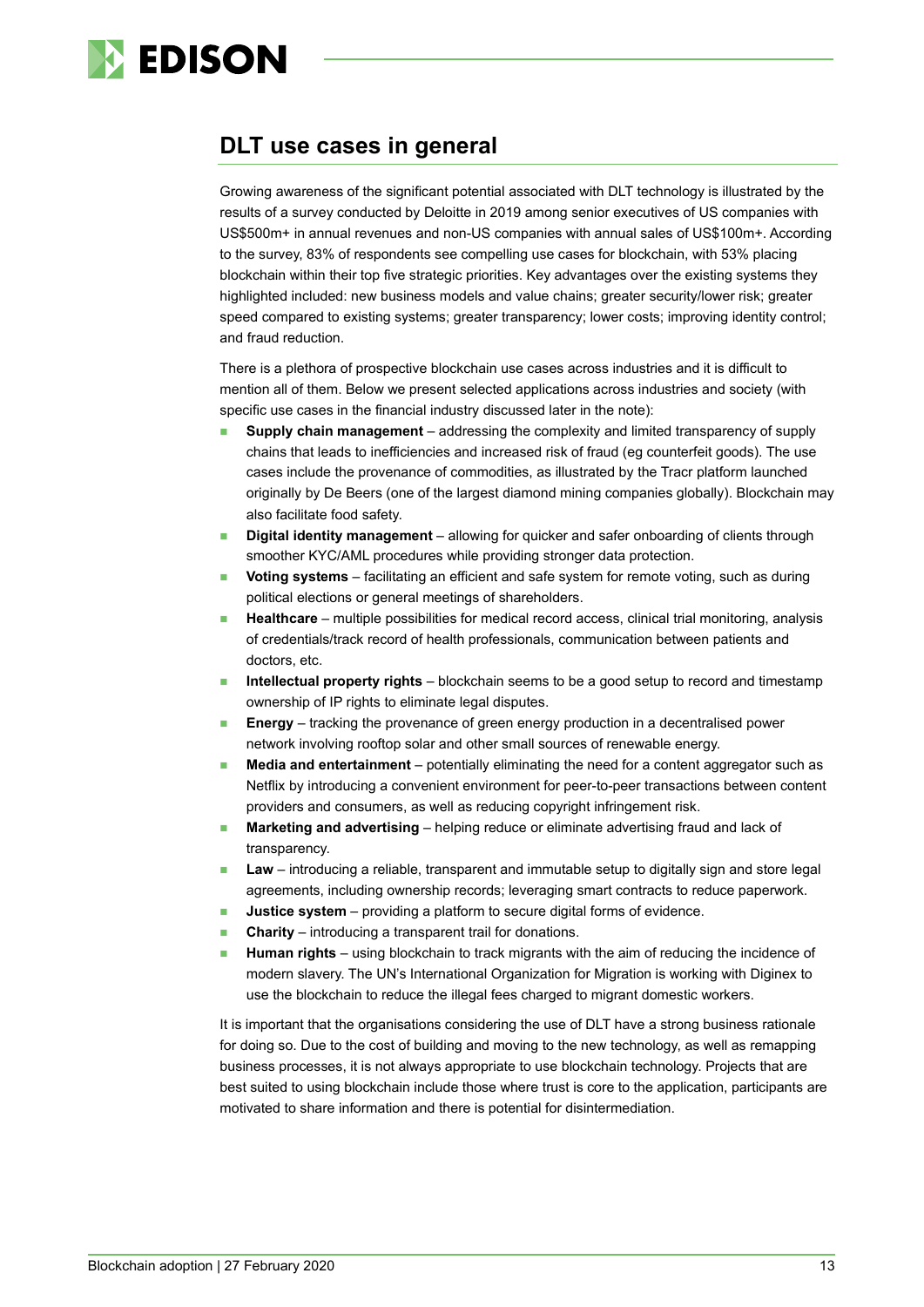## DLT use cases in general

Growing awareness of the significant potential associated with DLT technology is illustrated by the results of a survey conducted by Deloitte in 2019 among senior executives of US companies with US$500m+ in annual revenues and non-US companies with annual sales of US$100m+. According to the survey, 83% of respondents see compelling use cases for blockchain, with 53% placing blockchain within their top five strategic priorities. Key advantages over the existing systems they highlighted included: new business models and value chains; greater security/lower risk; greater speed compared to existing systems; greater transparency; lower costs; improving identity control; and fraud reduction.

There is a plethora of prospective blockchain use cases across industries and it is difficult to mention all of them. Below we present selected applications across industries and society (with specific use cases in the financial industry discussed later in the note):

- **Supply chain management** – addressing the complexity and limited transparency of supply chains that leads to inefficiencies and increased risk of fraud (eg counterfeit goods). The use cases include the provenance of commodities, as illustrated by the Tracr platform launched originally by De Beers (one of the largest diamond mining companies globally). Blockchain may also facilitate food safety.
- **Digital identity management** – allowing for quicker and safer onboarding of clients through smoother KYC/AML procedures while providing stronger data protection.
- **Voting systems** – facilitating an efficient and safe system for remote voting, such as during political elections or general meetings of shareholders.
- **Healthcare** – multiple possibilities for medical record access, clinical trial monitoring, analysis of credentials/track record of health professionals, communication between patients and doctors, etc.
- **Intellectual property rights** – blockchain seems to be a good setup to record and timestamp ownership of IP rights to eliminate legal disputes.
- **Energy** – tracking the provenance of green energy production in a decentralised power network involving rooftop solar and other small sources of renewable energy.
- **Media and entertainment** – potentially eliminating the need for a content aggregator such as Netflix by introducing a convenient environment for peer-to-peer transactions between content providers and consumers, as well as reducing copyright infringement risk.
- **Marketing and advertising** – helping reduce or eliminate advertising fraud and lack of transparency.
- **Law** – introducing a reliable, transparent and immutable setup to digitally sign and store legal agreements, including ownership records; leveraging smart contracts to reduce paperwork.
- **Justice system** – providing a platform to secure digital forms of evidence.
- **Charity** – introducing a transparent trail for donations.
- **Human rights** – using blockchain to track migrants with the aim of reducing the incidence of modern slavery. The UN's International Organization for Migration is working with Diginex to use the blockchain to reduce the illegal fees charged to migrant domestic workers.

It is important that the organisations considering the use of DLT have a strong business rationale for doing so. Due to the cost of building and moving to the new technology, as well as remapping business processes, it is not always appropriate to use blockchain technology. Projects that are best suited to using blockchain include those where trust is core to the application, participants are motivated to share information and there is potential for disintermediation.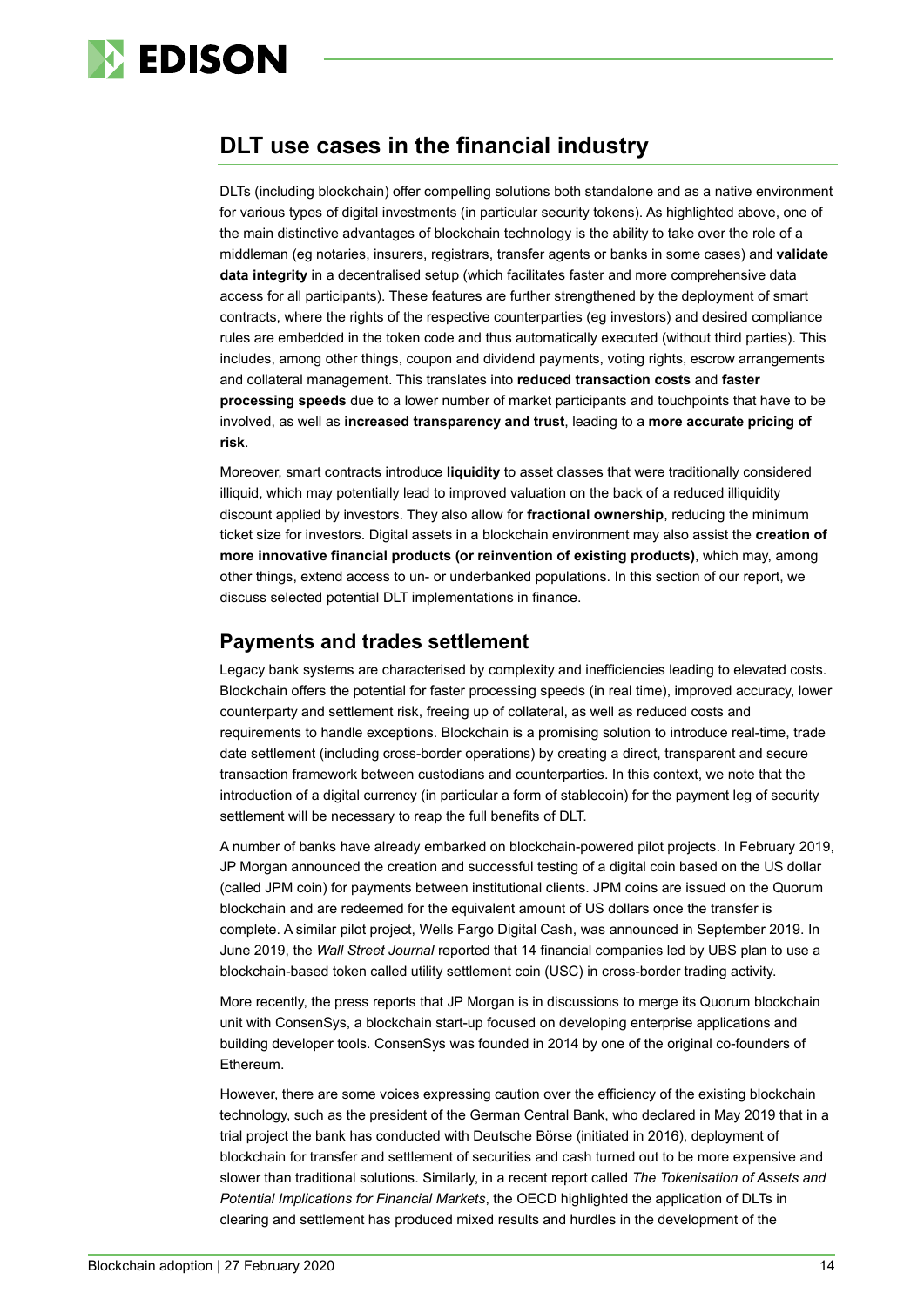## DLT use cases in the financial industry

DLTs (including blockchain) offer compelling solutions both standalone and as a native environment for various types of digital investments (in particular security tokens). As highlighted above, one of the main distinctive advantages of blockchain technology is the ability to take over the role of a middleman (eg notaries, insurers, registrars, transfer agents or banks in some cases) and **validate data integrity** in a decentralised setup (which facilitates faster and more comprehensive data access for all participants). These features are further strengthened by the deployment of smart contracts, where the rights of the respective counterparties (eg investors) and desired compliance rules are embedded in the token code and thus automatically executed (without third parties). This includes, among other things, coupon and dividend payments, voting rights, escrow arrangements and collateral management. This translates into **reduced transaction costs** and **faster processing speeds** due to a lower number of market participants and touchpoints that have to be involved, as well as **increased transparency and trust**, leading to a **more accurate pricing of risk**.

Moreover, smart contracts introduce **liquidity** to asset classes that were traditionally considered illiquid, which may potentially lead to improved valuation on the back of a reduced illiquidity discount applied by investors. They also allow for **fractional ownership**, reducing the minimum ticket size for investors. Digital assets in a blockchain environment may also assist the **creation of more innovative financial products (or reinvention of existing products)**, which may, among other things, extend access to un- or underbanked populations. In this section of our report, we discuss selected potential DLT implementations in finance.

### Payments and trades settlement

Legacy bank systems are characterised by complexity and inefficiencies leading to elevated costs. Blockchain offers the potential for faster processing speeds (in real time), improved accuracy, lower counterparty and settlement risk, freeing up of collateral, as well as reduced costs and requirements to handle exceptions. Blockchain is a promising solution to introduce real-time, trade date settlement (including cross-border operations) by creating a direct, transparent and secure transaction framework between custodians and counterparties. In this context, we note that the introduction of a digital currency (in particular a form of stablecoin) for the payment leg of security settlement will be necessary to reap the full benefits of DLT.

A number of banks have already embarked on blockchain-powered pilot projects. In February 2019, JP Morgan announced the creation and successful testing of a digital coin based on the US dollar (called JPM coin) for payments between institutional clients. JPM coins are issued on the Quorum blockchain and are redeemed for the equivalent amount of US dollars once the transfer is complete. A similar pilot project, Wells Fargo Digital Cash, was announced in September 2019. In June 2019, the *Wall Street Journal* reported that 14 financial companies led by UBS plan to use a blockchain-based token called utility settlement coin (USC) in cross-border trading activity.

More recently, the press reports that JP Morgan is in discussions to merge its Quorum blockchain unit with ConsenSys, a blockchain start-up focused on developing enterprise applications and building developer tools. ConsenSys was founded in 2014 by one of the original co-founders of Ethereum.

However, there are some voices expressing caution over the efficiency of the existing blockchain technology, such as the president of the German Central Bank, who declared in May 2019 that in a trial project the bank has conducted with Deutsche Börse (initiated in 2016), deployment of blockchain for transfer and settlement of securities and cash turned out to be more expensive and slower than traditional solutions. Similarly, in a recent report called *The Tokenisation of Assets and Potential Implications for Financial Markets*, the OECD highlighted the application of DLTs in clearing and settlement has produced mixed results and hurdles in the development of the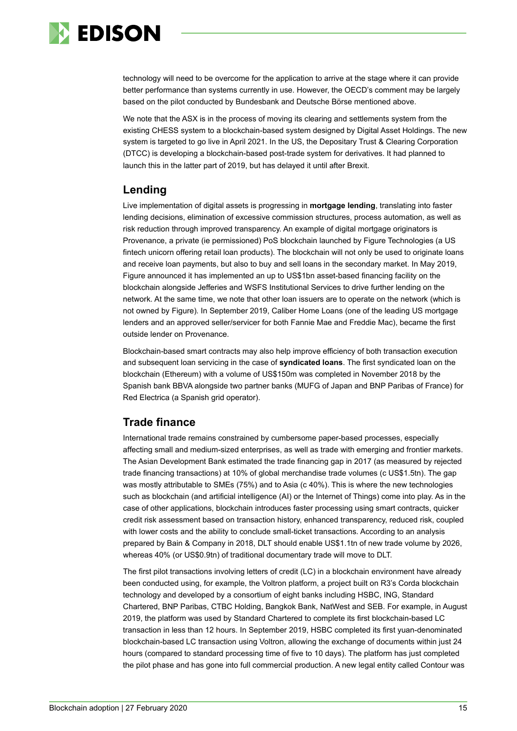technology will need to be overcome for the application to arrive at the stage where it can provide better performance than systems currently in use. However, the OECD's comment may be largely based on the pilot conducted by Bundesbank and Deutsche Börse mentioned above.

We note that the ASX is in the process of moving its clearing and settlements system from the existing CHESS system to a blockchain-based system designed by Digital Asset Holdings. The new system is targeted to go live in April 2021. In the US, the Depositary Trust & Clearing Corporation (DTCC) is developing a blockchain-based post-trade system for derivatives. It had planned to launch this in the latter part of 2019, but has delayed it until after Brexit.

## Lending

Live implementation of digital assets is progressing in **mortgage lending**, translating into faster lending decisions, elimination of excessive commission structures, process automation, as well as risk reduction through improved transparency. An example of digital mortgage originators is Provenance, a private (ie permissioned) PoS blockchain launched by Figure Technologies (a US fintech unicorn offering retail loan products). The blockchain will not only be used to originate loans and receive loan payments, but also to buy and sell loans in the secondary market. In May 2019, Figure announced it has implemented an up to US$1bn asset-based financing facility on the blockchain alongside Jefferies and WSFS Institutional Services to drive further lending on the network. At the same time, we note that other loan issuers are to operate on the network (which is not owned by Figure). In September 2019, Caliber Home Loans (one of the leading US mortgage lenders and an approved seller/servicer for both Fannie Mae and Freddie Mac), became the first outside lender on Provenance.

Blockchain-based smart contracts may also help improve efficiency of both transaction execution and subsequent loan servicing in the case of **syndicated loans**. The first syndicated loan on the blockchain (Ethereum) with a volume of US$150m was completed in November 2018 by the Spanish bank BBVA alongside two partner banks (MUFG of Japan and BNP Paribas of France) for Red Electrica (a Spanish grid operator).

## Trade finance

International trade remains constrained by cumbersome paper-based processes, especially affecting small and medium-sized enterprises, as well as trade with emerging and frontier markets. The Asian Development Bank estimated the trade financing gap in 2017 (as measured by rejected trade financing transactions) at 10% of global merchandise trade volumes (c US$1.5tn). The gap was mostly attributable to SMEs (75%) and to Asia (c 40%). This is where the new technologies such as blockchain (and artificial intelligence (AI) or the Internet of Things) come into play. As in the case of other applications, blockchain introduces faster processing using smart contracts, quicker credit risk assessment based on transaction history, enhanced transparency, reduced risk, coupled with lower costs and the ability to conclude small-ticket transactions. According to an analysis prepared by Bain & Company in 2018, DLT should enable US$1.1tn of new trade volume by 2026, whereas 40% (or US$0.9tn) of traditional documentary trade will move to DLT.

The first pilot transactions involving letters of credit (LC) in a blockchain environment have already been conducted using, for example, the Voltron platform, a project built on R3's Corda blockchain technology and developed by a consortium of eight banks including HSBC, ING, Standard Chartered, BNP Paribas, CTBC Holding, Bangkok Bank, NatWest and SEB. For example, in August 2019, the platform was used by Standard Chartered to complete its first blockchain-based LC transaction in less than 12 hours. In September 2019, HSBC completed its first yuan-denominated blockchain-based LC transaction using Voltron, allowing the exchange of documents within just 24 hours (compared to standard processing time of five to 10 days). The platform has just completed the pilot phase and has gone into full commercial production. A new legal entity called Contour was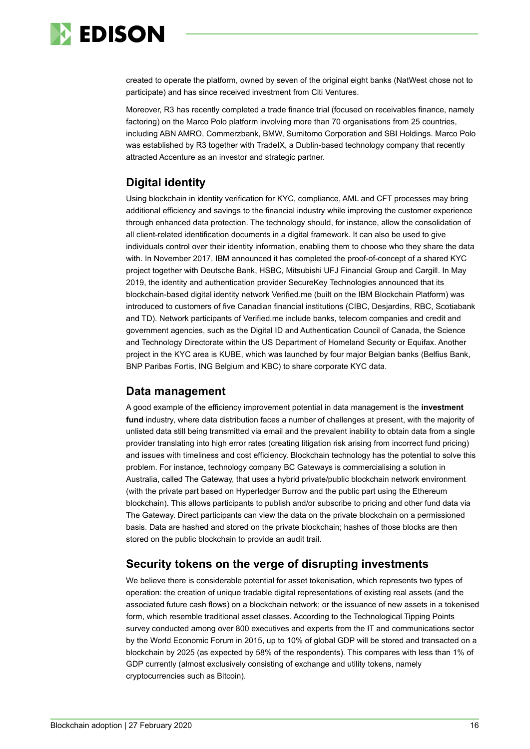created to operate the platform, owned by seven of the original eight banks (NatWest chose not to participate) and has since received investment from Citi Ventures.

Moreover, R3 has recently completed a trade finance trial (focused on receivables finance, namely factoring) on the Marco Polo platform involving more than 70 organisations from 25 countries, including ABN AMRO, Commerzbank, BMW, Sumitomo Corporation and SBI Holdings. Marco Polo was established by R3 together with TradeIX, a Dublin-based technology company that recently attracted Accenture as an investor and strategic partner.

## Digital identity

Using blockchain in identity verification for KYC, compliance, AML and CFT processes may bring additional efficiency and savings to the financial industry while improving the customer experience through enhanced data protection. The technology should, for instance, allow the consolidation of all client-related identification documents in a digital framework. It can also be used to give individuals control over their identity information, enabling them to choose who they share the data with. In November 2017, IBM announced it has completed the proof-of-concept of a shared KYC project together with Deutsche Bank, HSBC, Mitsubishi UFJ Financial Group and Cargill. In May 2019, the identity and authentication provider SecureKey Technologies announced that its blockchain-based digital identity network Verified.me (built on the IBM Blockchain Platform) was introduced to customers of five Canadian financial institutions (CIBC, Desjardins, RBC, Scotiabank and TD). Network participants of Verified.me include banks, telecom companies and credit and government agencies, such as the Digital ID and Authentication Council of Canada, the Science and Technology Directorate within the US Department of Homeland Security or Equifax. Another project in the KYC area is KUBE, which was launched by four major Belgian banks (Belfius Bank, BNP Paribas Fortis, ING Belgium and KBC) to share corporate KYC data.

## Data management

A good example of the efficiency improvement potential in data management is the **investment fund** industry, where data distribution faces a number of challenges at present, with the majority of unlisted data still being transmitted via email and the prevalent inability to obtain data from a single provider translating into high error rates (creating litigation risk arising from incorrect fund pricing) and issues with timeliness and cost efficiency. Blockchain technology has the potential to solve this problem. For instance, technology company BC Gateways is commercialising a solution in Australia, called The Gateway, that uses a hybrid private/public blockchain network environment (with the private part based on Hyperledger Burrow and the public part using the Ethereum blockchain). This allows participants to publish and/or subscribe to pricing and other fund data via The Gateway. Direct participants can view the data on the private blockchain on a permissioned basis. Data are hashed and stored on the private blockchain; hashes of those blocks are then stored on the public blockchain to provide an audit trail.

## Security tokens on the verge of disrupting investments

We believe there is considerable potential for asset tokenisation, which represents two types of operation: the creation of unique tradable digital representations of existing real assets (and the associated future cash flows) on a blockchain network; or the issuance of new assets in a tokenised form, which resemble traditional asset classes. According to the Technological Tipping Points survey conducted among over 800 executives and experts from the IT and communications sector by the World Economic Forum in 2015, up to 10% of global GDP will be stored and transacted on a blockchain by 2025 (as expected by 58% of the respondents). This compares with less than 1% of GDP currently (almost exclusively consisting of exchange and utility tokens, namely cryptocurrencies such as Bitcoin).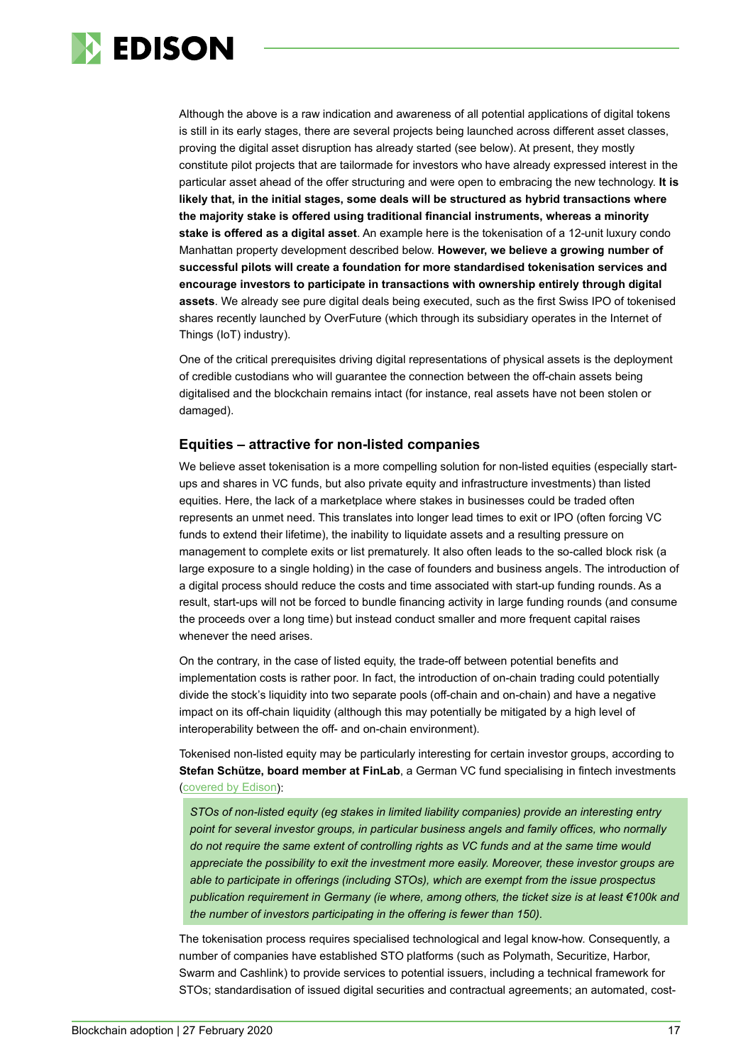Although the above is a raw indication and awareness of all potential applications of digital tokens is still in its early stages, there are several projects being launched across different asset classes, proving the digital asset disruption has already started (see below). At present, they mostly constitute pilot projects that are tailormade for investors who have already expressed interest in the particular asset ahead of the offer structuring and were open to embracing the new technology. **It is likely that, in the initial stages, some deals will be structured as hybrid transactions where the majority stake is offered using traditional financial instruments, whereas a minority stake is offered as a digital asset**. An example here is the tokenisation of a 12-unit luxury condo Manhattan property development described below. **However, we believe a growing number of successful pilots will create a foundation for more standardised tokenisation services and encourage investors to participate in transactions with ownership entirely through digital assets**. We already see pure digital deals being executed, such as the first Swiss IPO of tokenised shares recently launched by OverFuture (which through its subsidiary operates in the Internet of Things (IoT) industry).

One of the critical prerequisites driving digital representations of physical assets is the deployment of credible custodians who will guarantee the connection between the off-chain assets being digitalised and the blockchain remains intact (for instance, real assets have not been stolen or damaged).

### Equities – attractive for non-listed companies

We believe asset tokenisation is a more compelling solution for non-listed equities (especially start-ups and shares in VC funds, but also private equity and infrastructure investments) than listed equities. Here, the lack of a marketplace where stakes in businesses could be traded often represents an unmet need. This translates into longer lead times to exit or IPO (often forcing VC funds to extend their lifetime), the inability to liquidate assets and a resulting pressure on management to complete exits or list prematurely. It also often leads to the so-called block risk (a large exposure to a single holding) in the case of founders and business angels. The introduction of a digital process should reduce the costs and time associated with start-up funding rounds. As a result, start-ups will not be forced to bundle financing activity in large funding rounds (and consume the proceeds over a long time) but instead conduct smaller and more frequent capital raises whenever the need arises.

On the contrary, in the case of listed equity, the trade-off between potential benefits and implementation costs is rather poor. In fact, the introduction of on-chain trading could potentially divide the stock's liquidity into two separate pools (off-chain and on-chain) and have a negative impact on its off-chain liquidity (although this may potentially be mitigated by a high level of interoperability between the off- and on-chain environment).

Tokenised non-listed equity may be particularly interesting for certain investor groups, according to **Stefan Schütze, board member at FinLab**, a German VC fund specialising in fintech investments (covered by Edison):

> *STOs of non-listed equity (eg stakes in limited liability companies) provide an interesting entry point for several investor groups, in particular business angels and family offices, who normally do not require the same extent of controlling rights as VC funds and at the same time would appreciate the possibility to exit the investment more easily. Moreover, these investor groups are able to participate in offerings (including STOs), which are exempt from the issue prospectus publication requirement in Germany (ie where, among others, the ticket size is at least €100k and the number of investors participating in the offering is fewer than 150).*

The tokenisation process requires specialised technological and legal know-how. Consequently, a number of companies have established STO platforms (such as Polymath, Securitize, Harbor, Swarm and Cashlink) to provide services to potential issuers, including a technical framework for STOs; standardisation of issued digital securities and contractual agreements; an automated, cost-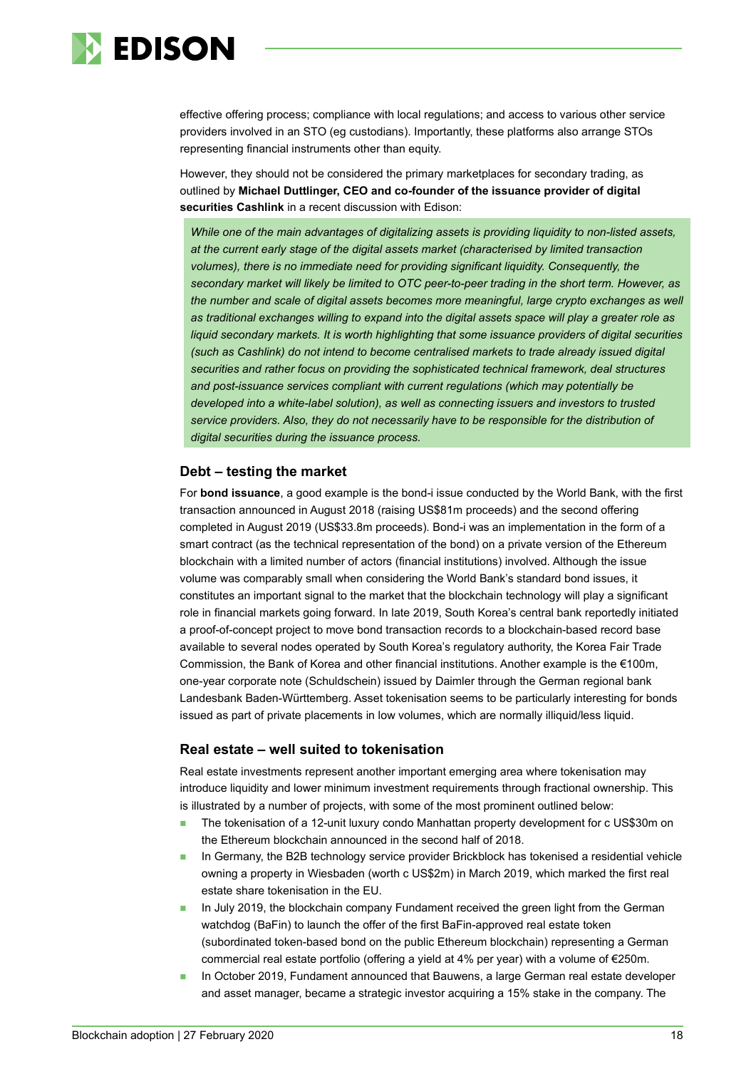effective offering process; compliance with local regulations; and access to various other service providers involved in an STO (eg custodians). Importantly, these platforms also arrange STOs representing financial instruments other than equity.

However, they should not be considered the primary marketplaces for secondary trading, as outlined by **Michael Duttlinger, CEO and co-founder of the issuance provider of digital securities Cashlink** in a recent discussion with Edison:

> *While one of the main advantages of digitalizing assets is providing liquidity to non-listed assets, at the current early stage of the digital assets market (characterised by limited transaction volumes), there is no immediate need for providing significant liquidity. Consequently, the secondary market will likely be limited to OTC peer-to-peer trading in the short term. However, as the number and scale of digital assets becomes more meaningful, large crypto exchanges as well as traditional exchanges willing to expand into the digital assets space will play a greater role as liquid secondary markets. It is worth highlighting that some issuance providers of digital securities (such as Cashlink) do not intend to become centralised markets to trade already issued digital securities and rather focus on providing the sophisticated technical framework, deal structures and post-issuance services compliant with current regulations (which may potentially be developed into a white-label solution), as well as connecting issuers and investors to trusted service providers. Also, they do not necessarily have to be responsible for the distribution of digital securities during the issuance process.*

### Debt – testing the market

For **bond issuance**, a good example is the bond-i issue conducted by the World Bank, with the first transaction announced in August 2018 (raising US$81m proceeds) and the second offering completed in August 2019 (US$33.8m proceeds). Bond-i was an implementation in the form of a smart contract (as the technical representation of the bond) on a private version of the Ethereum blockchain with a limited number of actors (financial institutions) involved. Although the issue volume was comparably small when considering the World Bank's standard bond issues, it constitutes an important signal to the market that the blockchain technology will play a significant role in financial markets going forward. In late 2019, South Korea's central bank reportedly initiated a proof-of-concept project to move bond transaction records to a blockchain-based record base available to several nodes operated by South Korea's regulatory authority, the Korea Fair Trade Commission, the Bank of Korea and other financial institutions. Another example is the €100m, one-year corporate note (Schuldschein) issued by Daimler through the German regional bank Landesbank Baden-Württemberg. Asset tokenisation seems to be particularly interesting for bonds issued as part of private placements in low volumes, which are normally illiquid/less liquid.

### Real estate – well suited to tokenisation

Real estate investments represent another important emerging area where tokenisation may introduce liquidity and lower minimum investment requirements through fractional ownership. This is illustrated by a number of projects, with some of the most prominent outlined below:

- The tokenisation of a 12-unit luxury condo Manhattan property development for c US$30m on the Ethereum blockchain announced in the second half of 2018.
- In Germany, the B2B technology service provider Brickblock has tokenised a residential vehicle owning a property in Wiesbaden (worth c US$2m) in March 2019, which marked the first real estate share tokenisation in the EU.
- In July 2019, the blockchain company Fundament received the green light from the German watchdog (BaFin) to launch the offer of the first BaFin-approved real estate token (subordinated token-based bond on the public Ethereum blockchain) representing a German commercial real estate portfolio (offering a yield at 4% per year) with a volume of €250m.
- In October 2019, Fundament announced that Bauwens, a large German real estate developer and asset manager, became a strategic investor acquiring a 15% stake in the company. The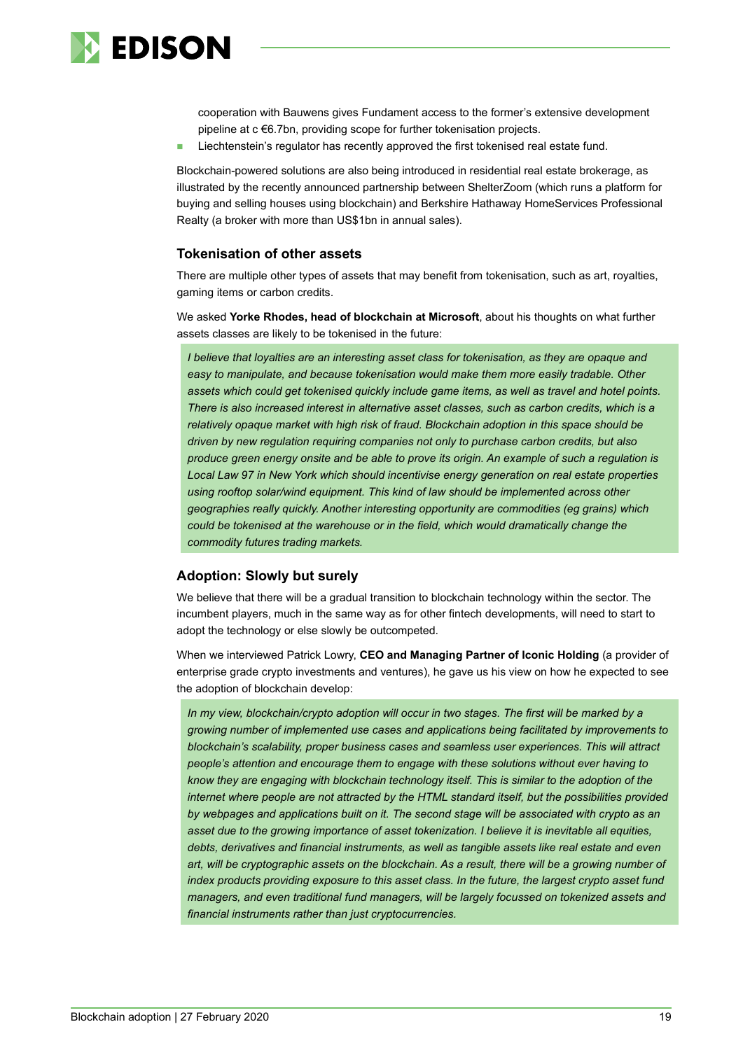cooperation with Bauwens gives Fundament access to the former's extensive development pipeline at c €6.7bn, providing scope for further tokenisation projects.

- Liechtenstein's regulator has recently approved the first tokenised real estate fund.

Blockchain-powered solutions are also being introduced in residential real estate brokerage, as illustrated by the recently announced partnership between ShelterZoom (which runs a platform for buying and selling houses using blockchain) and Berkshire Hathaway HomeServices Professional Realty (a broker with more than US$1bn in annual sales).

### Tokenisation of other assets

There are multiple other types of assets that may benefit from tokenisation, such as art, royalties, gaming items or carbon credits.

We asked **Yorke Rhodes, head of blockchain at Microsoft**, about his thoughts on what further assets classes are likely to be tokenised in the future:

> *I believe that loyalties are an interesting asset class for tokenisation, as they are opaque and easy to manipulate, and because tokenisation would make them more easily tradable. Other assets which could get tokenised quickly include game items, as well as travel and hotel points. There is also increased interest in alternative asset classes, such as carbon credits, which is a relatively opaque market with high risk of fraud. Blockchain adoption in this space should be driven by new regulation requiring companies not only to purchase carbon credits, but also produce green energy onsite and be able to prove its origin. An example of such a regulation is Local Law 97 in New York which should incentivise energy generation on real estate properties using rooftop solar/wind equipment. This kind of law should be implemented across other geographies really quickly. Another interesting opportunity are commodities (eg grains) which could be tokenised at the warehouse or in the field, which would dramatically change the commodity futures trading markets.*

### Adoption: Slowly but surely

We believe that there will be a gradual transition to blockchain technology within the sector. The incumbent players, much in the same way as for other fintech developments, will need to start to adopt the technology or else slowly be outcompeted.

When we interviewed Patrick Lowry, **CEO and Managing Partner of Iconic Holding** (a provider of enterprise grade crypto investments and ventures), he gave us his view on how he expected to see the adoption of blockchain develop:

> *In my view, blockchain/crypto adoption will occur in two stages. The first will be marked by a growing number of implemented use cases and applications being facilitated by improvements to blockchain's scalability, proper business cases and seamless user experiences. This will attract people's attention and encourage them to engage with these solutions without ever having to know they are engaging with blockchain technology itself. This is similar to the adoption of the internet where people are not attracted by the HTML standard itself, but the possibilities provided by webpages and applications built on it. The second stage will be associated with crypto as an asset due to the growing importance of asset tokenization. I believe it is inevitable all equities, debts, derivatives and financial instruments, as well as tangible assets like real estate and even art, will be cryptographic assets on the blockchain. As a result, there will be a growing number of index products providing exposure to this asset class. In the future, the largest crypto asset fund managers, and even traditional fund managers, will be largely focussed on tokenized assets and financial instruments rather than just cryptocurrencies.*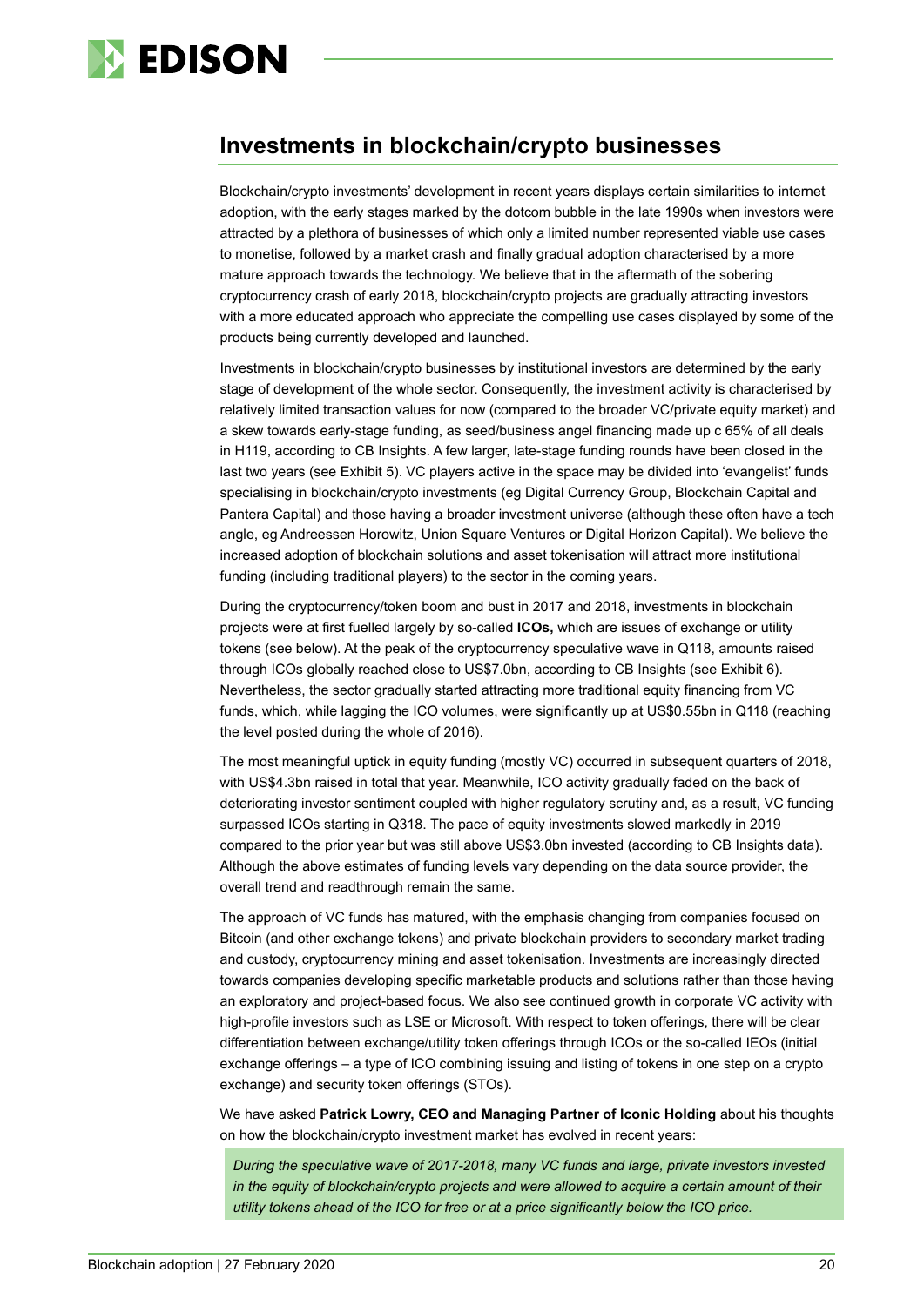## Investments in blockchain/crypto businesses

Blockchain/crypto investments' development in recent years displays certain similarities to internet adoption, with the early stages marked by the dotcom bubble in the late 1990s when investors were attracted by a plethora of businesses of which only a limited number represented viable use cases to monetise, followed by a market crash and finally gradual adoption characterised by a more mature approach towards the technology. We believe that in the aftermath of the sobering cryptocurrency crash of early 2018, blockchain/crypto projects are gradually attracting investors with a more educated approach who appreciate the compelling use cases displayed by some of the products being currently developed and launched.

Investments in blockchain/crypto businesses by institutional investors are determined by the early stage of development of the whole sector. Consequently, the investment activity is characterised by relatively limited transaction values for now (compared to the broader VC/private equity market) and a skew towards early-stage funding, as seed/business angel financing made up c 65% of all deals in H119, according to CB Insights. A few larger, late-stage funding rounds have been closed in the last two years (see Exhibit 5). VC players active in the space may be divided into 'evangelist' funds specialising in blockchain/crypto investments (eg Digital Currency Group, Blockchain Capital and Pantera Capital) and those having a broader investment universe (although these often have a tech angle, eg Andreessen Horowitz, Union Square Ventures or Digital Horizon Capital). We believe the increased adoption of blockchain solutions and asset tokenisation will attract more institutional funding (including traditional players) to the sector in the coming years.

During the cryptocurrency/token boom and bust in 2017 and 2018, investments in blockchain projects were at first fuelled largely by so-called **ICOs,** which are issues of exchange or utility tokens (see below). At the peak of the cryptocurrency speculative wave in Q118, amounts raised through ICOs globally reached close to US$7.0bn, according to CB Insights (see Exhibit 6). Nevertheless, the sector gradually started attracting more traditional equity financing from VC funds, which, while lagging the ICO volumes, were significantly up at US$0.55bn in Q118 (reaching the level posted during the whole of 2016).

The most meaningful uptick in equity funding (mostly VC) occurred in subsequent quarters of 2018, with US$4.3bn raised in total that year. Meanwhile, ICO activity gradually faded on the back of deteriorating investor sentiment coupled with higher regulatory scrutiny and, as a result, VC funding surpassed ICOs starting in Q318. The pace of equity investments slowed markedly in 2019 compared to the prior year but was still above US$3.0bn invested (according to CB Insights data). Although the above estimates of funding levels vary depending on the data source provider, the overall trend and readthrough remain the same.

The approach of VC funds has matured, with the emphasis changing from companies focused on Bitcoin (and other exchange tokens) and private blockchain providers to secondary market trading and custody, cryptocurrency mining and asset tokenisation. Investments are increasingly directed towards companies developing specific marketable products and solutions rather than those having an exploratory and project-based focus. We also see continued growth in corporate VC activity with high-profile investors such as LSE or Microsoft. With respect to token offerings, there will be clear differentiation between exchange/utility token offerings through ICOs or the so-called IEOs (initial exchange offerings – a type of ICO combining issuing and listing of tokens in one step on a crypto exchange) and security token offerings (STOs).

We have asked **Patrick Lowry, CEO and Managing Partner of Iconic Holding** about his thoughts on how the blockchain/crypto investment market has evolved in recent years:

> *During the speculative wave of 2017-2018, many VC funds and large, private investors invested in the equity of blockchain/crypto projects and were allowed to acquire a certain amount of their utility tokens ahead of the ICO for free or at a price significantly below the ICO price.*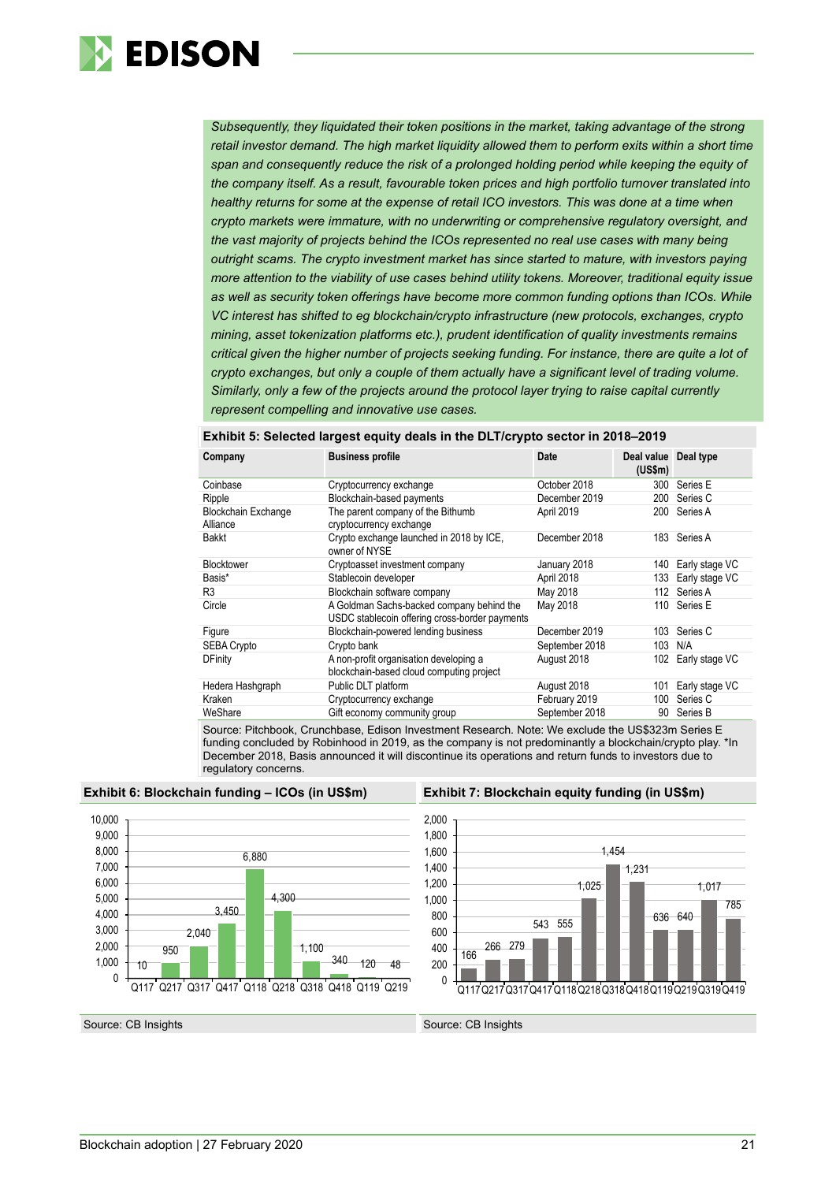*Subsequently, they liquidated their token positions in the market, taking advantage of the strong retail investor demand. The high market liquidity allowed them to perform exits within a short time span and consequently reduce the risk of a prolonged holding period while keeping the equity of the company itself. As a result, favourable token prices and high portfolio turnover translated into healthy returns for some at the expense of retail ICO investors. This was done at a time when crypto markets were immature, with no underwriting or comprehensive regulatory oversight, and the vast majority of projects behind the ICOs represented no real use cases with many being outright scams. The crypto investment market has since started to mature, with investors paying more attention to the viability of use cases behind utility tokens. Moreover, traditional equity issue as well as security token offerings have become more common funding options than ICOs. While VC interest has shifted to eg blockchain/crypto infrastructure (new protocols, exchanges, crypto mining, asset tokenization platforms etc.), prudent identification of quality investments remains critical given the higher number of projects seeking funding. For instance, there are quite a lot of crypto exchanges, but only a couple of them actually have a significant level of trading volume. Similarly, only a few of the projects around the protocol layer trying to raise capital currently represent compelling and innovative use cases.*

**Exhibit 5: Selected largest equity deals in the DLT/crypto sector in 2018–2019**

| Company | Business profile | Date | Deal value (US$m) | Deal type |
|---|---|---|---|---|
| Coinbase | Cryptocurrency exchange | October 2018 | 300 | Series E |
| Ripple | Blockchain-based payments | December 2019 | 200 | Series C |
| Blockchain Exchange Alliance | The parent company of the Bithumb cryptocurrency exchange | April 2019 | 200 | Series A |
| Bakkt | Crypto exchange launched in 2018 by ICE, owner of NYSE | December 2018 | 183 | Series A |
| Blocktower | Cryptoasset investment company | January 2018 | 140 | Early stage VC |
| Basis* | Stablecoin developer | April 2018 | 133 | Early stage VC |
| R3 | Blockchain software company | May 2018 | 112 | Series A |
| Circle | A Goldman Sachs-backed company behind the USDC stablecoin offering cross-border payments | May 2018 | 110 | Series E |
| Figure | Blockchain-powered lending business | December 2019 | 103 | Series C |
| SEBA Crypto | Crypto bank | September 2018 | 103 | N/A |
| DFinity | A non-profit organisation developing a blockchain-based cloud computing project | August 2018 | 102 | Early stage VC |
| Hedera Hashgraph | Public DLT platform | August 2018 | 101 | Early stage VC |
| Kraken | Cryptocurrency exchange | February 2019 | 100 | Series C |
| WeShare | Gift economy community group | September 2018 | 90 | Series B |

Source: Pitchbook, Crunchbase, Edison Investment Research. Note: We exclude the US$323m Series E funding concluded by Robinhood in 2019, as the company is not predominantly a blockchain/crypto play. *In December 2018, Basis announced it will discontinue its operations and return funds to investors due to regulatory concerns.

**Exhibit 6: Blockchain funding – ICOs (in US$m)**

| Q117 | Q217 | Q317 | Q417 | Q118 | Q218 | Q318 | Q418 | Q119 | Q219 |
|---|---|---|---|---|---|---|---|---|---|
| 10 | 950 | 2,040 | 3,450 | 6,880 | 4,300 | 1,100 | 340 | 120 | 48 |

Source: CB Insights

**Exhibit 7: Blockchain equity funding (in US$m)**

| Q117 | Q217 | Q317 | Q417 | Q118 | Q218 | Q318 | Q418 | Q119 | Q219 | Q319 | Q419 |
|---|---|---|---|---|---|---|---|---|---|---|---|
| 166 | 266 | 279 | 543 | 555 | 1,025 | 1,454 | 1,231 | 636 | 640 | 1,017 | 785 |

Source: CB Insights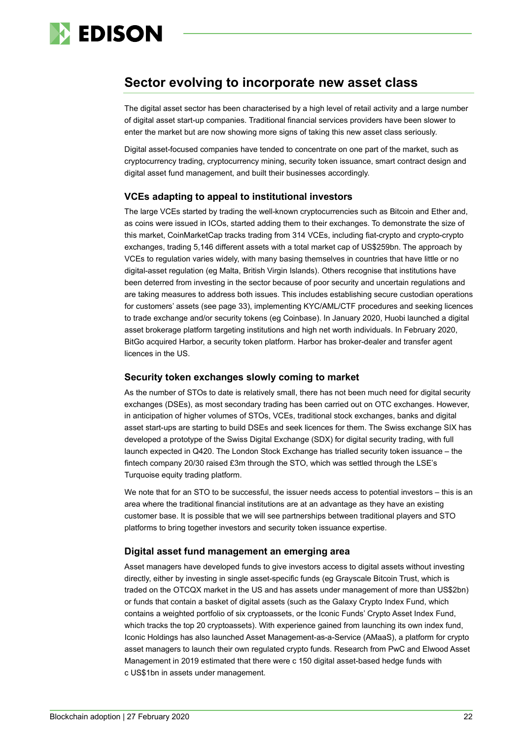## Sector evolving to incorporate new asset class

The digital asset sector has been characterised by a high level of retail activity and a large number of digital asset start-up companies. Traditional financial services providers have been slower to enter the market but are now showing more signs of taking this new asset class seriously.

Digital asset-focused companies have tended to concentrate on one part of the market, such as cryptocurrency trading, cryptocurrency mining, security token issuance, smart contract design and digital asset fund management, and built their businesses accordingly.

### VCEs adapting to appeal to institutional investors

The large VCEs started by trading the well-known cryptocurrencies such as Bitcoin and Ether and, as coins were issued in ICOs, started adding them to their exchanges. To demonstrate the size of this market, CoinMarketCap tracks trading from 314 VCEs, including fiat-crypto and crypto-crypto exchanges, trading 5,146 different assets with a total market cap of US$259bn. The approach by VCEs to regulation varies widely, with many basing themselves in countries that have little or no digital-asset regulation (eg Malta, British Virgin Islands). Others recognise that institutions have been deterred from investing in the sector because of poor security and uncertain regulations and are taking measures to address both issues. This includes establishing secure custodian operations for customers' assets (see page 33), implementing KYC/AML/CTF procedures and seeking licences to trade exchange and/or security tokens (eg Coinbase). In January 2020, Huobi launched a digital asset brokerage platform targeting institutions and high net worth individuals. In February 2020, BitGo acquired Harbor, a security token platform. Harbor has broker-dealer and transfer agent licences in the US.

### Security token exchanges slowly coming to market

As the number of STOs to date is relatively small, there has not been much need for digital security exchanges (DSEs), as most secondary trading has been carried out on OTC exchanges. However, in anticipation of higher volumes of STOs, VCEs, traditional stock exchanges, banks and digital asset start-ups are starting to build DSEs and seek licences for them. The Swiss exchange SIX has developed a prototype of the Swiss Digital Exchange (SDX) for digital security trading, with full launch expected in Q420. The London Stock Exchange has trialled security token issuance – the fintech company 20/30 raised £3m through the STO, which was settled through the LSE's Turquoise equity trading platform.

We note that for an STO to be successful, the issuer needs access to potential investors – this is an area where the traditional financial institutions are at an advantage as they have an existing customer base. It is possible that we will see partnerships between traditional players and STO platforms to bring together investors and security token issuance expertise.

### Digital asset fund management an emerging area

Asset managers have developed funds to give investors access to digital assets without investing directly, either by investing in single asset-specific funds (eg Grayscale Bitcoin Trust, which is traded on the OTCQX market in the US and has assets under management of more than US$2bn) or funds that contain a basket of digital assets (such as the Galaxy Crypto Index Fund, which contains a weighted portfolio of six cryptoassets, or the Iconic Funds' Crypto Asset Index Fund, which tracks the top 20 cryptoassets). With experience gained from launching its own index fund, Iconic Holdings has also launched Asset Management-as-a-Service (AMaaS), a platform for crypto asset managers to launch their own regulated crypto funds. Research from PwC and Elwood Asset Management in 2019 estimated that there were c 150 digital asset-based hedge funds with c US$1bn in assets under management.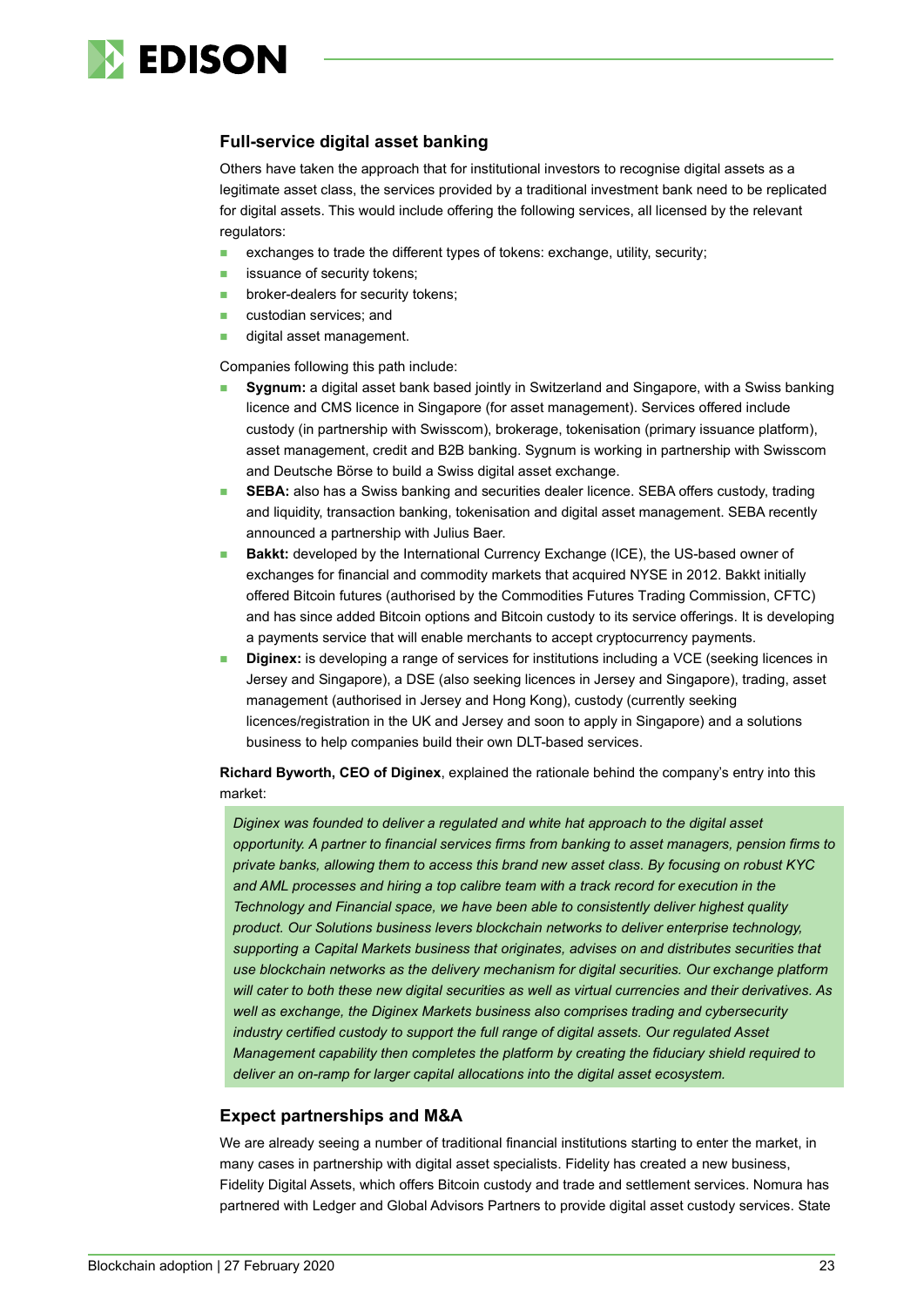## Full-service digital asset banking

Others have taken the approach that for institutional investors to recognise digital assets as a legitimate asset class, the services provided by a traditional investment bank need to be replicated for digital assets. This would include offering the following services, all licensed by the relevant regulators:

- exchanges to trade the different types of tokens: exchange, utility, security;
- issuance of security tokens;
- broker-dealers for security tokens;
- custodian services; and
- digital asset management.

Companies following this path include:

- **Sygnum:** a digital asset bank based jointly in Switzerland and Singapore, with a Swiss banking licence and CMS licence in Singapore (for asset management). Services offered include custody (in partnership with Swisscom), brokerage, tokenisation (primary issuance platform), asset management, credit and B2B banking. Sygnum is working in partnership with Swisscom and Deutsche Börse to build a Swiss digital asset exchange.
- **SEBA:** also has a Swiss banking and securities dealer licence. SEBA offers custody, trading and liquidity, transaction banking, tokenisation and digital asset management. SEBA recently announced a partnership with Julius Baer.
- **Bakkt:** developed by the International Currency Exchange (ICE), the US-based owner of exchanges for financial and commodity markets that acquired NYSE in 2012. Bakkt initially offered Bitcoin futures (authorised by the Commodities Futures Trading Commission, CFTC) and has since added Bitcoin options and Bitcoin custody to its service offerings. It is developing a payments service that will enable merchants to accept cryptocurrency payments.
- **Diginex:** is developing a range of services for institutions including a VCE (seeking licences in Jersey and Singapore), a DSE (also seeking licences in Jersey and Singapore), trading, asset management (authorised in Jersey and Hong Kong), custody (currently seeking licences/registration in the UK and Jersey and soon to apply in Singapore) and a solutions business to help companies build their own DLT-based services.

**Richard Byworth, CEO of Diginex**, explained the rationale behind the company's entry into this market:

> *Diginex was founded to deliver a regulated and white hat approach to the digital asset opportunity. A partner to financial services firms from banking to asset managers, pension firms to private banks, allowing them to access this brand new asset class. By focusing on robust KYC and AML processes and hiring a top calibre team with a track record for execution in the Technology and Financial space, we have been able to consistently deliver highest quality product. Our Solutions business levers blockchain networks to deliver enterprise technology, supporting a Capital Markets business that originates, advises on and distributes securities that use blockchain networks as the delivery mechanism for digital securities. Our exchange platform will cater to both these new digital securities as well as virtual currencies and their derivatives. As well as exchange, the Diginex Markets business also comprises trading and cybersecurity industry certified custody to support the full range of digital assets. Our regulated Asset Management capability then completes the platform by creating the fiduciary shield required to deliver an on-ramp for larger capital allocations into the digital asset ecosystem.*

## Expect partnerships and M&A

We are already seeing a number of traditional financial institutions starting to enter the market, in many cases in partnership with digital asset specialists. Fidelity has created a new business, Fidelity Digital Assets, which offers Bitcoin custody and trade and settlement services. Nomura has partnered with Ledger and Global Advisors Partners to provide digital asset custody services. State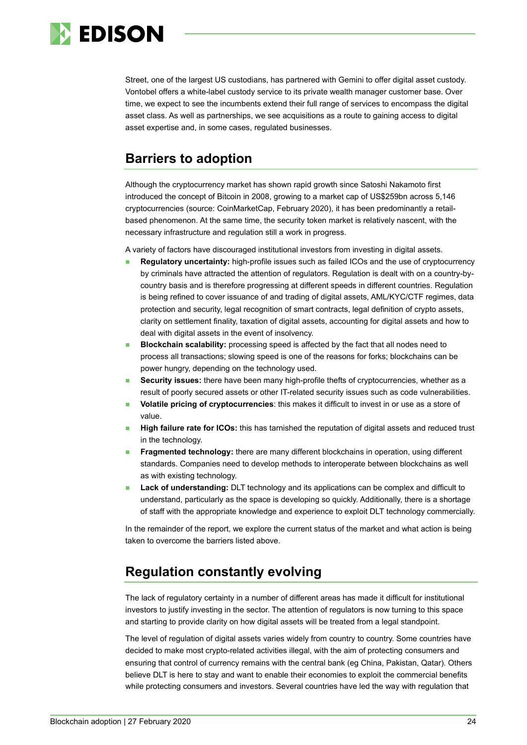Street, one of the largest US custodians, has partnered with Gemini to offer digital asset custody. Vontobel offers a white-label custody service to its private wealth manager customer base. Over time, we expect to see the incumbents extend their full range of services to encompass the digital asset class. As well as partnerships, we see acquisitions as a route to gaining access to digital asset expertise and, in some cases, regulated businesses.

## Barriers to adoption

Although the cryptocurrency market has shown rapid growth since Satoshi Nakamoto first introduced the concept of Bitcoin in 2008, growing to a market cap of US$259bn across 5,146 cryptocurrencies (source: CoinMarketCap, February 2020), it has been predominantly a retail-based phenomenon. At the same time, the security token market is relatively nascent, with the necessary infrastructure and regulation still a work in progress.

A variety of factors have discouraged institutional investors from investing in digital assets.

- **Regulatory uncertainty:** high-profile issues such as failed ICOs and the use of cryptocurrency by criminals have attracted the attention of regulators. Regulation is dealt with on a country-by-country basis and is therefore progressing at different speeds in different countries. Regulation is being refined to cover issuance of and trading of digital assets, AML/KYC/CTF regimes, data protection and security, legal recognition of smart contracts, legal definition of crypto assets, clarity on settlement finality, taxation of digital assets, accounting for digital assets and how to deal with digital assets in the event of insolvency.
- **Blockchain scalability:** processing speed is affected by the fact that all nodes need to process all transactions; slowing speed is one of the reasons for forks; blockchains can be power hungry, depending on the technology used.
- **Security issues:** there have been many high-profile thefts of cryptocurrencies, whether as a result of poorly secured assets or other IT-related security issues such as code vulnerabilities.
- **Volatile pricing of cryptocurrencies**: this makes it difficult to invest in or use as a store of value.
- **High failure rate for ICOs:** this has tarnished the reputation of digital assets and reduced trust in the technology.
- **Fragmented technology:** there are many different blockchains in operation, using different standards. Companies need to develop methods to interoperate between blockchains as well as with existing technology.
- **Lack of understanding:** DLT technology and its applications can be complex and difficult to understand, particularly as the space is developing so quickly. Additionally, there is a shortage of staff with the appropriate knowledge and experience to exploit DLT technology commercially.

In the remainder of the report, we explore the current status of the market and what action is being taken to overcome the barriers listed above.

## Regulation constantly evolving

The lack of regulatory certainty in a number of different areas has made it difficult for institutional investors to justify investing in the sector. The attention of regulators is now turning to this space and starting to provide clarity on how digital assets will be treated from a legal standpoint.

The level of regulation of digital assets varies widely from country to country. Some countries have decided to make most crypto-related activities illegal, with the aim of protecting consumers and ensuring that control of currency remains with the central bank (eg China, Pakistan, Qatar). Others believe DLT is here to stay and want to enable their economies to exploit the commercial benefits while protecting consumers and investors. Several countries have led the way with regulation that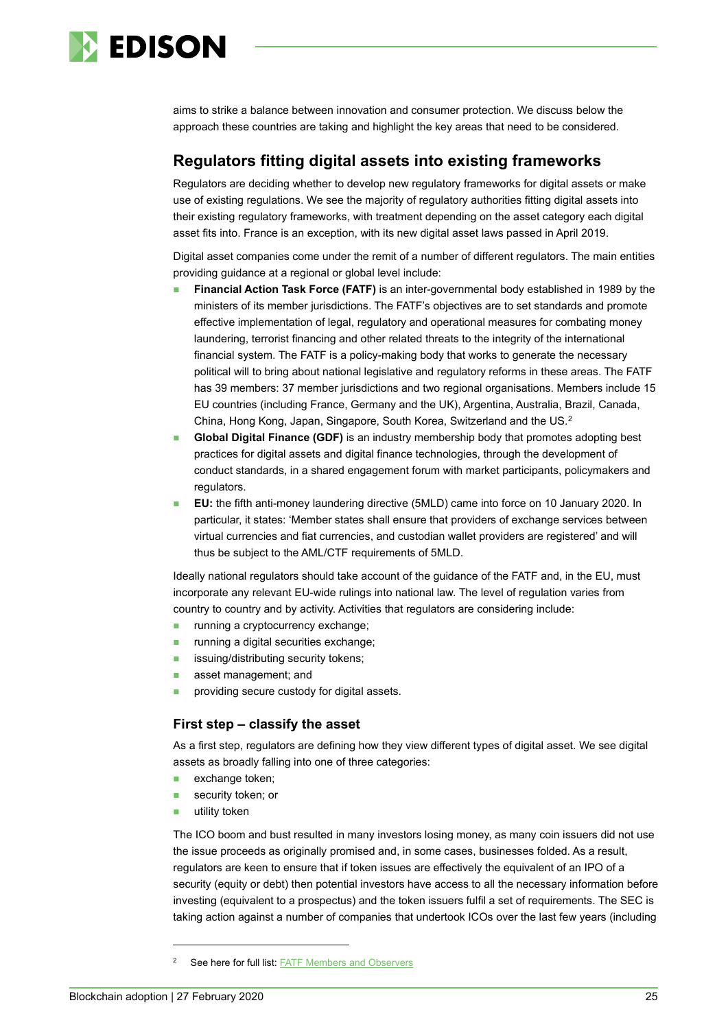aims to strike a balance between innovation and consumer protection. We discuss below the approach these countries are taking and highlight the key areas that need to be considered.

## Regulators fitting digital assets into existing frameworks

Regulators are deciding whether to develop new regulatory frameworks for digital assets or make use of existing regulations. We see the majority of regulatory authorities fitting digital assets into their existing regulatory frameworks, with treatment depending on the asset category each digital asset fits into. France is an exception, with its new digital asset laws passed in April 2019.

Digital asset companies come under the remit of a number of different regulators. The main entities providing guidance at a regional or global level include:

- **Financial Action Task Force (FATF)** is an inter-governmental body established in 1989 by the ministers of its member jurisdictions. The FATF's objectives are to set standards and promote effective implementation of legal, regulatory and operational measures for combating money laundering, terrorist financing and other related threats to the integrity of the international financial system. The FATF is a policy-making body that works to generate the necessary political will to bring about national legislative and regulatory reforms in these areas. The FATF has 39 members: 37 member jurisdictions and two regional organisations. Members include 15 EU countries (including France, Germany and the UK), Argentina, Australia, Brazil, Canada, China, Hong Kong, Japan, Singapore, South Korea, Switzerland and the US.[2]
- **Global Digital Finance (GDF)** is an industry membership body that promotes adopting best practices for digital assets and digital finance technologies, through the development of conduct standards, in a shared engagement forum with market participants, policymakers and regulators.
- **EU:** the fifth anti-money laundering directive (5MLD) came into force on 10 January 2020. In particular, it states: 'Member states shall ensure that providers of exchange services between virtual currencies and fiat currencies, and custodian wallet providers are registered' and will thus be subject to the AML/CTF requirements of 5MLD.

Ideally national regulators should take account of the guidance of the FATF and, in the EU, must incorporate any relevant EU-wide rulings into national law. The level of regulation varies from country to country and by activity. Activities that regulators are considering include:

- running a cryptocurrency exchange;
- running a digital securities exchange;
- issuing/distributing security tokens;
- asset management; and
- providing secure custody for digital assets.

### First step – classify the asset

As a first step, regulators are defining how they view different types of digital asset. We see digital assets as broadly falling into one of three categories:

- exchange token;
- security token; or
- utility token

The ICO boom and bust resulted in many investors losing money, as many coin issuers did not use the issue proceeds as originally promised and, in some cases, businesses folded. As a result, regulators are keen to ensure that if token issues are effectively the equivalent of an IPO of a security (equity or debt) then potential investors have access to all the necessary information before investing (equivalent to a prospectus) and the token issuers fulfil a set of requirements. The SEC is taking action against a number of companies that undertook ICOs over the last few years (including

[2] See here for full list: FATF Members and Observers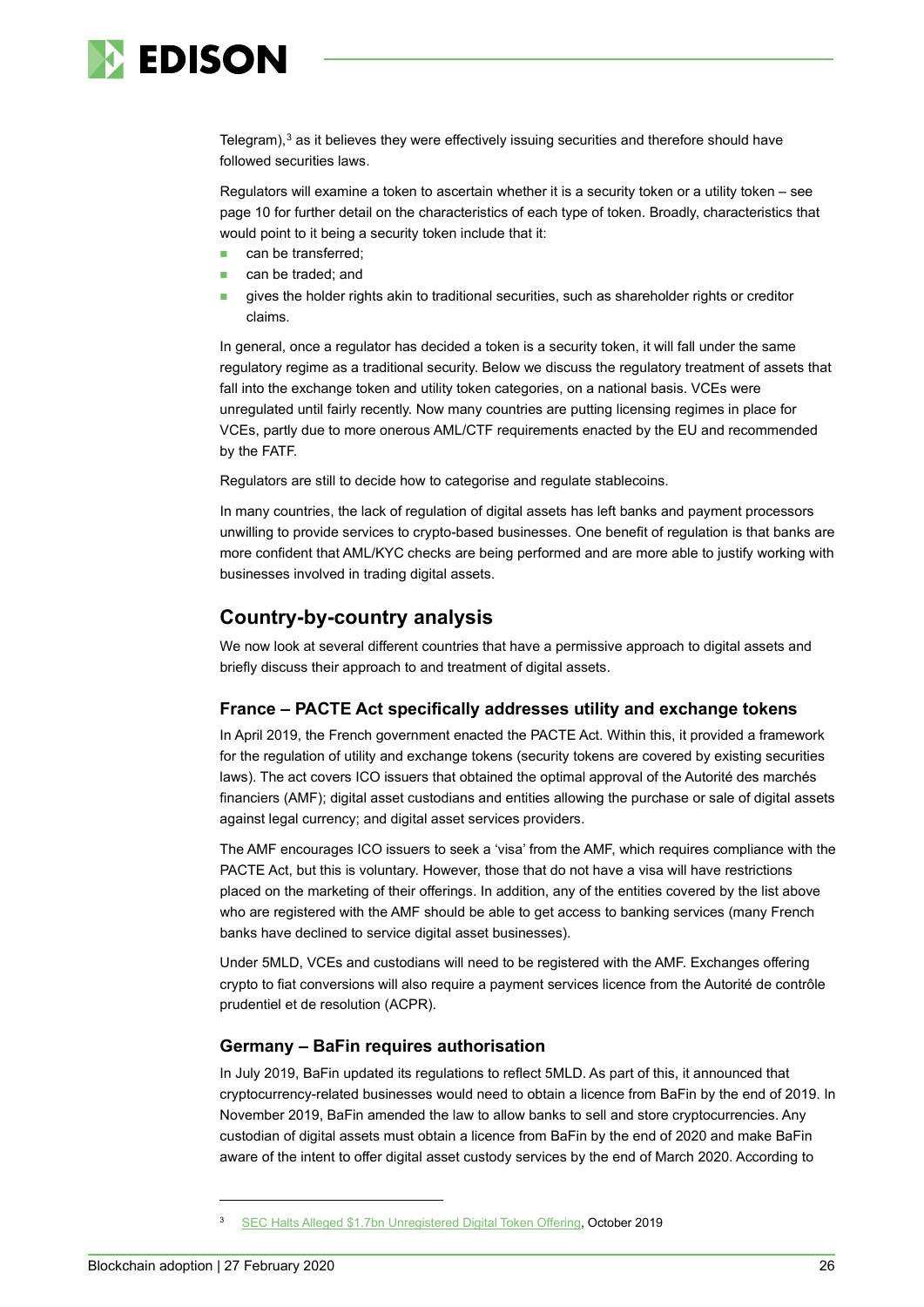Telegram),[3] as it believes they were effectively issuing securities and therefore should have followed securities laws.

Regulators will examine a token to ascertain whether it is a security token or a utility token – see page 10 for further detail on the characteristics of each type of token. Broadly, characteristics that would point to it being a security token include that it:

- can be transferred;
- can be traded; and
- gives the holder rights akin to traditional securities, such as shareholder rights or creditor claims.

In general, once a regulator has decided a token is a security token, it will fall under the same regulatory regime as a traditional security. Below we discuss the regulatory treatment of assets that fall into the exchange token and utility token categories, on a national basis. VCEs were unregulated until fairly recently. Now many countries are putting licensing regimes in place for VCEs, partly due to more onerous AML/CTF requirements enacted by the EU and recommended by the FATF.

Regulators are still to decide how to categorise and regulate stablecoins.

In many countries, the lack of regulation of digital assets has left banks and payment processors unwilling to provide services to crypto-based businesses. One benefit of regulation is that banks are more confident that AML/KYC checks are being performed and are more able to justify working with businesses involved in trading digital assets.

## Country-by-country analysis

We now look at several different countries that have a permissive approach to digital assets and briefly discuss their approach to and treatment of digital assets.

### France – PACTE Act specifically addresses utility and exchange tokens

In April 2019, the French government enacted the PACTE Act. Within this, it provided a framework for the regulation of utility and exchange tokens (security tokens are covered by existing securities laws). The act covers ICO issuers that obtained the optimal approval of the Autorité des marchés financiers (AMF); digital asset custodians and entities allowing the purchase or sale of digital assets against legal currency; and digital asset services providers.

The AMF encourages ICO issuers to seek a 'visa' from the AMF, which requires compliance with the PACTE Act, but this is voluntary. However, those that do not have a visa will have restrictions placed on the marketing of their offerings. In addition, any of the entities covered by the list above who are registered with the AMF should be able to get access to banking services (many French banks have declined to service digital asset businesses).

Under 5MLD, VCEs and custodians will need to be registered with the AMF. Exchanges offering crypto to fiat conversions will also require a payment services licence from the Autorité de contrôle prudentiel et de resolution (ACPR).

### Germany – BaFin requires authorisation

In July 2019, BaFin updated its regulations to reflect 5MLD. As part of this, it announced that cryptocurrency-related businesses would need to obtain a licence from BaFin by the end of 2019. In November 2019, BaFin amended the law to allow banks to sell and store cryptocurrencies. Any custodian of digital assets must obtain a licence from BaFin by the end of 2020 and make BaFin aware of the intent to offer digital asset custody services by the end of March 2020. According to

[3] SEC Halts Alleged $1.7bn Unregistered Digital Token Offering, October 2019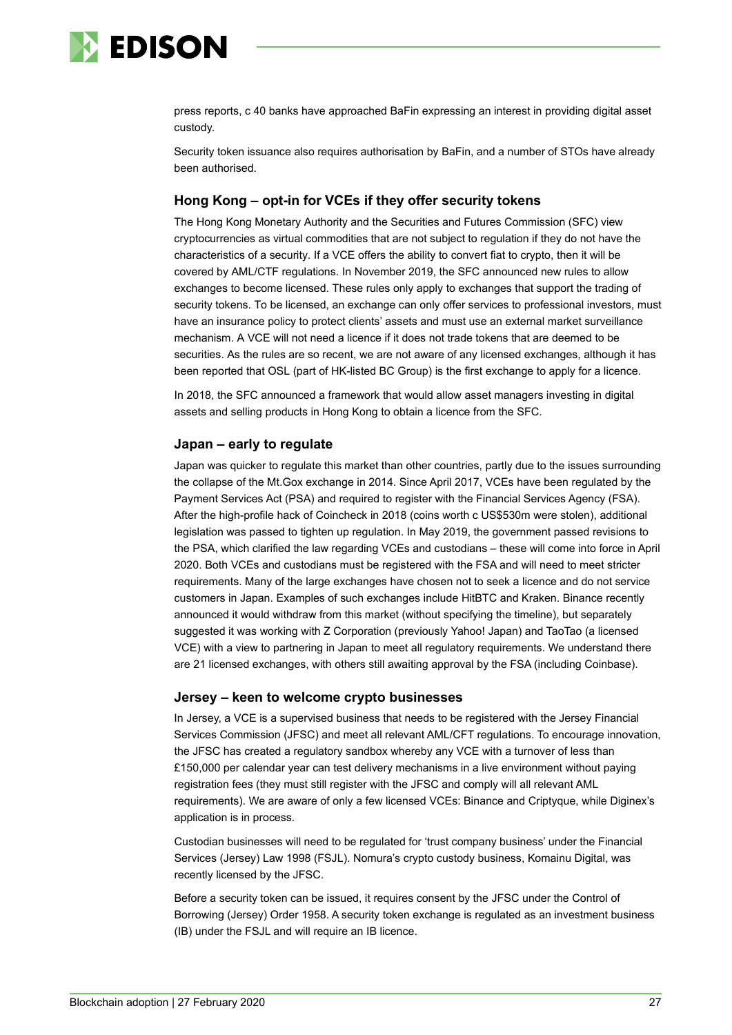press reports, c 40 banks have approached BaFin expressing an interest in providing digital asset custody.

Security token issuance also requires authorisation by BaFin, and a number of STOs have already been authorised.

### Hong Kong – opt-in for VCEs if they offer security tokens

The Hong Kong Monetary Authority and the Securities and Futures Commission (SFC) view cryptocurrencies as virtual commodities that are not subject to regulation if they do not have the characteristics of a security. If a VCE offers the ability to convert fiat to crypto, then it will be covered by AML/CTF regulations. In November 2019, the SFC announced new rules to allow exchanges to become licensed. These rules only apply to exchanges that support the trading of security tokens. To be licensed, an exchange can only offer services to professional investors, must have an insurance policy to protect clients' assets and must use an external market surveillance mechanism. A VCE will not need a licence if it does not trade tokens that are deemed to be securities. As the rules are so recent, we are not aware of any licensed exchanges, although it has been reported that OSL (part of HK-listed BC Group) is the first exchange to apply for a licence.

In 2018, the SFC announced a framework that would allow asset managers investing in digital assets and selling products in Hong Kong to obtain a licence from the SFC.

### Japan – early to regulate

Japan was quicker to regulate this market than other countries, partly due to the issues surrounding the collapse of the Mt.Gox exchange in 2014. Since April 2017, VCEs have been regulated by the Payment Services Act (PSA) and required to register with the Financial Services Agency (FSA). After the high-profile hack of Coincheck in 2018 (coins worth c US$530m were stolen), additional legislation was passed to tighten up regulation. In May 2019, the government passed revisions to the PSA, which clarified the law regarding VCEs and custodians – these will come into force in April 2020. Both VCEs and custodians must be registered with the FSA and will need to meet stricter requirements. Many of the large exchanges have chosen not to seek a licence and do not service customers in Japan. Examples of such exchanges include HitBTC and Kraken. Binance recently announced it would withdraw from this market (without specifying the timeline), but separately suggested it was working with Z Corporation (previously Yahoo! Japan) and TaoTao (a licensed VCE) with a view to partnering in Japan to meet all regulatory requirements. We understand there are 21 licensed exchanges, with others still awaiting approval by the FSA (including Coinbase).

### Jersey – keen to welcome crypto businesses

In Jersey, a VCE is a supervised business that needs to be registered with the Jersey Financial Services Commission (JFSC) and meet all relevant AML/CFT regulations. To encourage innovation, the JFSC has created a regulatory sandbox whereby any VCE with a turnover of less than £150,000 per calendar year can test delivery mechanisms in a live environment without paying registration fees (they must still register with the JFSC and comply will all relevant AML requirements). We are aware of only a few licensed VCEs: Binance and Criptyque, while Diginex's application is in process.

Custodian businesses will need to be regulated for 'trust company business' under the Financial Services (Jersey) Law 1998 (FSJL). Nomura's crypto custody business, Komainu Digital, was recently licensed by the JFSC.

Before a security token can be issued, it requires consent by the JFSC under the Control of Borrowing (Jersey) Order 1958. A security token exchange is regulated as an investment business (IB) under the FSJL and will require an IB licence.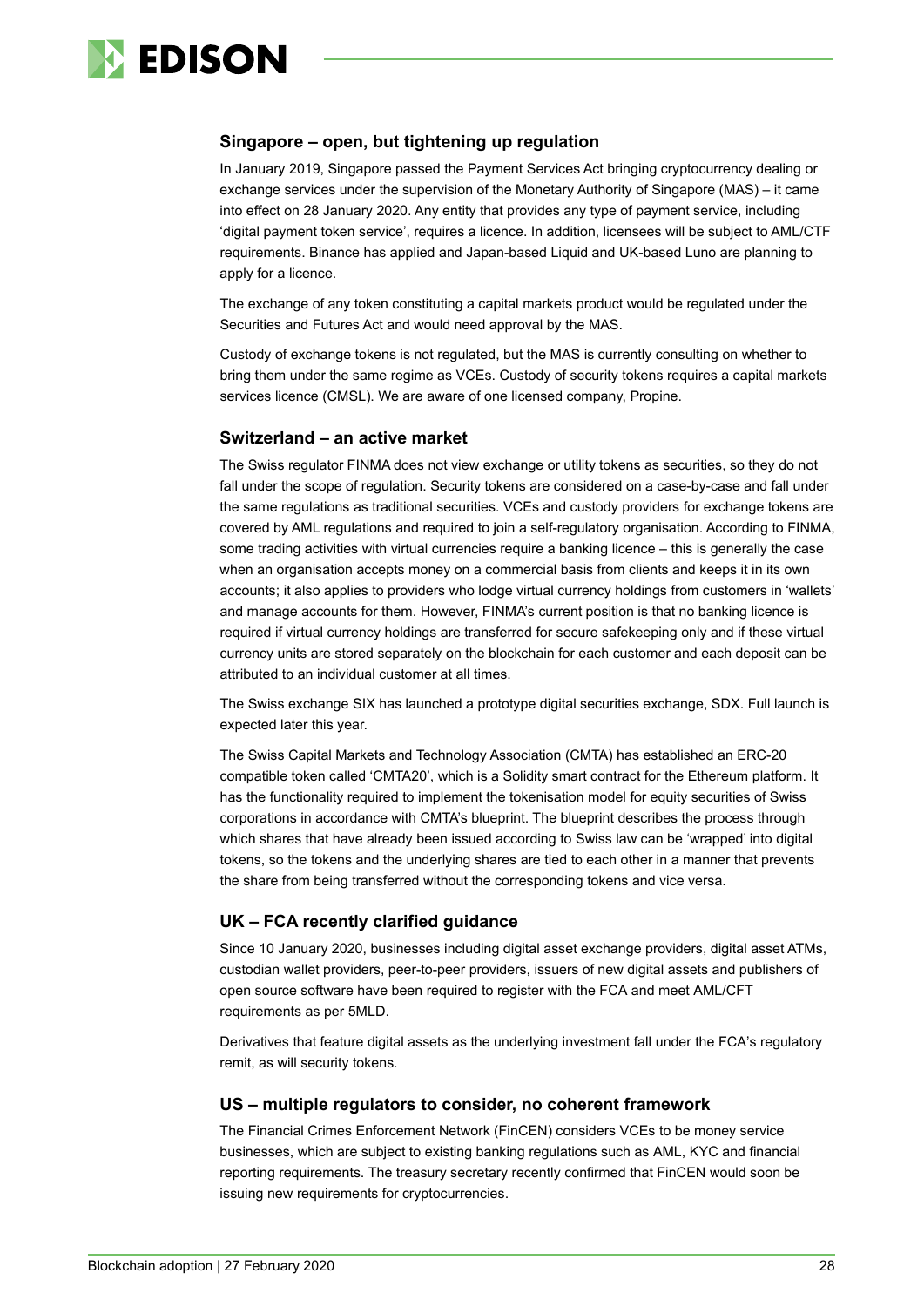### Singapore – open, but tightening up regulation

In January 2019, Singapore passed the Payment Services Act bringing cryptocurrency dealing or exchange services under the supervision of the Monetary Authority of Singapore (MAS) – it came into effect on 28 January 2020. Any entity that provides any type of payment service, including 'digital payment token service', requires a licence. In addition, licensees will be subject to AML/CTF requirements. Binance has applied and Japan-based Liquid and UK-based Luno are planning to apply for a licence.

The exchange of any token constituting a capital markets product would be regulated under the Securities and Futures Act and would need approval by the MAS.

Custody of exchange tokens is not regulated, but the MAS is currently consulting on whether to bring them under the same regime as VCEs. Custody of security tokens requires a capital markets services licence (CMSL). We are aware of one licensed company, Propine.

### Switzerland – an active market

The Swiss regulator FINMA does not view exchange or utility tokens as securities, so they do not fall under the scope of regulation. Security tokens are considered on a case-by-case and fall under the same regulations as traditional securities. VCEs and custody providers for exchange tokens are covered by AML regulations and required to join a self-regulatory organisation. According to FINMA, some trading activities with virtual currencies require a banking licence – this is generally the case when an organisation accepts money on a commercial basis from clients and keeps it in its own accounts; it also applies to providers who lodge virtual currency holdings from customers in 'wallets' and manage accounts for them. However, FINMA's current position is that no banking licence is required if virtual currency holdings are transferred for secure safekeeping only and if these virtual currency units are stored separately on the blockchain for each customer and each deposit can be attributed to an individual customer at all times.

The Swiss exchange SIX has launched a prototype digital securities exchange, SDX. Full launch is expected later this year.

The Swiss Capital Markets and Technology Association (CMTA) has established an ERC-20 compatible token called 'CMTA20', which is a Solidity smart contract for the Ethereum platform. It has the functionality required to implement the tokenisation model for equity securities of Swiss corporations in accordance with CMTA's blueprint. The blueprint describes the process through which shares that have already been issued according to Swiss law can be 'wrapped' into digital tokens, so the tokens and the underlying shares are tied to each other in a manner that prevents the share from being transferred without the corresponding tokens and vice versa.

### UK – FCA recently clarified guidance

Since 10 January 2020, businesses including digital asset exchange providers, digital asset ATMs, custodian wallet providers, peer-to-peer providers, issuers of new digital assets and publishers of open source software have been required to register with the FCA and meet AML/CFT requirements as per 5MLD.

Derivatives that feature digital assets as the underlying investment fall under the FCA's regulatory remit, as will security tokens.

### US – multiple regulators to consider, no coherent framework

The Financial Crimes Enforcement Network (FinCEN) considers VCEs to be money service businesses, which are subject to existing banking regulations such as AML, KYC and financial reporting requirements. The treasury secretary recently confirmed that FinCEN would soon be issuing new requirements for cryptocurrencies.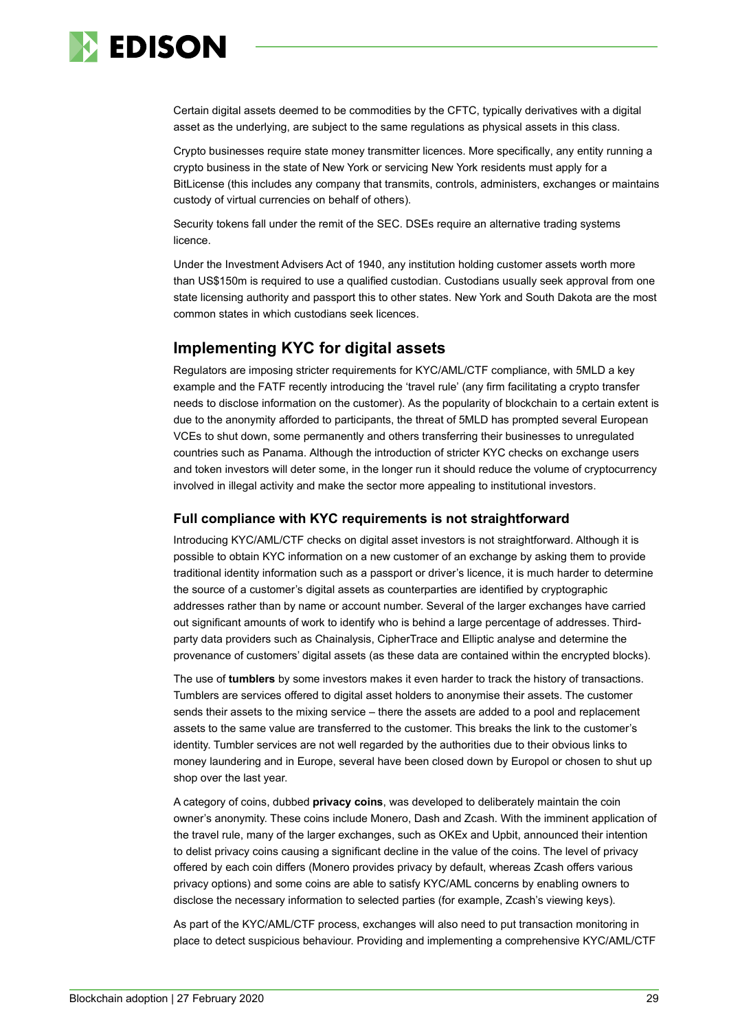Certain digital assets deemed to be commodities by the CFTC, typically derivatives with a digital asset as the underlying, are subject to the same regulations as physical assets in this class.

Crypto businesses require state money transmitter licences. More specifically, any entity running a crypto business in the state of New York or servicing New York residents must apply for a BitLicense (this includes any company that transmits, controls, administers, exchanges or maintains custody of virtual currencies on behalf of others).

Security tokens fall under the remit of the SEC. DSEs require an alternative trading systems licence.

Under the Investment Advisers Act of 1940, any institution holding customer assets worth more than US$150m is required to use a qualified custodian. Custodians usually seek approval from one state licensing authority and passport this to other states. New York and South Dakota are the most common states in which custodians seek licences.

## Implementing KYC for digital assets

Regulators are imposing stricter requirements for KYC/AML/CTF compliance, with 5MLD a key example and the FATF recently introducing the 'travel rule' (any firm facilitating a crypto transfer needs to disclose information on the customer). As the popularity of blockchain to a certain extent is due to the anonymity afforded to participants, the threat of 5MLD has prompted several European VCEs to shut down, some permanently and others transferring their businesses to unregulated countries such as Panama. Although the introduction of stricter KYC checks on exchange users and token investors will deter some, in the longer run it should reduce the volume of cryptocurrency involved in illegal activity and make the sector more appealing to institutional investors.

### Full compliance with KYC requirements is not straightforward

Introducing KYC/AML/CTF checks on digital asset investors is not straightforward. Although it is possible to obtain KYC information on a new customer of an exchange by asking them to provide traditional identity information such as a passport or driver's licence, it is much harder to determine the source of a customer's digital assets as counterparties are identified by cryptographic addresses rather than by name or account number. Several of the larger exchanges have carried out significant amounts of work to identify who is behind a large percentage of addresses. Third-party data providers such as Chainalysis, CipherTrace and Elliptic analyse and determine the provenance of customers' digital assets (as these data are contained within the encrypted blocks).

The use of **tumblers** by some investors makes it even harder to track the history of transactions. Tumblers are services offered to digital asset holders to anonymise their assets. The customer sends their assets to the mixing service – there the assets are added to a pool and replacement assets to the same value are transferred to the customer. This breaks the link to the customer's identity. Tumbler services are not well regarded by the authorities due to their obvious links to money laundering and in Europe, several have been closed down by Europol or chosen to shut up shop over the last year.

A category of coins, dubbed **privacy coins**, was developed to deliberately maintain the coin owner's anonymity. These coins include Monero, Dash and Zcash. With the imminent application of the travel rule, many of the larger exchanges, such as OKEx and Upbit, announced their intention to delist privacy coins causing a significant decline in the value of the coins. The level of privacy offered by each coin differs (Monero provides privacy by default, whereas Zcash offers various privacy options) and some coins are able to satisfy KYC/AML concerns by enabling owners to disclose the necessary information to selected parties (for example, Zcash's viewing keys).

As part of the KYC/AML/CTF process, exchanges will also need to put transaction monitoring in place to detect suspicious behaviour. Providing and implementing a comprehensive KYC/AML/CTF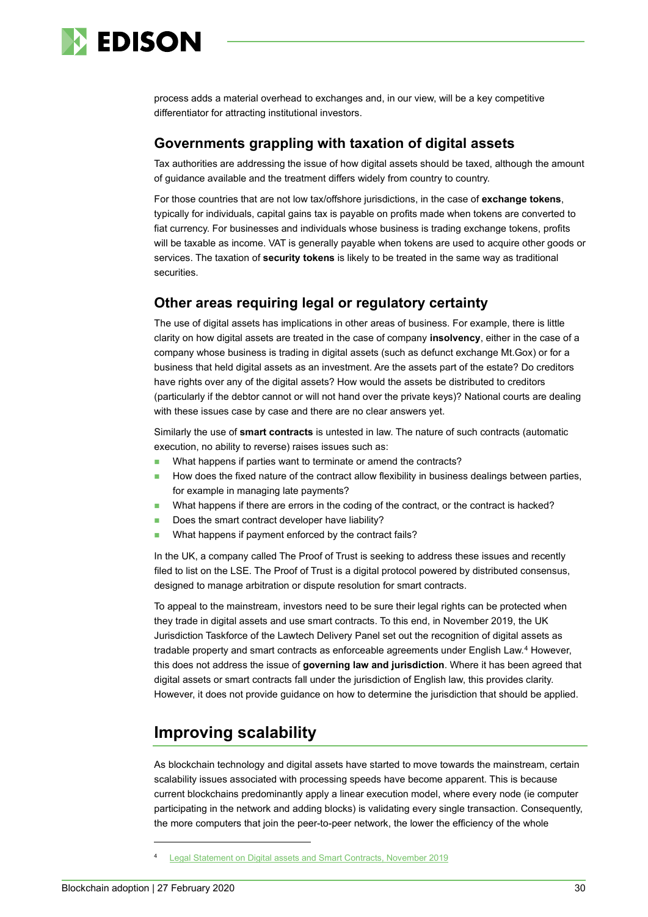process adds a material overhead to exchanges and, in our view, will be a key competitive differentiator for attracting institutional investors.

### Governments grappling with taxation of digital assets

Tax authorities are addressing the issue of how digital assets should be taxed, although the amount of guidance available and the treatment differs widely from country to country.

For those countries that are not low tax/offshore jurisdictions, in the case of **exchange tokens**, typically for individuals, capital gains tax is payable on profits made when tokens are converted to fiat currency. For businesses and individuals whose business is trading exchange tokens, profits will be taxable as income. VAT is generally payable when tokens are used to acquire other goods or services. The taxation of **security tokens** is likely to be treated in the same way as traditional securities.

### Other areas requiring legal or regulatory certainty

The use of digital assets has implications in other areas of business. For example, there is little clarity on how digital assets are treated in the case of company **insolvency**, either in the case of a company whose business is trading in digital assets (such as defunct exchange Mt.Gox) or for a business that held digital assets as an investment. Are the assets part of the estate? Do creditors have rights over any of the digital assets? How would the assets be distributed to creditors (particularly if the debtor cannot or will not hand over the private keys)? National courts are dealing with these issues case by case and there are no clear answers yet.

Similarly the use of **smart contracts** is untested in law. The nature of such contracts (automatic execution, no ability to reverse) raises issues such as:

- What happens if parties want to terminate or amend the contracts?
- How does the fixed nature of the contract allow flexibility in business dealings between parties, for example in managing late payments?
- What happens if there are errors in the coding of the contract, or the contract is hacked?
- Does the smart contract developer have liability?
- What happens if payment enforced by the contract fails?

In the UK, a company called The Proof of Trust is seeking to address these issues and recently filed to list on the LSE. The Proof of Trust is a digital protocol powered by distributed consensus, designed to manage arbitration or dispute resolution for smart contracts.

To appeal to the mainstream, investors need to be sure their legal rights can be protected when they trade in digital assets and use smart contracts. To this end, in November 2019, the UK Jurisdiction Taskforce of the Lawtech Delivery Panel set out the recognition of digital assets as tradable property and smart contracts as enforceable agreements under English Law.[4] However, this does not address the issue of **governing law and jurisdiction**. Where it has been agreed that digital assets or smart contracts fall under the jurisdiction of English law, this provides clarity. However, it does not provide guidance on how to determine the jurisdiction that should be applied.

## Improving scalability

As blockchain technology and digital assets have started to move towards the mainstream, certain scalability issues associated with processing speeds have become apparent. This is because current blockchains predominantly apply a linear execution model, where every node (ie computer participating in the network and adding blocks) is validating every single transaction. Consequently, the more computers that join the peer-to-peer network, the lower the efficiency of the whole

[4] Legal Statement on Digital assets and Smart Contracts, November 2019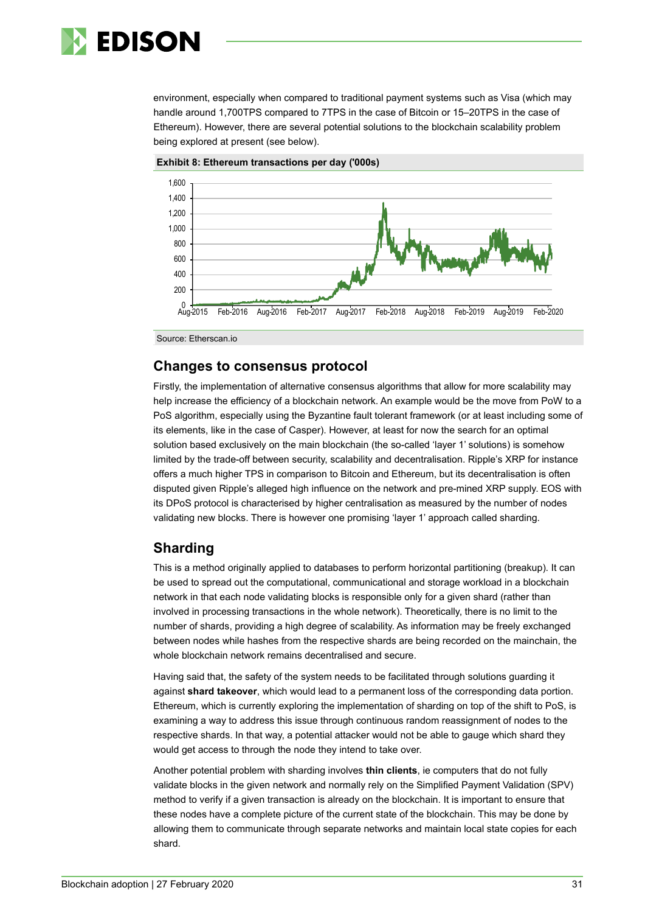environment, especially when compared to traditional payment systems such as Visa (which may handle around 1,700TPS compared to 7TPS in the case of Bitcoin or 15–20TPS in the case of Ethereum). However, there are several potential solutions to the blockchain scalability problem being explored at present (see below).

**Exhibit 8: Ethereum transactions per day ('000s)**

Source: Etherscan.io

## Changes to consensus protocol

Firstly, the implementation of alternative consensus algorithms that allow for more scalability may help increase the efficiency of a blockchain network. An example would be the move from PoW to a PoS algorithm, especially using the Byzantine fault tolerant framework (or at least including some of its elements, like in the case of Casper). However, at least for now the search for an optimal solution based exclusively on the main blockchain (the so-called 'layer 1' solutions) is somehow limited by the trade-off between security, scalability and decentralisation. Ripple's XRP for instance offers a much higher TPS in comparison to Bitcoin and Ethereum, but its decentralisation is often disputed given Ripple's alleged high influence on the network and pre-mined XRP supply. EOS with its DPoS protocol is characterised by higher centralisation as measured by the number of nodes validating new blocks. There is however one promising 'layer 1' approach called sharding.

## Sharding

This is a method originally applied to databases to perform horizontal partitioning (breakup). It can be used to spread out the computational, communicational and storage workload in a blockchain network in that each node validating blocks is responsible only for a given shard (rather than involved in processing transactions in the whole network). Theoretically, there is no limit to the number of shards, providing a high degree of scalability. As information may be freely exchanged between nodes while hashes from the respective shards are being recorded on the mainchain, the whole blockchain network remains decentralised and secure.

Having said that, the safety of the system needs to be facilitated through solutions guarding it against **shard takeover**, which would lead to a permanent loss of the corresponding data portion. Ethereum, which is currently exploring the implementation of sharding on top of the shift to PoS, is examining a way to address this issue through continuous random reassignment of nodes to the respective shards. In that way, a potential attacker would not be able to gauge which shard they would get access to through the node they intend to take over.

Another potential problem with sharding involves **thin clients**, ie computers that do not fully validate blocks in the given network and normally rely on the Simplified Payment Validation (SPV) method to verify if a given transaction is already on the blockchain. It is important to ensure that these nodes have a complete picture of the current state of the blockchain. This may be done by allowing them to communicate through separate networks and maintain local state copies for each shard.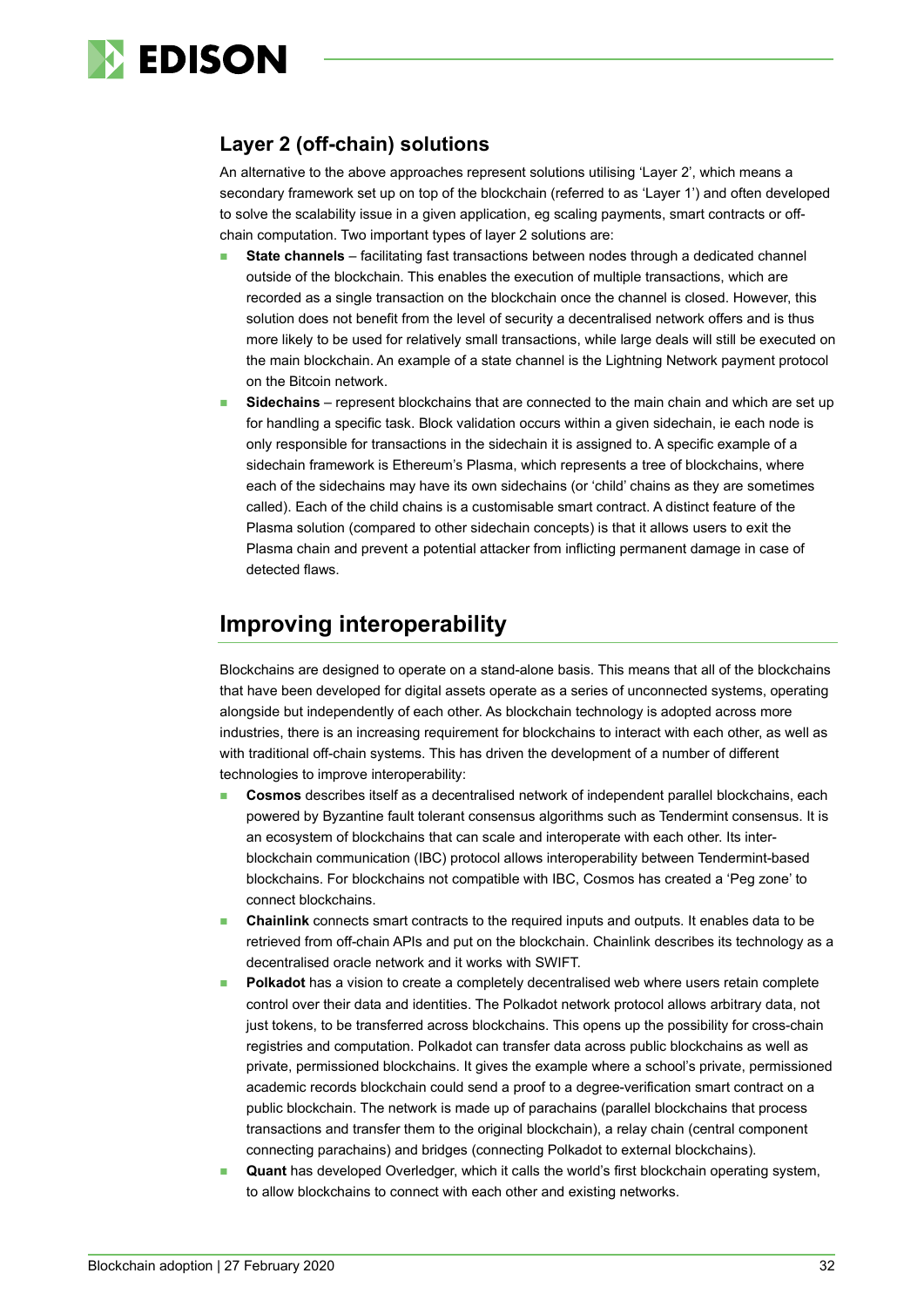### Layer 2 (off-chain) solutions

An alternative to the above approaches represent solutions utilising 'Layer 2', which means a secondary framework set up on top of the blockchain (referred to as 'Layer 1') and often developed to solve the scalability issue in a given application, eg scaling payments, smart contracts or off-chain computation. Two important types of layer 2 solutions are:

- **State channels** – facilitating fast transactions between nodes through a dedicated channel outside of the blockchain. This enables the execution of multiple transactions, which are recorded as a single transaction on the blockchain once the channel is closed. However, this solution does not benefit from the level of security a decentralised network offers and is thus more likely to be used for relatively small transactions, while large deals will still be executed on the main blockchain. An example of a state channel is the Lightning Network payment protocol on the Bitcoin network.
- **Sidechains** – represent blockchains that are connected to the main chain and which are set up for handling a specific task. Block validation occurs within a given sidechain, ie each node is only responsible for transactions in the sidechain it is assigned to. A specific example of a sidechain framework is Ethereum's Plasma, which represents a tree of blockchains, where each of the sidechains may have its own sidechains (or 'child' chains as they are sometimes called). Each of the child chains is a customisable smart contract. A distinct feature of the Plasma solution (compared to other sidechain concepts) is that it allows users to exit the Plasma chain and prevent a potential attacker from inflicting permanent damage in case of detected flaws.

## Improving interoperability

Blockchains are designed to operate on a stand-alone basis. This means that all of the blockchains that have been developed for digital assets operate as a series of unconnected systems, operating alongside but independently of each other. As blockchain technology is adopted across more industries, there is an increasing requirement for blockchains to interact with each other, as well as with traditional off-chain systems. This has driven the development of a number of different technologies to improve interoperability:

- **Cosmos** describes itself as a decentralised network of independent parallel blockchains, each powered by Byzantine fault tolerant consensus algorithms such as Tendermint consensus. It is an ecosystem of blockchains that can scale and interoperate with each other. Its inter-blockchain communication (IBC) protocol allows interoperability between Tendermint-based blockchains. For blockchains not compatible with IBC, Cosmos has created a 'Peg zone' to connect blockchains.
- **Chainlink** connects smart contracts to the required inputs and outputs. It enables data to be retrieved from off-chain APIs and put on the blockchain. Chainlink describes its technology as a decentralised oracle network and it works with SWIFT.
- **Polkadot** has a vision to create a completely decentralised web where users retain complete control over their data and identities. The Polkadot network protocol allows arbitrary data, not just tokens, to be transferred across blockchains. This opens up the possibility for cross-chain registries and computation. Polkadot can transfer data across public blockchains as well as private, permissioned blockchains. It gives the example where a school's private, permissioned academic records blockchain could send a proof to a degree-verification smart contract on a public blockchain. The network is made up of parachains (parallel blockchains that process transactions and transfer them to the original blockchain), a relay chain (central component connecting parachains) and bridges (connecting Polkadot to external blockchains).
- **Quant** has developed Overledger, which it calls the world's first blockchain operating system, to allow blockchains to connect with each other and existing networks.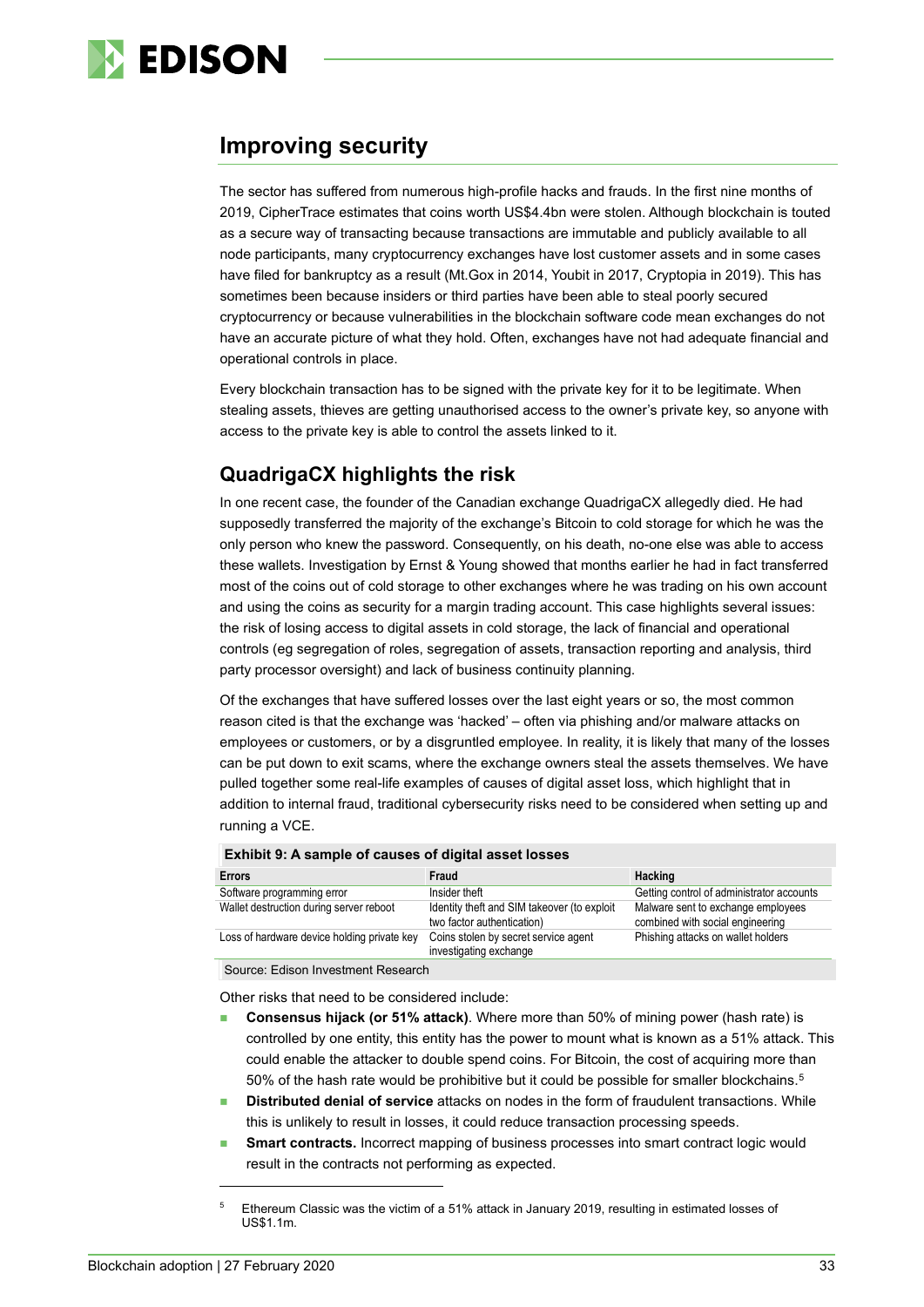## Improving security

The sector has suffered from numerous high-profile hacks and frauds. In the first nine months of 2019, CipherTrace estimates that coins worth US$4.4bn were stolen. Although blockchain is touted as a secure way of transacting because transactions are immutable and publicly available to all node participants, many cryptocurrency exchanges have lost customer assets and in some cases have filed for bankruptcy as a result (Mt.Gox in 2014, Youbit in 2017, Cryptopia in 2019). This has sometimes been because insiders or third parties have been able to steal poorly secured cryptocurrency or because vulnerabilities in the blockchain software code mean exchanges do not have an accurate picture of what they hold. Often, exchanges have not had adequate financial and operational controls in place.

Every blockchain transaction has to be signed with the private key for it to be legitimate. When stealing assets, thieves are getting unauthorised access to the owner's private key, so anyone with access to the private key is able to control the assets linked to it.

### QuadrigaCX highlights the risk

In one recent case, the founder of the Canadian exchange QuadrigaCX allegedly died. He had supposedly transferred the majority of the exchange's Bitcoin to cold storage for which he was the only person who knew the password. Consequently, on his death, no-one else was able to access these wallets. Investigation by Ernst & Young showed that months earlier he had in fact transferred most of the coins out of cold storage to other exchanges where he was trading on his own account and using the coins as security for a margin trading account. This case highlights several issues: the risk of losing access to digital assets in cold storage, the lack of financial and operational controls (eg segregation of roles, segregation of assets, transaction reporting and analysis, third party processor oversight) and lack of business continuity planning.

Of the exchanges that have suffered losses over the last eight years or so, the most common reason cited is that the exchange was 'hacked' – often via phishing and/or malware attacks on employees or customers, or by a disgruntled employee. In reality, it is likely that many of the losses can be put down to exit scams, where the exchange owners steal the assets themselves. We have pulled together some real-life examples of causes of digital asset loss, which highlight that in addition to internal fraud, traditional cybersecurity risks need to be considered when setting up and running a VCE.

**Exhibit 9: A sample of causes of digital asset losses**

| Errors | Fraud | Hacking |
|---|---|---|
| Software programming error | Insider theft | Getting control of administrator accounts |
| Wallet destruction during server reboot | Identity theft and SIM takeover (to exploit two factor authentication) | Malware sent to exchange employees combined with social engineering |
| Loss of hardware device holding private key | Coins stolen by secret service agent investigating exchange | Phishing attacks on wallet holders |

Source: Edison Investment Research

Other risks that need to be considered include:

- **Consensus hijack (or 51% attack)**. Where more than 50% of mining power (hash rate) is controlled by one entity, this entity has the power to mount what is known as a 51% attack. This could enable the attacker to double spend coins. For Bitcoin, the cost of acquiring more than 50% of the hash rate would be prohibitive but it could be possible for smaller blockchains.[5]
- **Distributed denial of service** attacks on nodes in the form of fraudulent transactions. While this is unlikely to result in losses, it could reduce transaction processing speeds.
- **Smart contracts.** Incorrect mapping of business processes into smart contract logic would result in the contracts not performing as expected.

[5] Ethereum Classic was the victim of a 51% attack in January 2019, resulting in estimated losses of US$1.1m.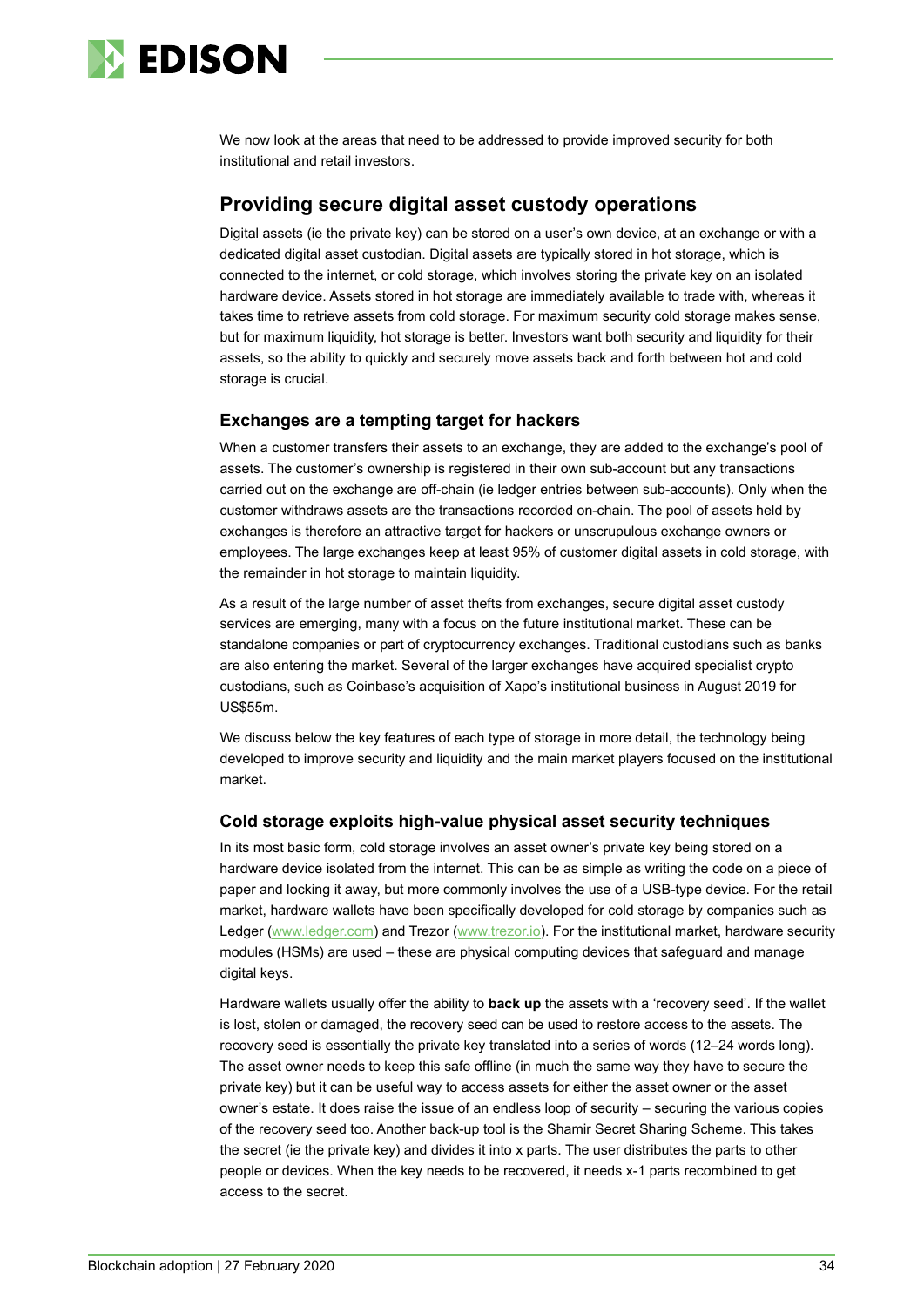We now look at the areas that need to be addressed to provide improved security for both institutional and retail investors.

## Providing secure digital asset custody operations

Digital assets (ie the private key) can be stored on a user's own device, at an exchange or with a dedicated digital asset custodian. Digital assets are typically stored in hot storage, which is connected to the internet, or cold storage, which involves storing the private key on an isolated hardware device. Assets stored in hot storage are immediately available to trade with, whereas it takes time to retrieve assets from cold storage. For maximum security cold storage makes sense, but for maximum liquidity, hot storage is better. Investors want both security and liquidity for their assets, so the ability to quickly and securely move assets back and forth between hot and cold storage is crucial.

### Exchanges are a tempting target for hackers

When a customer transfers their assets to an exchange, they are added to the exchange's pool of assets. The customer's ownership is registered in their own sub-account but any transactions carried out on the exchange are off-chain (ie ledger entries between sub-accounts). Only when the customer withdraws assets are the transactions recorded on-chain. The pool of assets held by exchanges is therefore an attractive target for hackers or unscrupulous exchange owners or employees. The large exchanges keep at least 95% of customer digital assets in cold storage, with the remainder in hot storage to maintain liquidity.

As a result of the large number of asset thefts from exchanges, secure digital asset custody services are emerging, many with a focus on the future institutional market. These can be standalone companies or part of cryptocurrency exchanges. Traditional custodians such as banks are also entering the market. Several of the larger exchanges have acquired specialist crypto custodians, such as Coinbase's acquisition of Xapo's institutional business in August 2019 for US$55m.

We discuss below the key features of each type of storage in more detail, the technology being developed to improve security and liquidity and the main market players focused on the institutional market.

### Cold storage exploits high-value physical asset security techniques

In its most basic form, cold storage involves an asset owner's private key being stored on a hardware device isolated from the internet. This can be as simple as writing the code on a piece of paper and locking it away, but more commonly involves the use of a USB-type device. For the retail market, hardware wallets have been specifically developed for cold storage by companies such as Ledger (www.ledger.com) and Trezor (www.trezor.io). For the institutional market, hardware security modules (HSMs) are used – these are physical computing devices that safeguard and manage digital keys.

Hardware wallets usually offer the ability to **back up** the assets with a 'recovery seed'. If the wallet is lost, stolen or damaged, the recovery seed can be used to restore access to the assets. The recovery seed is essentially the private key translated into a series of words (12–24 words long). The asset owner needs to keep this safe offline (in much the same way they have to secure the private key) but it can be useful way to access assets for either the asset owner or the asset owner's estate. It does raise the issue of an endless loop of security – securing the various copies of the recovery seed too. Another back-up tool is the Shamir Secret Sharing Scheme. This takes the secret (ie the private key) and divides it into x parts. The user distributes the parts to other people or devices. When the key needs to be recovered, it needs x-1 parts recombined to get access to the secret.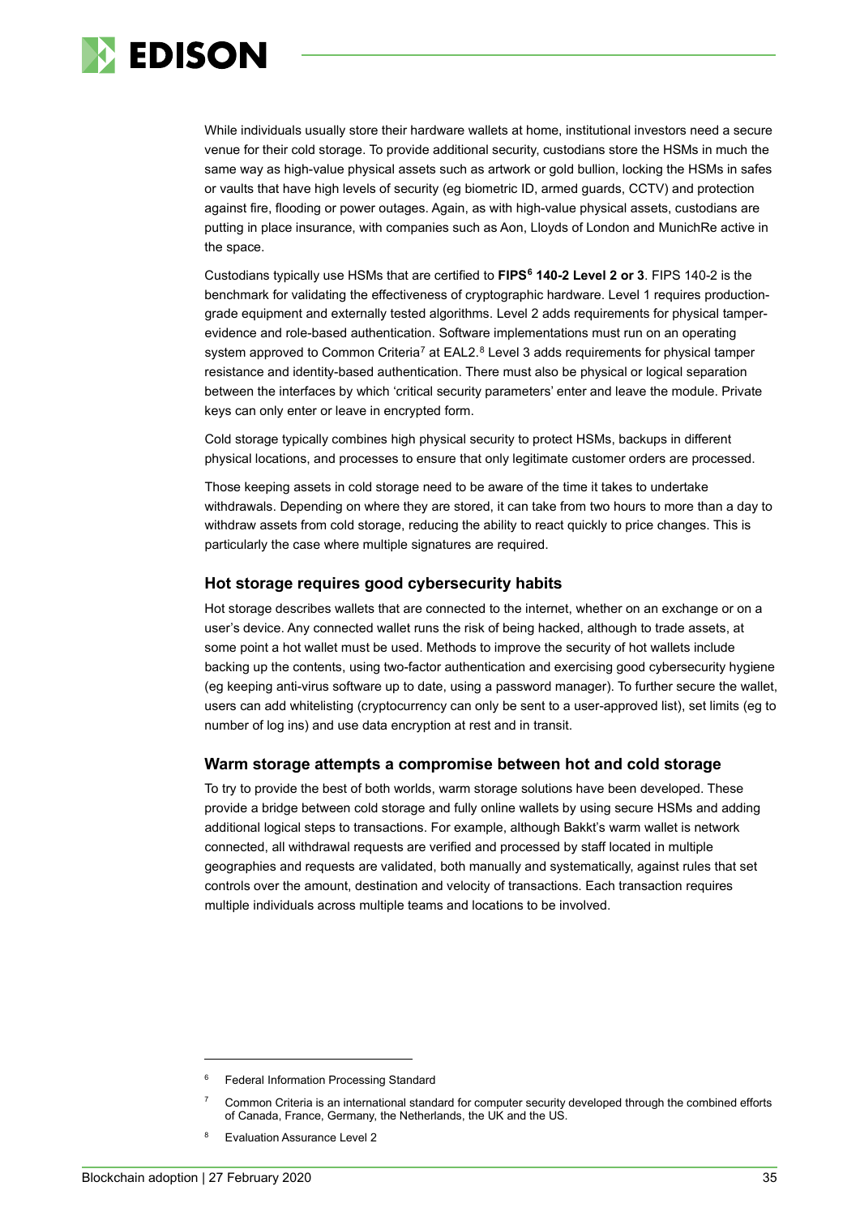While individuals usually store their hardware wallets at home, institutional investors need a secure venue for their cold storage. To provide additional security, custodians store the HSMs in much the same way as high-value physical assets such as artwork or gold bullion, locking the HSMs in safes or vaults that have high levels of security (eg biometric ID, armed guards, CCTV) and protection against fire, flooding or power outages. Again, as with high-value physical assets, custodians are putting in place insurance, with companies such as Aon, Lloyds of London and MunichRe active in the space.

Custodians typically use HSMs that are certified to **FIPS[6] 140-2 Level 2 or 3**. FIPS 140-2 is the benchmark for validating the effectiveness of cryptographic hardware. Level 1 requires production-grade equipment and externally tested algorithms. Level 2 adds requirements for physical tamper-evidence and role-based authentication. Software implementations must run on an operating system approved to Common Criteria[7] at EAL2.[8] Level 3 adds requirements for physical tamper resistance and identity-based authentication. There must also be physical or logical separation between the interfaces by which 'critical security parameters' enter and leave the module. Private keys can only enter or leave in encrypted form.

Cold storage typically combines high physical security to protect HSMs, backups in different physical locations, and processes to ensure that only legitimate customer orders are processed.

Those keeping assets in cold storage need to be aware of the time it takes to undertake withdrawals. Depending on where they are stored, it can take from two hours to more than a day to withdraw assets from cold storage, reducing the ability to react quickly to price changes. This is particularly the case where multiple signatures are required.

## Hot storage requires good cybersecurity habits

Hot storage describes wallets that are connected to the internet, whether on an exchange or on a user's device. Any connected wallet runs the risk of being hacked, although to trade assets, at some point a hot wallet must be used. Methods to improve the security of hot wallets include backing up the contents, using two-factor authentication and exercising good cybersecurity hygiene (eg keeping anti-virus software up to date, using a password manager). To further secure the wallet, users can add whitelisting (cryptocurrency can only be sent to a user-approved list), set limits (eg to number of log ins) and use data encryption at rest and in transit.

## Warm storage attempts a compromise between hot and cold storage

To try to provide the best of both worlds, warm storage solutions have been developed. These provide a bridge between cold storage and fully online wallets by using secure HSMs and adding additional logical steps to transactions. For example, although Bakkt's warm wallet is network connected, all withdrawal requests are verified and processed by staff located in multiple geographies and requests are validated, both manually and systematically, against rules that set controls over the amount, destination and velocity of transactions. Each transaction requires multiple individuals across multiple teams and locations to be involved.

---

[6] Federal Information Processing Standard

[7] Common Criteria is an international standard for computer security developed through the combined efforts of Canada, France, Germany, the Netherlands, the UK and the US.

[8] Evaluation Assurance Level 2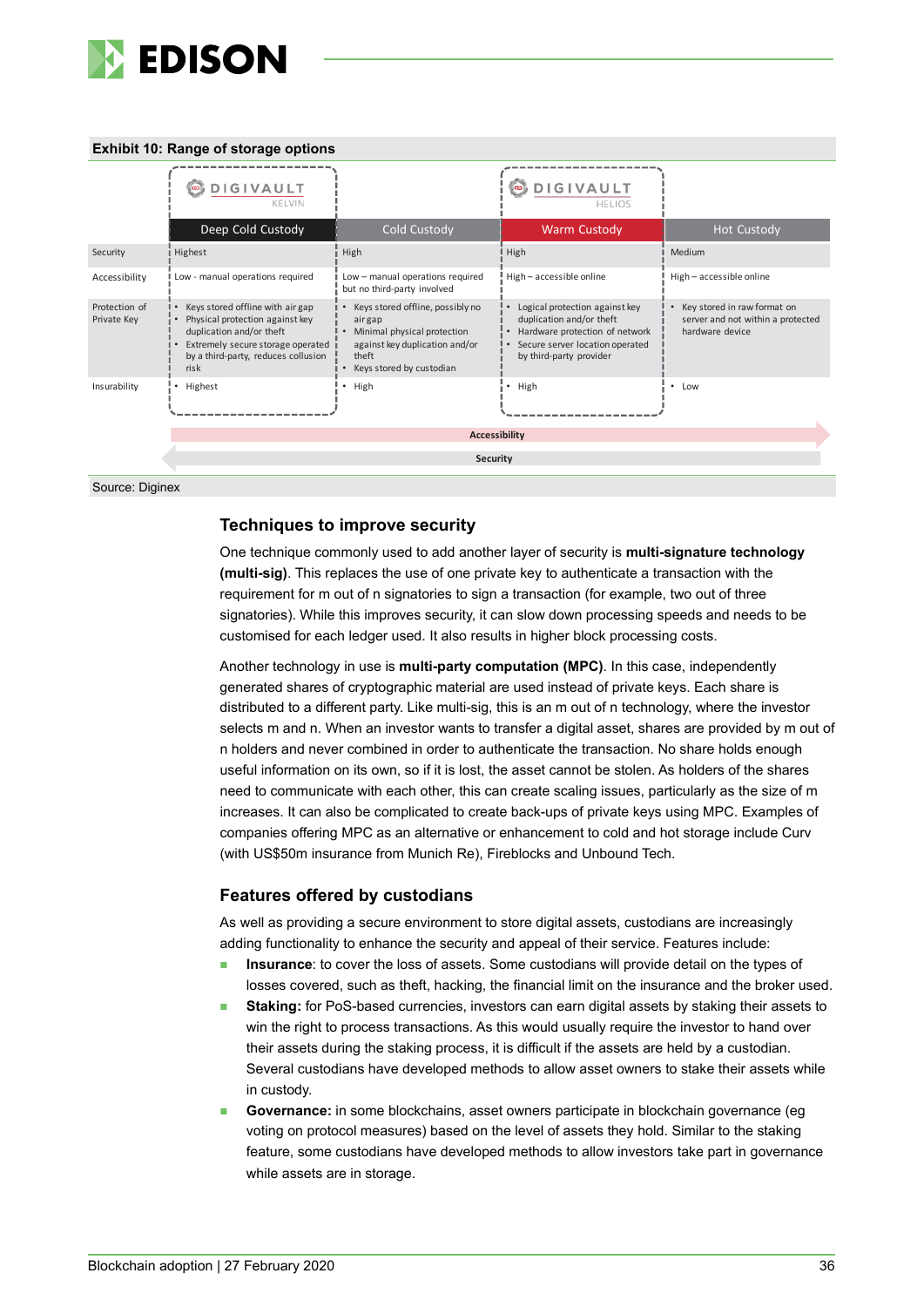**Exhibit 10: Range of storage options**

| | DIGIVAULT KELVIN<br>Deep Cold Custody | Cold Custody | DIGIVAULT HELIOS<br>Warm Custody | Hot Custody |
|---|---|---|---|---|
| Security | Highest | High | High | Medium |
| Accessibility | Low - manual operations required | Low – manual operations required but no third-party involved | High – accessible online | High – accessible online |
| Protection of Private Key | • Keys stored offline with air gap<br>• Physical protection against key duplication and/or theft<br>• Extremely secure storage operated by a third-party, reduces collusion risk | • Keys stored offline, possibly no air gap<br>• Minimal physical protection against key duplication and/or theft<br>• Keys stored by custodian | • Logical protection against key duplication and/or theft<br>• Hardware protection of network<br>• Secure server location operated by third-party provider | • Key stored in raw format on server and not within a protected hardware device |
| Insurability | • Highest | • High | • High | • Low |

Accessibility →

← Security

Source: Diginex

## Techniques to improve security

One technique commonly used to add another layer of security is **multi-signature technology (multi-sig)**. This replaces the use of one private key to authenticate a transaction with the requirement for m out of n signatories to sign a transaction (for example, two out of three signatories). While this improves security, it can slow down processing speeds and needs to be customised for each ledger used. It also results in higher block processing costs.

Another technology in use is **multi-party computation (MPC)**. In this case, independently generated shares of cryptographic material are used instead of private keys. Each share is distributed to a different party. Like multi-sig, this is an m out of n technology, where the investor selects m and n. When an investor wants to transfer a digital asset, shares are provided by m out of n holders and never combined in order to authenticate the transaction. No share holds enough useful information on its own, so if it is lost, the asset cannot be stolen. As holders of the shares need to communicate with each other, this can create scaling issues, particularly as the size of m increases. It can also be complicated to create back-ups of private keys using MPC. Examples of companies offering MPC as an alternative or enhancement to cold and hot storage include Curv (with US$50m insurance from Munich Re), Fireblocks and Unbound Tech.

## Features offered by custodians

As well as providing a secure environment to store digital assets, custodians are increasingly adding functionality to enhance the security and appeal of their service. Features include:

- **Insurance**: to cover the loss of assets. Some custodians will provide detail on the types of losses covered, such as theft, hacking, the financial limit on the insurance and the broker used.
- **Staking:** for PoS-based currencies, investors can earn digital assets by staking their assets to win the right to process transactions. As this would usually require the investor to hand over their assets during the staking process, it is difficult if the assets are held by a custodian. Several custodians have developed methods to allow asset owners to stake their assets while in custody.
- **Governance:** in some blockchains, asset owners participate in blockchain governance (eg voting on protocol measures) based on the level of assets they hold. Similar to the staking feature, some custodians have developed methods to allow investors take part in governance while assets are in storage.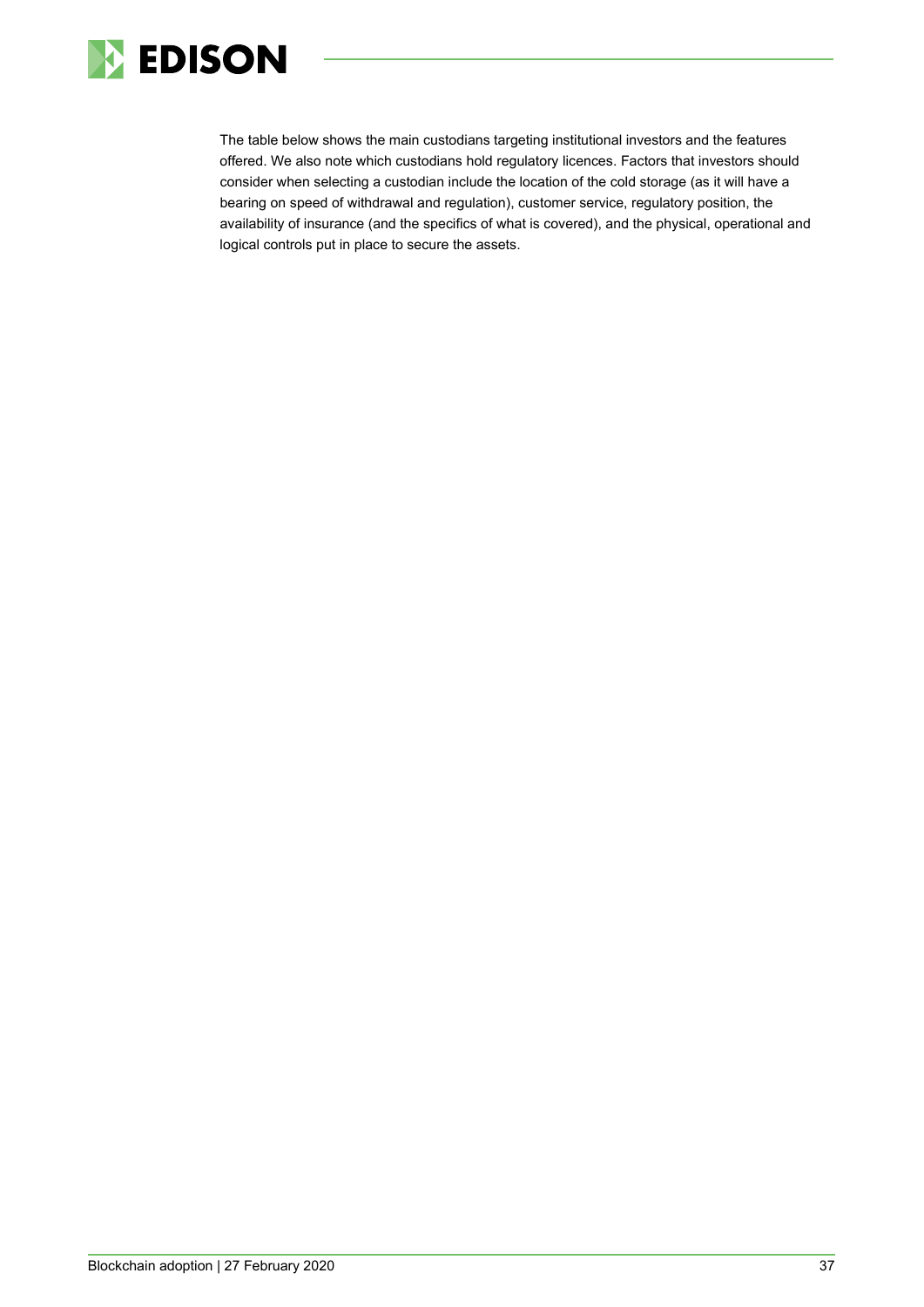The table below shows the main custodians targeting institutional investors and the features offered. We also note which custodians hold regulatory licences. Factors that investors should consider when selecting a custodian include the location of the cold storage (as it will have a bearing on speed of withdrawal and regulation), customer service, regulatory position, the availability of insurance (and the specifics of what is covered), and the physical, operational and logical controls put in place to secure the assets.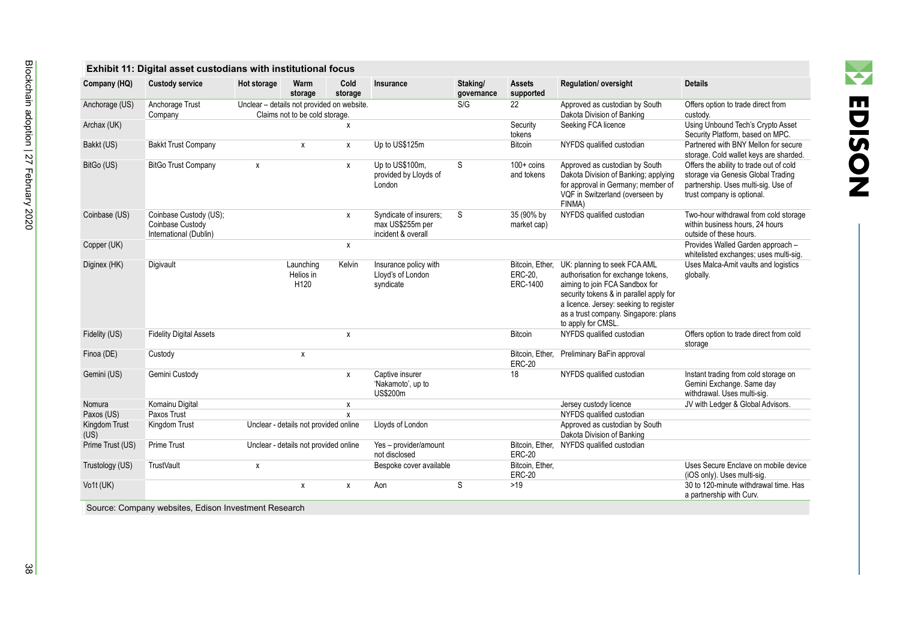**Exhibit 11: Digital asset custodians with institutional focus**

| Company (HQ) | Custody service | Hot storage | Warm storage | Cold storage | Insurance | Staking/ governance | Assets supported | Regulation/ oversight | Details |
|---|---|---|---|---|---|---|---|---|---|
| Anchorage (US) | Anchorage Trust Company | Unclear – details not provided on website. Claims not to be cold storage. | | | | S/G | 22 | Approved as custodian by South Dakota Division of Banking | Offers option to trade direct from custody. |
| Archax (UK) | | | | x | | | Security tokens | Seeking FCA licence | Using Unbound Tech's Crypto Asset Security Platform, based on MPC. |
| Bakkt (US) | Bakkt Trust Company | | x | x | Up to US$125m | | Bitcoin | NYFDS qualified custodian | Partnered with BNY Mellon for secure storage. Cold wallet keys are sharded. |
| BitGo (US) | BitGo Trust Company | x | | x | Up to US$100m, provided by Lloyds of London | S | 100+ coins and tokens | Approved as custodian by South Dakota Division of Banking; applying for approval in Germany; member of VQF in Switzerland (overseen by FINMA) | Offers the ability to trade out of cold storage via Genesis Global Trading partnership. Uses multi-sig. Use of trust company is optional. |
| Coinbase (US) | Coinbase Custody (US); Coinbase Custody International (Dublin) | | | x | Syndicate of insurers; max US$255m per incident & overall | S | 35 (90% by market cap) | NYFDS qualified custodian | Two-hour withdrawal from cold storage within business hours, 24 hours outside of these hours. |
| Copper (UK) | | | | x | | | | | Provides Walled Garden approach – whitelisted exchanges; uses multi-sig. |
| Diginex (HK) | Digivault | | Launching Helios in H120 | Kelvin | Insurance policy with Lloyd's of London syndicate | | Bitcoin, Ether, ERC-20, ERC-1400 | UK: planning to seek FCA AML authorisation for exchange tokens, aiming to join FCA Sandbox for security tokens & in parallel apply for a licence. Jersey: seeking to register as a trust company. Singapore: plans to apply for CMSL. | Uses Malca-Amit vaults and logistics globally. |
| Fidelity (US) | Fidelity Digital Assets | | | x | | | Bitcoin | NYFDS qualified custodian | Offers option to trade direct from cold storage |
| Finoa (DE) | Custody | | x | | | | Bitcoin, Ether, ERC-20 | Preliminary BaFin approval | |
| Gemini (US) | Gemini Custody | | | x | Captive insurer 'Nakamoto', up to US$200m | | 18 | NYFDS qualified custodian | Instant trading from cold storage on Gemini Exchange. Same day withdrawal. Uses multi-sig. |
| Nomura | Komainu Digital | | | x | | | | Jersey custody licence | JV with Ledger & Global Advisors. |
| Paxos (US) | Paxos Trust | | | x | | | | NYFDS qualified custodian | |
| Kingdom Trust (US) | Kingdom Trust | Unclear - details not provided online | | | Lloyds of London | | | Approved as custodian by South Dakota Division of Banking | |
| Prime Trust (US) | Prime Trust | Unclear - details not provided online | | | Yes – provider/amount not disclosed | | Bitcoin, Ether, ERC-20 | NYFDS qualified custodian | |
| Trustology (US) | TrustVault | x | | | Bespoke cover available | | Bitcoin, Ether, ERC-20 | | Uses Secure Enclave on mobile device (iOS only). Uses multi-sig. |
| Vo1t (UK) | | | x | x | Aon | S | >19 | | 30 to 120-minute withdrawal time. Has a partnership with Curv. |

Source: Company websites, Edison Investment Research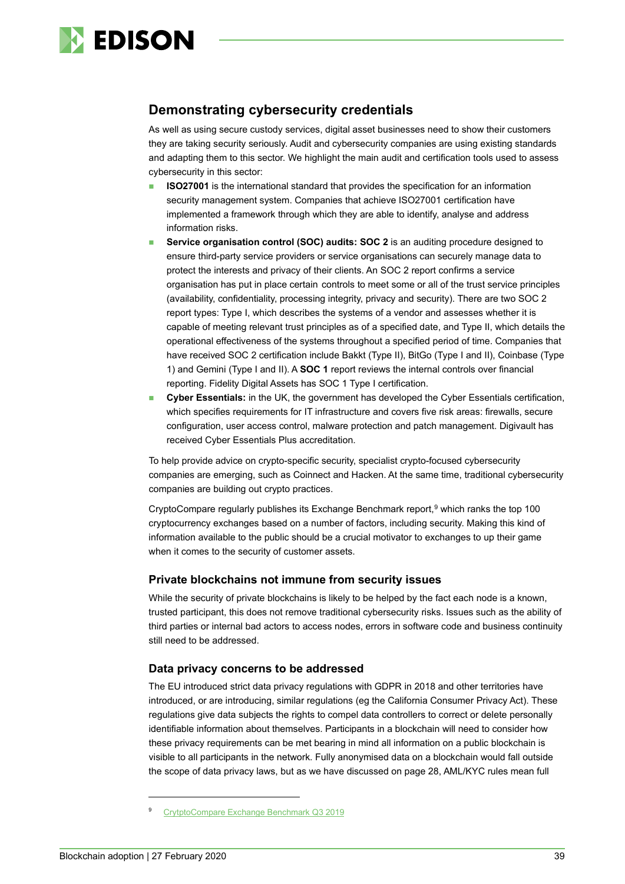## Demonstrating cybersecurity credentials

As well as using secure custody services, digital asset businesses need to show their customers they are taking security seriously. Audit and cybersecurity companies are using existing standards and adapting them to this sector. We highlight the main audit and certification tools used to assess cybersecurity in this sector:

- **ISO27001** is the international standard that provides the specification for an information security management system. Companies that achieve ISO27001 certification have implemented a framework through which they are able to identify, analyse and address information risks.
- **Service organisation control (SOC) audits: SOC 2** is an auditing procedure designed to ensure third-party service providers or service organisations can securely manage data to protect the interests and privacy of their clients. An SOC 2 report confirms a service organisation has put in place certain controls to meet some or all of the trust service principles (availability, confidentiality, processing integrity, privacy and security). There are two SOC 2 report types: Type I, which describes the systems of a vendor and assesses whether it is capable of meeting relevant trust principles as of a specified date, and Type II, which details the operational effectiveness of the systems throughout a specified period of time. Companies that have received SOC 2 certification include Bakkt (Type II), BitGo (Type I and II), Coinbase (Type 1) and Gemini (Type I and II). A **SOC 1** report reviews the internal controls over financial reporting. Fidelity Digital Assets has SOC 1 Type I certification.
- **Cyber Essentials:** in the UK, the government has developed the Cyber Essentials certification, which specifies requirements for IT infrastructure and covers five risk areas: firewalls, secure configuration, user access control, malware protection and patch management. Digivault has received Cyber Essentials Plus accreditation.

To help provide advice on crypto-specific security, specialist crypto-focused cybersecurity companies are emerging, such as Coinnect and Hacken. At the same time, traditional cybersecurity companies are building out crypto practices.

CryptoCompare regularly publishes its Exchange Benchmark report,[9] which ranks the top 100 cryptocurrency exchanges based on a number of factors, including security. Making this kind of information available to the public should be a crucial motivator to exchanges to up their game when it comes to the security of customer assets.

### Private blockchains not immune from security issues

While the security of private blockchains is likely to be helped by the fact each node is a known, trusted participant, this does not remove traditional cybersecurity risks. Issues such as the ability of third parties or internal bad actors to access nodes, errors in software code and business continuity still need to be addressed.

### Data privacy concerns to be addressed

The EU introduced strict data privacy regulations with GDPR in 2018 and other territories have introduced, or are introducing, similar regulations (eg the California Consumer Privacy Act). These regulations give data subjects the rights to compel data controllers to correct or delete personally identifiable information about themselves. Participants in a blockchain will need to consider how these privacy requirements can be met bearing in mind all information on a public blockchain is visible to all participants in the network. Fully anonymised data on a blockchain would fall outside the scope of data privacy laws, but as we have discussed on page 28, AML/KYC rules mean full

---

[9] CrytptoCompare Exchange Benchmark Q3 2019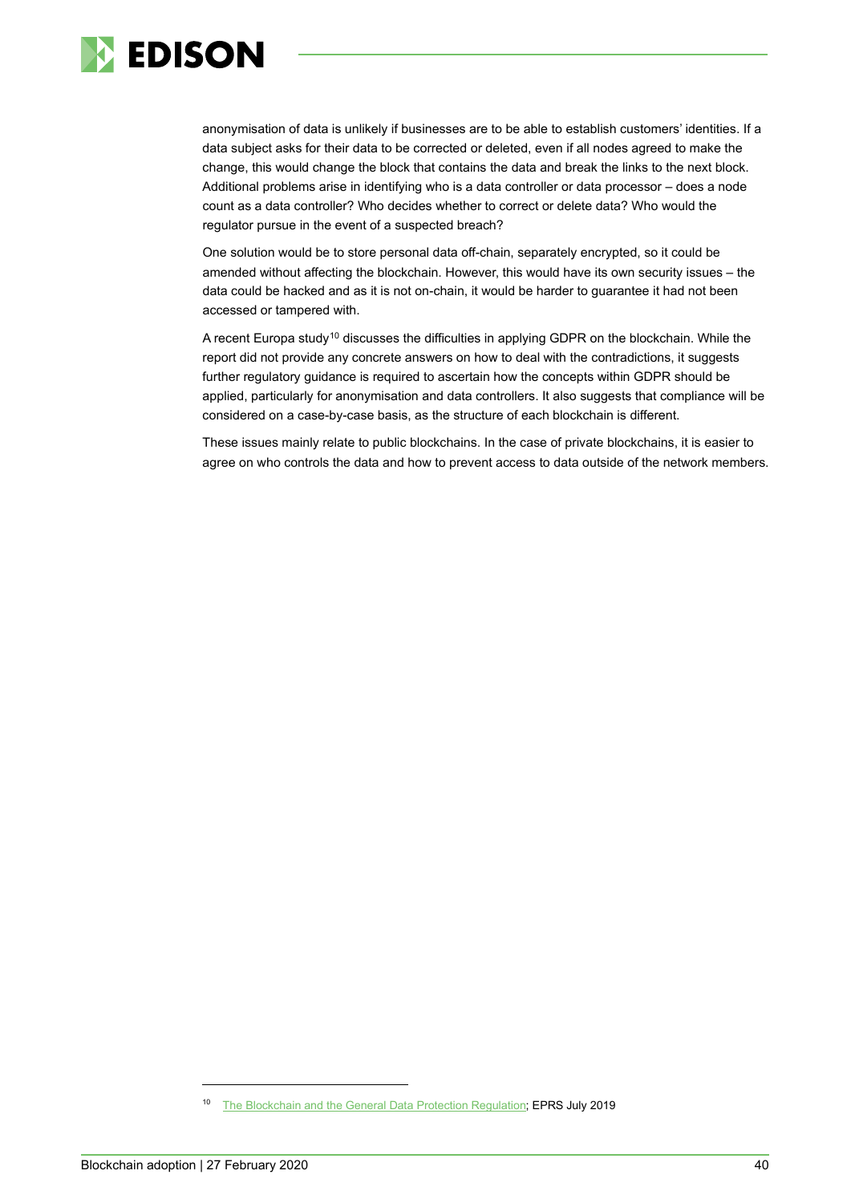anonymisation of data is unlikely if businesses are to be able to establish customers' identities. If a data subject asks for their data to be corrected or deleted, even if all nodes agreed to make the change, this would change the block that contains the data and break the links to the next block. Additional problems arise in identifying who is a data controller or data processor – does a node count as a data controller? Who decides whether to correct or delete data? Who would the regulator pursue in the event of a suspected breach?

One solution would be to store personal data off-chain, separately encrypted, so it could be amended without affecting the blockchain. However, this would have its own security issues – the data could be hacked and as it is not on-chain, it would be harder to guarantee it had not been accessed or tampered with.

A recent Europa study[10] discusses the difficulties in applying GDPR on the blockchain. While the report did not provide any concrete answers on how to deal with the contradictions, it suggests further regulatory guidance is required to ascertain how the concepts within GDPR should be applied, particularly for anonymisation and data controllers. It also suggests that compliance will be considered on a case-by-case basis, as the structure of each blockchain is different.

These issues mainly relate to public blockchains. In the case of private blockchains, it is easier to agree on who controls the data and how to prevent access to data outside of the network members.

---

[10] The Blockchain and the General Data Protection Regulation; EPRS July 2019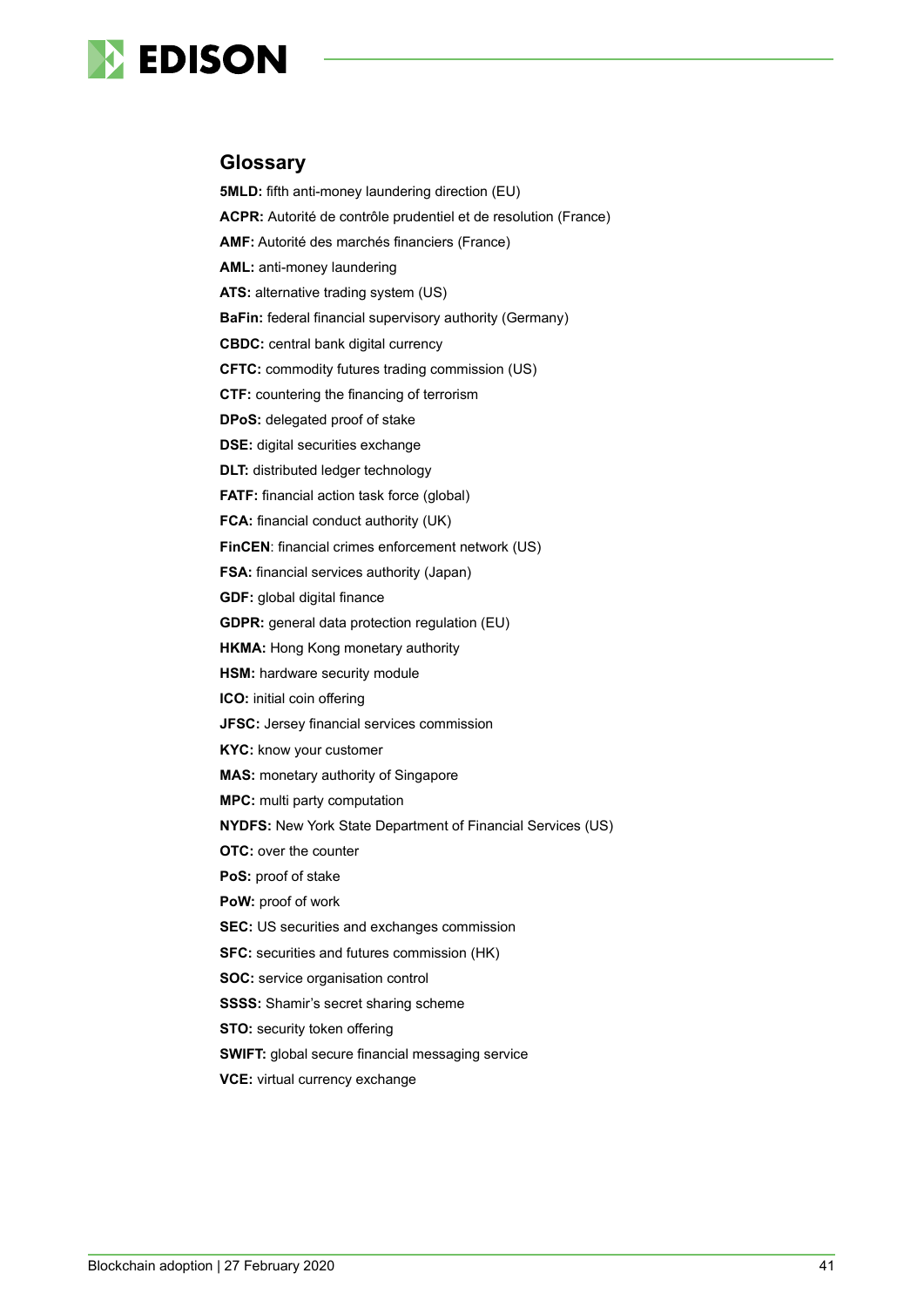## Glossary

**5MLD:** fifth anti-money laundering direction (EU)

**ACPR:** Autorité de contrôle prudentiel et de resolution (France)

**AMF:** Autorité des marchés financiers (France)

**AML:** anti-money laundering

**ATS:** alternative trading system (US)

**BaFin:** federal financial supervisory authority (Germany)

**CBDC:** central bank digital currency

**CFTC:** commodity futures trading commission (US)

**CTF:** countering the financing of terrorism

**DPoS:** delegated proof of stake

**DSE:** digital securities exchange

**DLT:** distributed ledger technology

**FATF:** financial action task force (global)

**FCA:** financial conduct authority (UK)

**FinCEN**: financial crimes enforcement network (US)

**FSA:** financial services authority (Japan)

**GDF:** global digital finance

**GDPR:** general data protection regulation (EU)

**HKMA:** Hong Kong monetary authority

**HSM:** hardware security module

**ICO:** initial coin offering

**JFSC:** Jersey financial services commission

**KYC:** know your customer

**MAS:** monetary authority of Singapore

**MPC:** multi party computation

**NYDFS:** New York State Department of Financial Services (US)

**OTC:** over the counter

**PoS:** proof of stake

**PoW:** proof of work

**SEC:** US securities and exchanges commission

**SFC:** securities and futures commission (HK)

**SOC:** service organisation control

**SSSS:** Shamir's secret sharing scheme

**STO:** security token offering

**SWIFT:** global secure financial messaging service

**VCE:** virtual currency exchange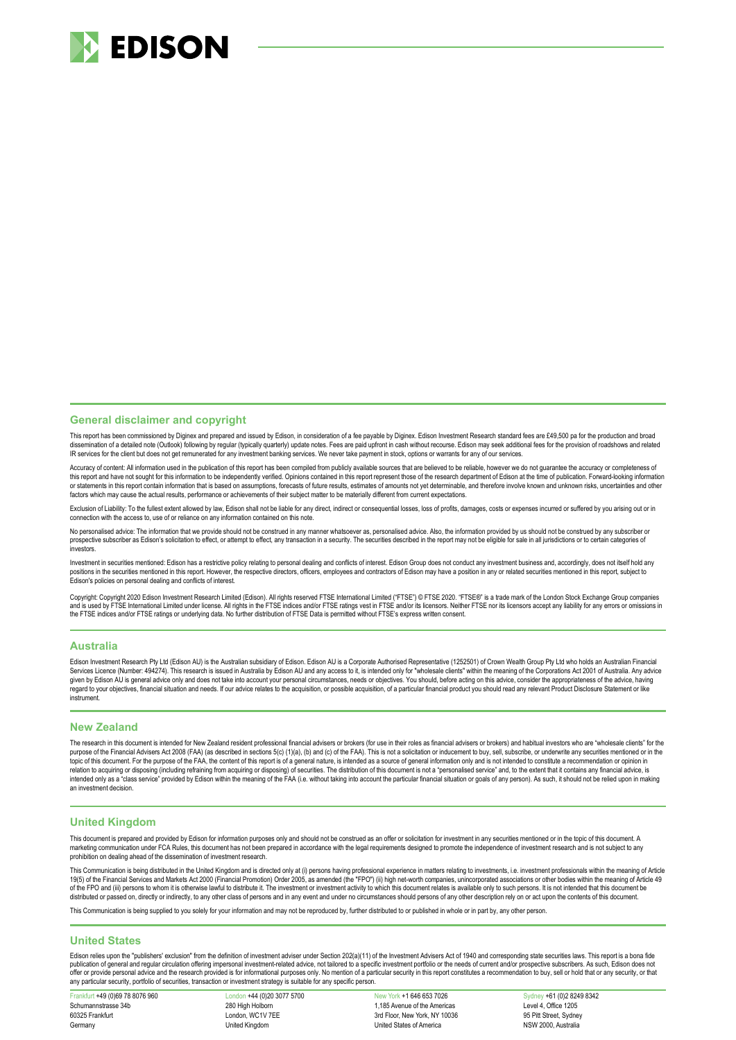## General disclaimer and copyright

This report has been commissioned by Diginex and prepared and issued by Edison, in consideration of a fee payable by Diginex. Edison Investment Research standard fees are £49,500 pa for the production and broad dissemination of a detailed note (Outlook) following by regular (typically quarterly) update notes. Fees are paid upfront in cash without recourse. Edison may seek additional fees for the provision of roadshows and related IR services for the client but does not get remunerated for any investment banking services. We never take payment in stock, options or warrants for any of our services.

Accuracy of content: All information used in the publication of this report has been compiled from publicly available sources that are believed to be reliable, however we do not guarantee the accuracy or completeness of this report and have not sought for this information to be independently verified. Opinions contained in this report represent those of the research department of Edison at the time of publication. Forward-looking information or statements in this report contain information that is based on assumptions, forecasts of future results, estimates of amounts not yet determinable, and therefore involve known and unknown risks, uncertainties and other factors which may cause the actual results, performance or achievements of their subject matter to be materially different from current expectations.

Exclusion of Liability: To the fullest extent allowed by law, Edison shall not be liable for any direct, indirect or consequential losses, loss of profits, damages, costs or expenses incurred or suffered by you arising out or in connection with the access to, use of or reliance on any information contained on this note.

No personalised advice: The information that we provide should not be construed in any manner whatsoever as, personalised advice. Also, the information provided by us should not be construed by any subscriber or prospective subscriber as Edison's solicitation to effect, or attempt to effect, any transaction in a security. The securities described in the report may not be eligible for sale in all jurisdictions or to certain categories of investors.

Investment in securities mentioned: Edison has a restrictive policy relating to personal dealing and conflicts of interest. Edison Group does not conduct any investment business and, accordingly, does not itself hold any positions in the securities mentioned in this report. However, the respective directors, officers, employees and contractors of Edison may have a position in any or related securities mentioned in this report, subject to Edison's policies on personal dealing and conflicts of interest.

Copyright: Copyright 2020 Edison Investment Research Limited (Edison). All rights reserved FTSE International Limited ("FTSE") © FTSE 2020. "FTSE®" is a trade mark of the London Stock Exchange Group companies and is used by FTSE International Limited under license. All rights in the FTSE indices and/or FTSE ratings vest in FTSE and/or its licensors. Neither FTSE nor its licensors accept any liability for any errors or omissions in the FTSE indices and/or FTSE ratings or underlying data. No further distribution of FTSE Data is permitted without FTSE's express written consent.

## Australia

Edison Investment Research Pty Ltd (Edison AU) is the Australian subsidiary of Edison. Edison AU is a Corporate Authorised Representative (1252501) of Crown Wealth Group Pty Ltd who holds an Australian Financial Services Licence (Number: 494274). This research is issued in Australia by Edison AU and any access to it, is intended only for "wholesale clients" within the meaning of the Corporations Act 2001 of Australia. Any advice given by Edison AU is general advice only and does not take into account your personal circumstances, needs or objectives. You should, before acting on this advice, consider the appropriateness of the advice, having regard to your objectives, financial situation and needs. If our advice relates to the acquisition, or possible acquisition, of a particular financial product you should read any relevant Product Disclosure Statement or like instrument.

## New Zealand

The research in this document is intended for New Zealand resident professional financial advisers or brokers (for use in their roles as financial advisers or brokers) and habitual investors who are "wholesale clients" for the purpose of the Financial Advisers Act 2008 (FAA) (as described in sections 5(c) (1)(a), (b) and (c) of the FAA). This is not a solicitation or inducement to buy, sell, subscribe, or underwrite any securities mentioned or in the topic of this document. For the purpose of the FAA, the content of this report is of a general nature, is intended as a source of general information only and is not intended to constitute a recommendation or opinion in relation to acquiring or disposing (including refraining from acquiring or disposing) of securities. The distribution of this document is not a "personalised service" and, to the extent that it contains any financial advice, is intended only as a "class service" provided by Edison within the meaning of the FAA (i.e. without taking into account the particular financial situation or goals of any person). As such, it should not be relied upon in making an investment decision.

## United Kingdom

This document is prepared and provided by Edison for information purposes only and should not be construed as an offer or solicitation for investment in any securities mentioned or in the topic of this document. A marketing communication under FCA Rules, this document has not been prepared in accordance with the legal requirements designed to promote the independence of investment research and is not subject to any prohibition on dealing ahead of the dissemination of investment research.

This Communication is being distributed in the United Kingdom and is directed only at (i) persons having professional experience in matters relating to investments, i.e. investment professionals within the meaning of Article 19(5) of the Financial Services and Markets Act 2000 (Financial Promotion) Order 2005, as amended (the "FPO") (ii) high net-worth companies, unincorporated associations or other bodies within the meaning of Article 49 of the FPO and (iii) persons to whom it is otherwise lawful to distribute it. The investment or investment activity to which this document relates is available only to such persons. It is not intended that this document be distributed or passed on, directly or indirectly, to any other class of persons and in any event and under no circumstances should persons of any other description rely on or act upon the contents of this document.

This Communication is being supplied to you solely for your information and may not be reproduced by, further distributed to or published in whole or in part by, any other person.

## United States

Edison relies upon the "publishers' exclusion" from the definition of investment adviser under Section 202(a)(11) of the Investment Advisers Act of 1940 and corresponding state securities laws. This report is a bona fide publication of general and regular circulation offering impersonal investment-related advice, not tailored to a specific investment portfolio or the needs of current and/or prospective subscribers. As such, Edison does not offer or provide personal advice and the research provided is for informational purposes only. No mention of a particular security in this report constitutes a recommendation to buy, sell or hold that or any security, or that any particular security, portfolio of securities, transaction or investment strategy is suitable for any specific person.

Frankfurt +49 (0)69 78 8076 960
Schumannstrasse 34b
60325 Frankfurt
Germany

London +44 (0)20 3077 5700
280 High Holborn
London, WC1V 7EE
United Kingdom

New York +1 646 653 7026
1,185 Avenue of the Americas
3rd Floor, New York, NY 10036
United States of America

Sydney +61 (0)2 8249 8342
Level 4, Office 1205
95 Pitt Street, Sydney
NSW 2000, Australia